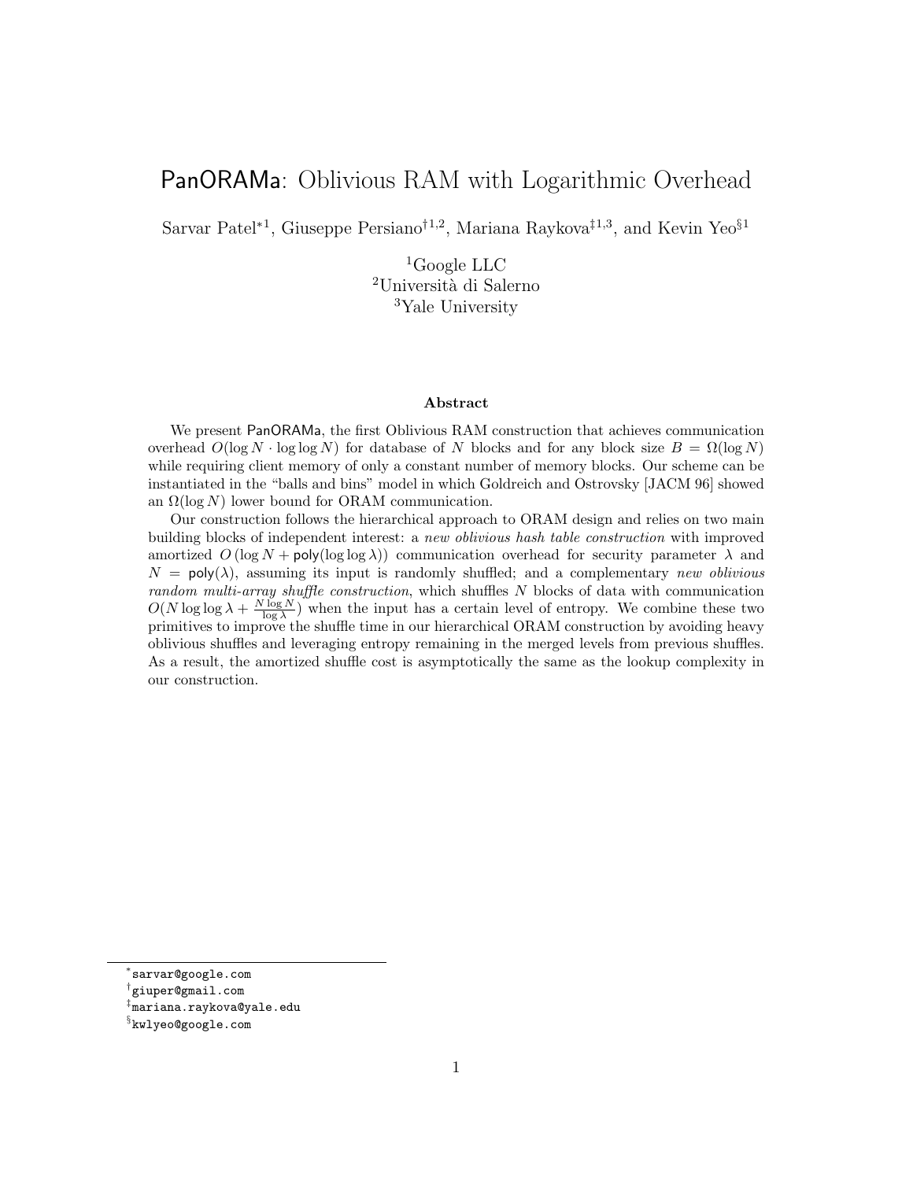# PanORAMa: Oblivious RAM with Logarithmic Overhead

Sarvar Patel[*1], Giuseppe Persiano[†1,2], Mariana Raykova[‡1,3], and Kevin Yeo[§1]

[1]Google LLC
[2]Università di Salerno
[3]Yale University

### Abstract

We present PanORAMa, the first Oblivious RAM construction that achieves communication overhead $O(\log N \cdot \log \log N)$ for database of $N$ blocks and for any block size $B = \Omega(\log N)$ while requiring client memory of only a constant number of memory blocks. Our scheme can be instantiated in the "balls and bins" model in which Goldreich and Ostrovsky [JACM 96] showed an $\Omega(\log N)$ lower bound for ORAM communication.

Our construction follows the hierarchical approach to ORAM design and relies on two main building blocks of independent interest: a *new oblivious hash table construction* with improved amortized $O(\log N + \mathsf{poly}(\log \log \lambda))$ communication overhead for security parameter $\lambda$ and $N = \mathsf{poly}(\lambda)$, assuming its input is randomly shuffled; and a complementary *new oblivious random multi-array shuffle construction*, which shuffles $N$ blocks of data with communication $O(N \log \log \lambda + \frac{N \log N}{\log \lambda})$ when the input has a certain level of entropy. We combine these two primitives to improve the shuffle time in our hierarchical ORAM construction by avoiding heavy oblivious shuffles and leveraging entropy remaining in the merged levels from previous shuffles. As a result, the amortized shuffle cost is asymptotically the same as the lookup complexity in our construction.

---

[*]sarvar@google.com
[†]giuper@gmail.com
[‡]mariana.raykova@yale.edu
[§]kwlyeo@google.com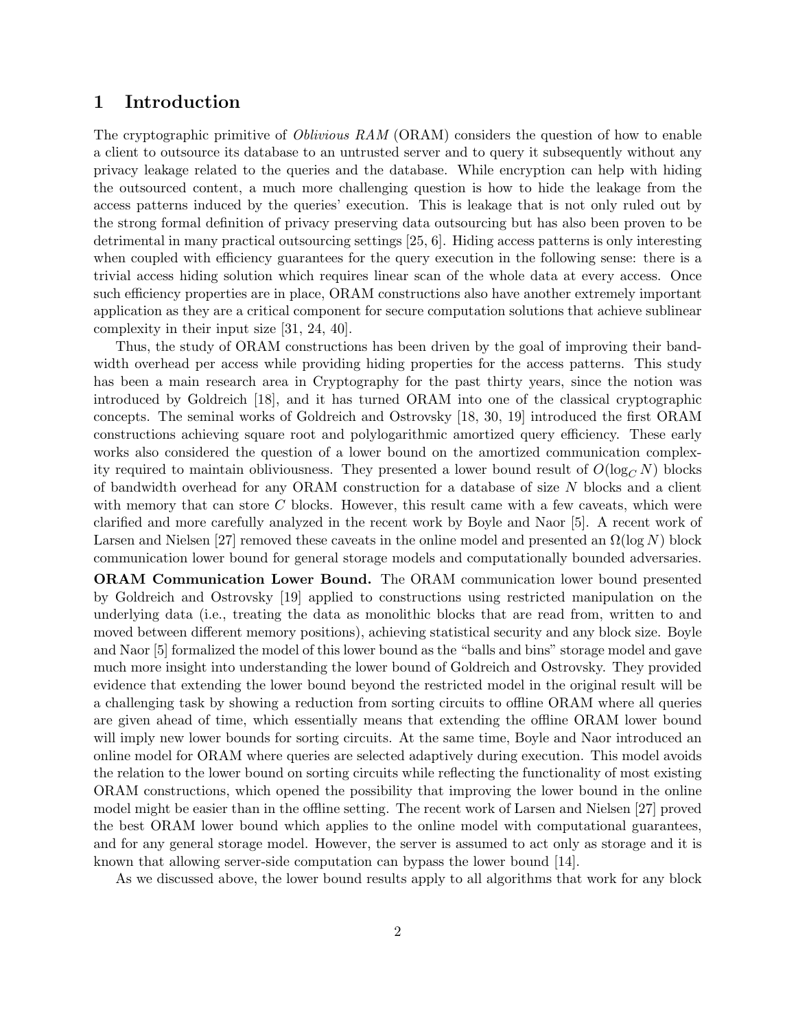# 1 Introduction

The cryptographic primitive of *Oblivious RAM* (ORAM) considers the question of how to enable a client to outsource its database to an untrusted server and to query it subsequently without any privacy leakage related to the queries and the database. While encryption can help with hiding the outsourced content, a much more challenging question is how to hide the leakage from the access patterns induced by the queries' execution. This is leakage that is not only ruled out by the strong formal definition of privacy preserving data outsourcing but has also been proven to be detrimental in many practical outsourcing settings [25, 6]. Hiding access patterns is only interesting when coupled with efficiency guarantees for the query execution in the following sense: there is a trivial access hiding solution which requires linear scan of the whole data at every access. Once such efficiency properties are in place, ORAM constructions also have another extremely important application as they are a critical component for secure computation solutions that achieve sublinear complexity in their input size [31, 24, 40].

Thus, the study of ORAM constructions has been driven by the goal of improving their bandwidth overhead per access while providing hiding properties for the access patterns. This study has been a main research area in Cryptography for the past thirty years, since the notion was introduced by Goldreich [18], and it has turned ORAM into one of the classical cryptographic concepts. The seminal works of Goldreich and Ostrovsky [18, 30, 19] introduced the first ORAM constructions achieving square root and polylogarithmic amortized query efficiency. These early works also considered the question of a lower bound on the amortized communication complexity required to maintain obliviousness. They presented a lower bound result of $O(\log_C N)$ blocks of bandwidth overhead for any ORAM construction for a database of size $N$ blocks and a client with memory that can store $C$ blocks. However, this result came with a few caveats, which were clarified and more carefully analyzed in the recent work by Boyle and Naor [5]. A recent work of Larsen and Nielsen [27] removed these caveats in the online model and presented an $\Omega(\log N)$ block communication lower bound for general storage models and computationally bounded adversaries.

**ORAM Communication Lower Bound.** The ORAM communication lower bound presented by Goldreich and Ostrovsky [19] applied to constructions using restricted manipulation on the underlying data (i.e., treating the data as monolithic blocks that are read from, written to and moved between different memory positions), achieving statistical security and any block size. Boyle and Naor [5] formalized the model of this lower bound as the "balls and bins" storage model and gave much more insight into understanding the lower bound of Goldreich and Ostrovsky. They provided evidence that extending the lower bound beyond the restricted model in the original result will be a challenging task by showing a reduction from sorting circuits to offline ORAM where all queries are given ahead of time, which essentially means that extending the offline ORAM lower bound will imply new lower bounds for sorting circuits. At the same time, Boyle and Naor introduced an online model for ORAM where queries are selected adaptively during execution. This model avoids the relation to the lower bound on sorting circuits while reflecting the functionality of most existing ORAM constructions, which opened the possibility that improving the lower bound in the online model might be easier than in the offline setting. The recent work of Larsen and Nielsen [27] proved the best ORAM lower bound which applies to the online model with computational guarantees, and for any general storage model. However, the server is assumed to act only as storage and it is known that allowing server-side computation can bypass the lower bound [14].

As we discussed above, the lower bound results apply to all algorithms that work for any block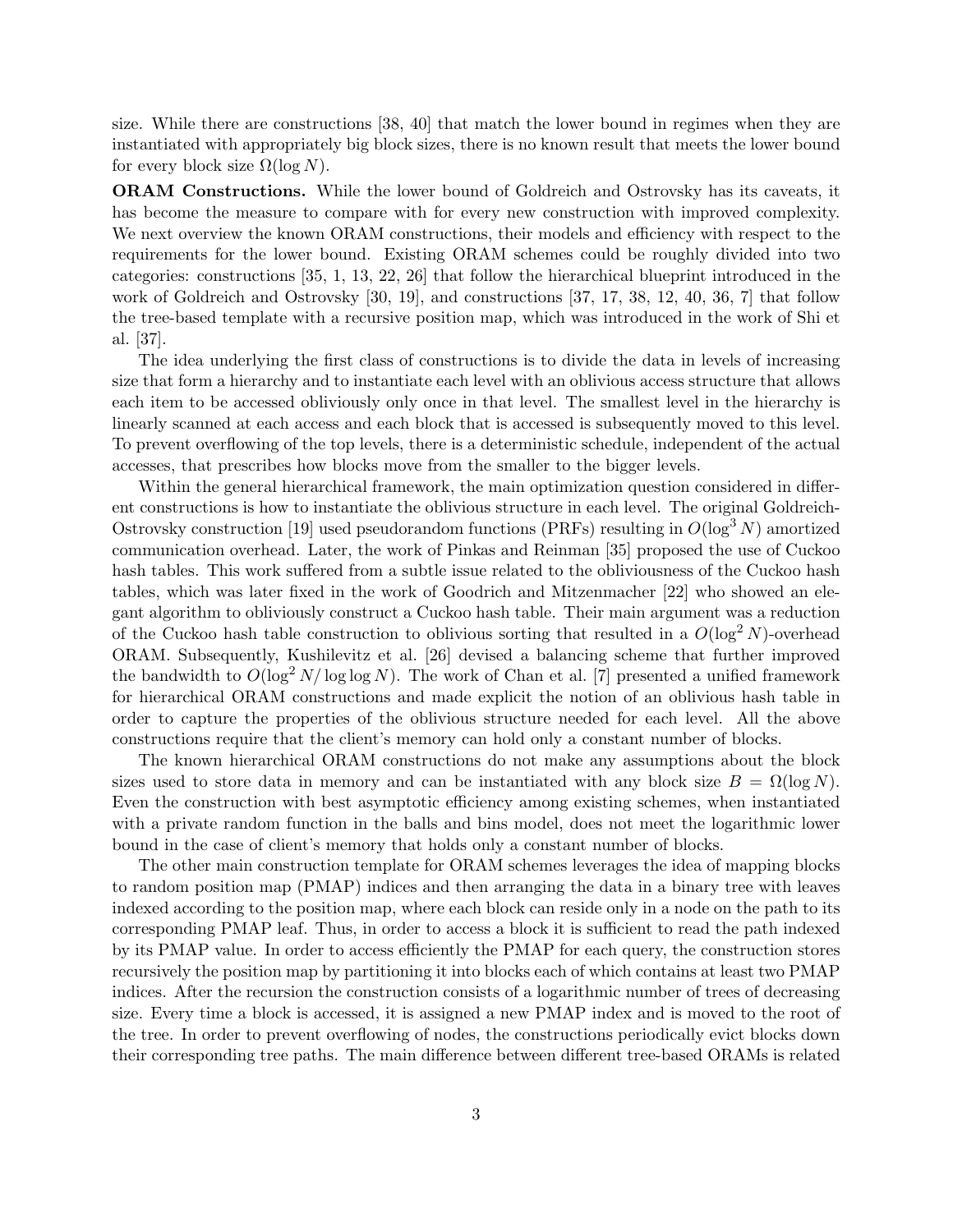size. While there are constructions [38, 40] that match the lower bound in regimes when they are instantiated with appropriately big block sizes, there is no known result that meets the lower bound for every block size $\Omega(\log N)$.

**ORAM Constructions.** While the lower bound of Goldreich and Ostrovsky has its caveats, it has become the measure to compare with for every new construction with improved complexity. We next overview the known ORAM constructions, their models and efficiency with respect to the requirements for the lower bound. Existing ORAM schemes could be roughly divided into two categories: constructions [35, 1, 13, 22, 26] that follow the hierarchical blueprint introduced in the work of Goldreich and Ostrovsky [30, 19], and constructions [37, 17, 38, 12, 40, 36, 7] that follow the tree-based template with a recursive position map, which was introduced in the work of Shi et al. [37].

The idea underlying the first class of constructions is to divide the data in levels of increasing size that form a hierarchy and to instantiate each level with an oblivious access structure that allows each item to be accessed obliviously only once in that level. The smallest level in the hierarchy is linearly scanned at each access and each block that is accessed is subsequently moved to this level. To prevent overflowing of the top levels, there is a deterministic schedule, independent of the actual accesses, that prescribes how blocks move from the smaller to the bigger levels.

Within the general hierarchical framework, the main optimization question considered in different constructions is how to instantiate the oblivious structure in each level. The original Goldreich-Ostrovsky construction [19] used pseudorandom functions (PRFs) resulting in $O(\log^3 N)$ amortized communication overhead. Later, the work of Pinkas and Reinman [35] proposed the use of Cuckoo hash tables. This work suffered from a subtle issue related to the obliviousness of the Cuckoo hash tables, which was later fixed in the work of Goodrich and Mitzenmacher [22] who showed an elegant algorithm to obliviously construct a Cuckoo hash table. Their main argument was a reduction of the Cuckoo hash table construction to oblivious sorting that resulted in a $O(\log^2 N)$-overhead ORAM. Subsequently, Kushilevitz et al. [26] devised a balancing scheme that further improved the bandwidth to $O(\log^2 N/\log\log N)$. The work of Chan et al. [7] presented a unified framework for hierarchical ORAM constructions and made explicit the notion of an oblivious hash table in order to capture the properties of the oblivious structure needed for each level. All the above constructions require that the client's memory can hold only a constant number of blocks.

The known hierarchical ORAM constructions do not make any assumptions about the block sizes used to store data in memory and can be instantiated with any block size $B = \Omega(\log N)$. Even the construction with best asymptotic efficiency among existing schemes, when instantiated with a private random function in the balls and bins model, does not meet the logarithmic lower bound in the case of client's memory that holds only a constant number of blocks.

The other main construction template for ORAM schemes leverages the idea of mapping blocks to random position map (PMAP) indices and then arranging the data in a binary tree with leaves indexed according to the position map, where each block can reside only in a node on the path to its corresponding PMAP leaf. Thus, in order to access a block it is sufficient to read the path indexed by its PMAP value. In order to access efficiently the PMAP for each query, the construction stores recursively the position map by partitioning it into blocks each of which contains at least two PMAP indices. After the recursion the construction consists of a logarithmic number of trees of decreasing size. Every time a block is accessed, it is assigned a new PMAP index and is moved to the root of the tree. In order to prevent overflowing of nodes, the constructions periodically evict blocks down their corresponding tree paths. The main difference between different tree-based ORAMs is related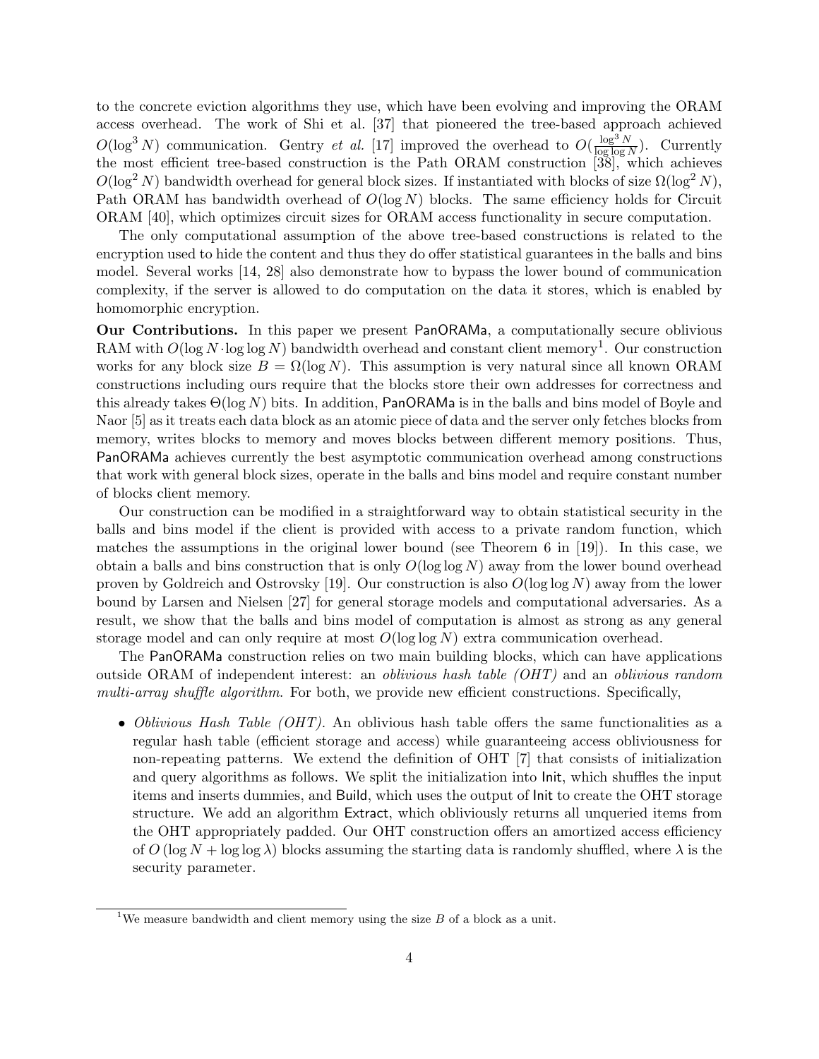to the concrete eviction algorithms they use, which have been evolving and improving the ORAM access overhead. The work of Shi et al. [37] that pioneered the tree-based approach achieved $O(\log^3 N)$ communication. Gentry *et al.* [17] improved the overhead to $O(\frac{\log^3 N}{\log \log N})$. Currently the most efficient tree-based construction is the Path ORAM construction [38], which achieves $O(\log^2 N)$ bandwidth overhead for general block sizes. If instantiated with blocks of size $\Omega(\log^2 N)$, Path ORAM has bandwidth overhead of $O(\log N)$ blocks. The same efficiency holds for Circuit ORAM [40], which optimizes circuit sizes for ORAM access functionality in secure computation.

The only computational assumption of the above tree-based constructions is related to the encryption used to hide the content and thus they do offer statistical guarantees in the balls and bins model. Several works [14, 28] also demonstrate how to bypass the lower bound of communication complexity, if the server is allowed to do computation on the data it stores, which is enabled by homomorphic encryption.

**Our Contributions.** In this paper we present PanORAMa, a computationally secure oblivious RAM with $O(\log N \cdot \log \log N)$ bandwidth overhead and constant client memory[1]. Our construction works for any block size $B = \Omega(\log N)$. This assumption is very natural since all known ORAM constructions including ours require that the blocks store their own addresses for correctness and this already takes $\Theta(\log N)$ bits. In addition, PanORAMa is in the balls and bins model of Boyle and Naor [5] as it treats each data block as an atomic piece of data and the server only fetches blocks from memory, writes blocks to memory and moves blocks between different memory positions. Thus, PanORAMa achieves currently the best asymptotic communication overhead among constructions that work with general block sizes, operate in the balls and bins model and require constant number of blocks client memory.

Our construction can be modified in a straightforward way to obtain statistical security in the balls and bins model if the client is provided with access to a private random function, which matches the assumptions in the original lower bound (see Theorem 6 in [19]). In this case, we obtain a balls and bins construction that is only $O(\log \log N)$ away from the lower bound overhead proven by Goldreich and Ostrovsky [19]. Our construction is also $O(\log \log N)$ away from the lower bound by Larsen and Nielsen [27] for general storage models and computational adversaries. As a result, we show that the balls and bins model of computation is almost as strong as any general storage model and can only require at most $O(\log \log N)$ extra communication overhead.

The PanORAMa construction relies on two main building blocks, which can have applications outside ORAM of independent interest: an *oblivious hash table (OHT)* and an *oblivious random multi-array shuffle algorithm*. For both, we provide new efficient constructions. Specifically,

- *Oblivious Hash Table (OHT).* An oblivious hash table offers the same functionalities as a regular hash table (efficient storage and access) while guaranteeing access obliviousness for non-repeating patterns. We extend the definition of OHT [7] that consists of initialization and query algorithms as follows. We split the initialization into Init, which shuffles the input items and inserts dummies, and Build, which uses the output of Init to create the OHT storage structure. We add an algorithm Extract, which obliviously returns all unqueried items from the OHT appropriately padded. Our OHT construction offers an amortized access efficiency of $O(\log N + \log \log \lambda)$ blocks assuming the starting data is randomly shuffled, where $\lambda$ is the security parameter.

[1] We measure bandwidth and client memory using the size $B$ of a block as a unit.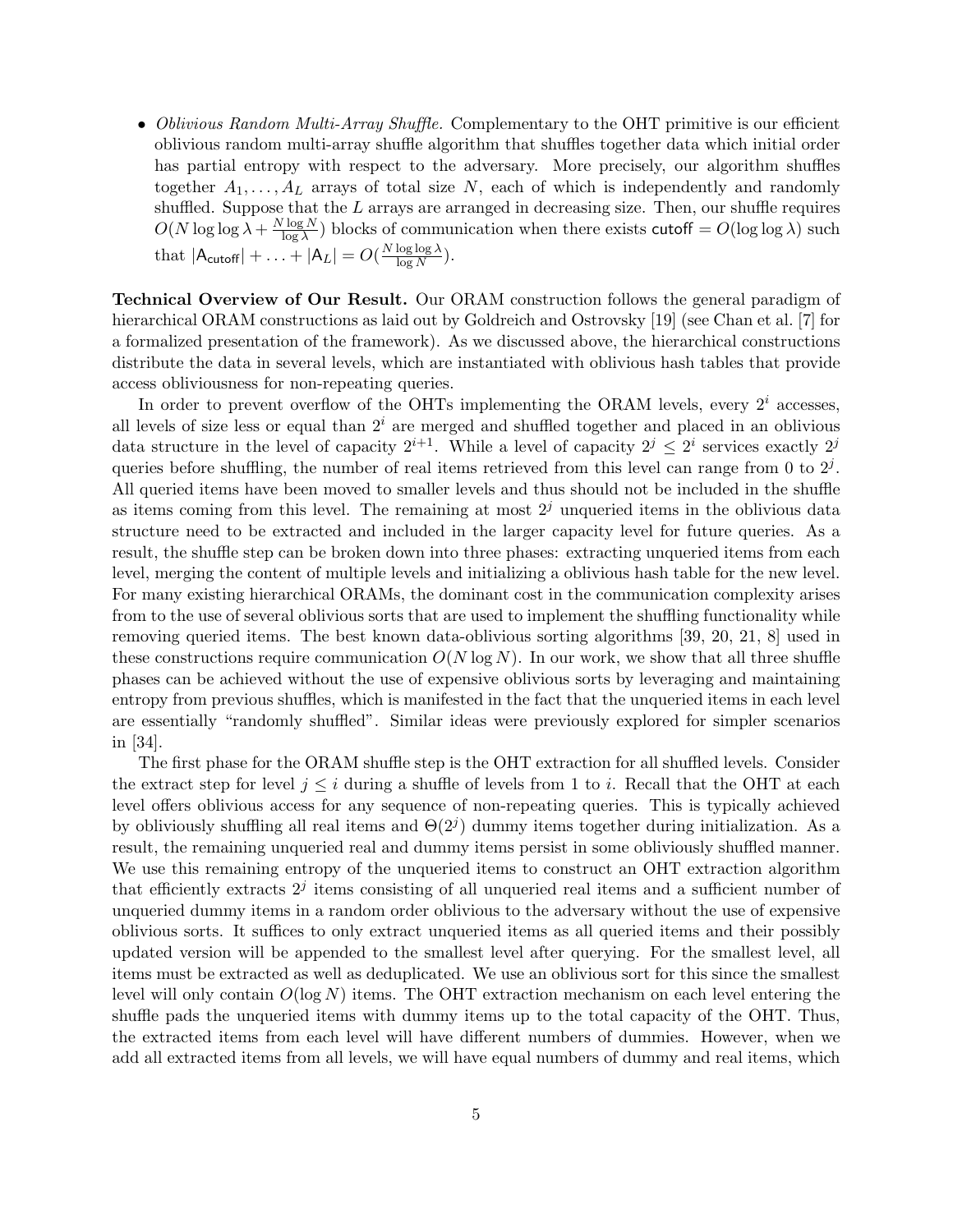- *Oblivious Random Multi-Array Shuffle.* Complementary to the OHT primitive is our efficient oblivious random multi-array shuffle algorithm that shuffles together data which initial order has partial entropy with respect to the adversary. More precisely, our algorithm shuffles together $A_1, \ldots, A_L$ arrays of total size $N$, each of which is independently and randomly shuffled. Suppose that the $L$ arrays are arranged in decreasing size. Then, our shuffle requires $O(N \log\log \lambda + \frac{N \log N}{\log \lambda})$ blocks of communication when there exists $\mathsf{cutoff} = O(\log\log \lambda)$ such that $|\mathsf{A}_{\mathsf{cutoff}}| + \ldots + |\mathsf{A}_L| = O(\frac{N \log\log \lambda}{\log N})$.

**Technical Overview of Our Result.** Our ORAM construction follows the general paradigm of hierarchical ORAM constructions as laid out by Goldreich and Ostrovsky [19] (see Chan et al. [7] for a formalized presentation of the framework). As we discussed above, the hierarchical constructions distribute the data in several levels, which are instantiated with oblivious hash tables that provide access obliviousness for non-repeating queries.

In order to prevent overflow of the OHTs implementing the ORAM levels, every $2^i$ accesses, all levels of size less or equal than $2^i$ are merged and shuffled together and placed in an oblivious data structure in the level of capacity $2^{i+1}$. While a level of capacity $2^j \le 2^i$ services exactly $2^j$ queries before shuffling, the number of real items retrieved from this level can range from 0 to $2^j$. All queried items have been moved to smaller levels and thus should not be included in the shuffle as items coming from this level. The remaining at most $2^j$ unqueried items in the oblivious data structure need to be extracted and included in the larger capacity level for future queries. As a result, the shuffle step can be broken down into three phases: extracting unqueried items from each level, merging the content of multiple levels and initializing a oblivious hash table for the new level. For many existing hierarchical ORAMs, the dominant cost in the communication complexity arises from to the use of several oblivious sorts that are used to implement the shuffling functionality while removing queried items. The best known data-oblivious sorting algorithms [39, 20, 21, 8] used in these constructions require communication $O(N \log N)$. In our work, we show that all three shuffle phases can be achieved without the use of expensive oblivious sorts by leveraging and maintaining entropy from previous shuffles, which is manifested in the fact that the unqueried items in each level are essentially "randomly shuffled". Similar ideas were previously explored for simpler scenarios in [34].

The first phase for the ORAM shuffle step is the OHT extraction for all shuffled levels. Consider the extract step for level $j \le i$ during a shuffle of levels from 1 to $i$. Recall that the OHT at each level offers oblivious access for any sequence of non-repeating queries. This is typically achieved by obliviously shuffling all real items and $\Theta(2^j)$ dummy items together during initialization. As a result, the remaining unqueried real and dummy items persist in some obliviously shuffled manner. We use this remaining entropy of the unqueried items to construct an OHT extraction algorithm that efficiently extracts $2^j$ items consisting of all unqueried real items and a sufficient number of unqueried dummy items in a random order oblivious to the adversary without the use of expensive oblivious sorts. It suffices to only extract unqueried items as all queried items and their possibly updated version will be appended to the smallest level after querying. For the smallest level, all items must be extracted as well as deduplicated. We use an oblivious sort for this since the smallest level will only contain $O(\log N)$ items. The OHT extraction mechanism on each level entering the shuffle pads the unqueried items with dummy items up to the total capacity of the OHT. Thus, the extracted items from each level will have different numbers of dummies. However, when we add all extracted items from all levels, we will have equal numbers of dummy and real items, which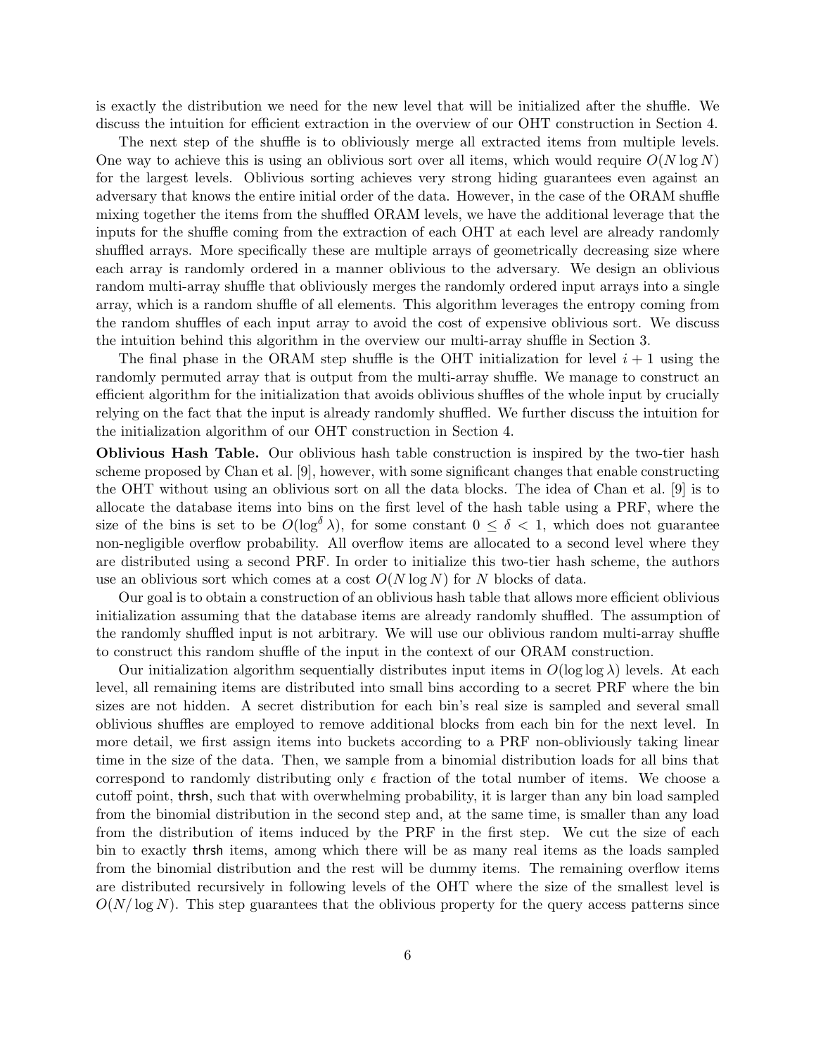is exactly the distribution we need for the new level that will be initialized after the shuffle. We discuss the intuition for efficient extraction in the overview of our OHT construction in Section 4.

The next step of the shuffle is to obliviously merge all extracted items from multiple levels. One way to achieve this is using an oblivious sort over all items, which would require $O(N \log N)$ for the largest levels. Oblivious sorting achieves very strong hiding guarantees even against an adversary that knows the entire initial order of the data. However, in the case of the ORAM shuffle mixing together the items from the shuffled ORAM levels, we have the additional leverage that the inputs for the shuffle coming from the extraction of each OHT at each level are already randomly shuffled arrays. More specifically these are multiple arrays of geometrically decreasing size where each array is randomly ordered in a manner oblivious to the adversary. We design an oblivious random multi-array shuffle that obliviously merges the randomly ordered input arrays into a single array, which is a random shuffle of all elements. This algorithm leverages the entropy coming from the random shuffles of each input array to avoid the cost of expensive oblivious sort. We discuss the intuition behind this algorithm in the overview our multi-array shuffle in Section 3.

The final phase in the ORAM step shuffle is the OHT initialization for level $i + 1$ using the randomly permuted array that is output from the multi-array shuffle. We manage to construct an efficient algorithm for the initialization that avoids oblivious shuffles of the whole input by crucially relying on the fact that the input is already randomly shuffled. We further discuss the intuition for the initialization algorithm of our OHT construction in Section 4.

**Oblivious Hash Table.** Our oblivious hash table construction is inspired by the two-tier hash scheme proposed by Chan et al. [9], however, with some significant changes that enable constructing the OHT without using an oblivious sort on all the data blocks. The idea of Chan et al. [9] is to allocate the database items into bins on the first level of the hash table using a PRF, where the size of the bins is set to be $O(\log^{\delta} \lambda)$, for some constant $0 \leq \delta < 1$, which does not guarantee non-negligible overflow probability. All overflow items are allocated to a second level where they are distributed using a second PRF. In order to initialize this two-tier hash scheme, the authors use an oblivious sort which comes at a cost $O(N \log N)$ for $N$ blocks of data.

Our goal is to obtain a construction of an oblivious hash table that allows more efficient oblivious initialization assuming that the database items are already randomly shuffled. The assumption of the randomly shuffled input is not arbitrary. We will use our oblivious random multi-array shuffle to construct this random shuffle of the input in the context of our ORAM construction.

Our initialization algorithm sequentially distributes input items in $O(\log \log \lambda)$ levels. At each level, all remaining items are distributed into small bins according to a secret PRF where the bin sizes are not hidden. A secret distribution for each bin's real size is sampled and several small oblivious shuffles are employed to remove additional blocks from each bin for the next level. In more detail, we first assign items into buckets according to a PRF non-obliviously taking linear time in the size of the data. Then, we sample from a binomial distribution loads for all bins that correspond to randomly distributing only $\epsilon$ fraction of the total number of items. We choose a cutoff point, $\mathsf{thrsh}$, such that with overwhelming probability, it is larger than any bin load sampled from the binomial distribution in the second step and, at the same time, is smaller than any load from the distribution of items induced by the PRF in the first step. We cut the size of each bin to exactly $\mathsf{thrsh}$ items, among which there will be as many real items as the loads sampled from the binomial distribution and the rest will be dummy items. The remaining overflow items are distributed recursively in following levels of the OHT where the size of the smallest level is $O(N/\log N)$. This step guarantees that the oblivious property for the query access patterns since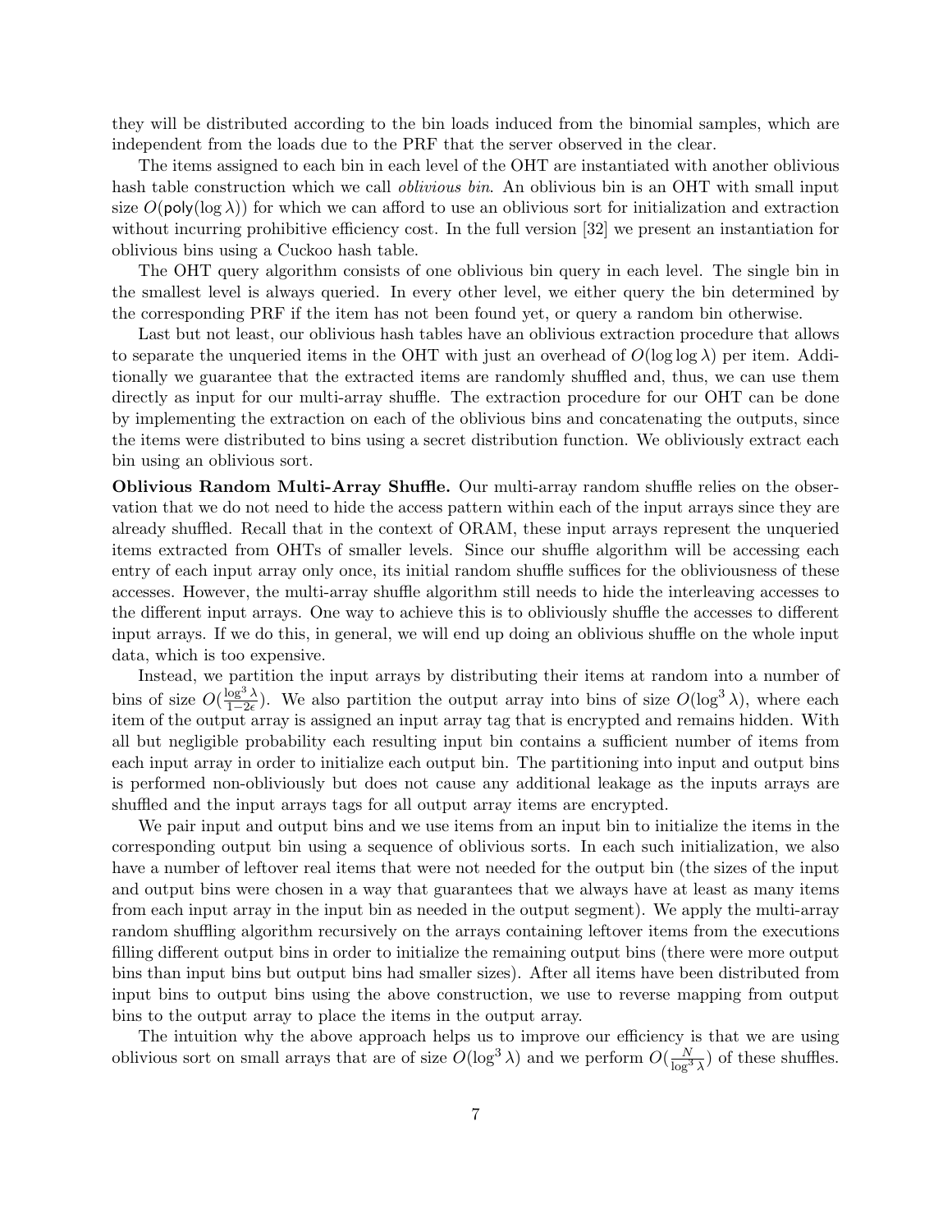they will be distributed according to the bin loads induced from the binomial samples, which are independent from the loads due to the PRF that the server observed in the clear.

The items assigned to each bin in each level of the OHT are instantiated with another oblivious hash table construction which we call *oblivious bin*. An oblivious bin is an OHT with small input size $O(\mathsf{poly}(\log \lambda))$ for which we can afford to use an oblivious sort for initialization and extraction without incurring prohibitive efficiency cost. In the full version [32] we present an instantiation for oblivious bins using a Cuckoo hash table.

The OHT query algorithm consists of one oblivious bin query in each level. The single bin in the smallest level is always queried. In every other level, we either query the bin determined by the corresponding PRF if the item has not been found yet, or query a random bin otherwise.

Last but not least, our oblivious hash tables have an oblivious extraction procedure that allows to separate the unqueried items in the OHT with just an overhead of $O(\log \log \lambda)$ per item. Additionally we guarantee that the extracted items are randomly shuffled and, thus, we can use them directly as input for our multi-array shuffle. The extraction procedure for our OHT can be done by implementing the extraction on each of the oblivious bins and concatenating the outputs, since the items were distributed to bins using a secret distribution function. We obliviously extract each bin using an oblivious sort.

**Oblivious Random Multi-Array Shuffle.** Our multi-array random shuffle relies on the observation that we do not need to hide the access pattern within each of the input arrays since they are already shuffled. Recall that in the context of ORAM, these input arrays represent the unqueried items extracted from OHTs of smaller levels. Since our shuffle algorithm will be accessing each entry of each input array only once, its initial random shuffle suffices for the obliviousness of these accesses. However, the multi-array shuffle algorithm still needs to hide the interleaving accesses to the different input arrays. One way to achieve this is to obliviously shuffle the accesses to different input arrays. If we do this, in general, we will end up doing an oblivious shuffle on the whole input data, which is too expensive.

Instead, we partition the input arrays by distributing their items at random into a number of bins of size $O(\frac{\log^3 \lambda}{1-2\epsilon})$. We also partition the output array into bins of size $O(\log^3 \lambda)$, where each item of the output array is assigned an input array tag that is encrypted and remains hidden. With all but negligible probability each resulting input bin contains a sufficient number of items from each input array in order to initialize each output bin. The partitioning into input and output bins is performed non-obliviously but does not cause any additional leakage as the inputs arrays are shuffled and the input arrays tags for all output array items are encrypted.

We pair input and output bins and we use items from an input bin to initialize the items in the corresponding output bin using a sequence of oblivious sorts. In each such initialization, we also have a number of leftover real items that were not needed for the output bin (the sizes of the input and output bins were chosen in a way that guarantees that we always have at least as many items from each input array in the input bin as needed in the output segment). We apply the multi-array random shuffling algorithm recursively on the arrays containing leftover items from the executions filling different output bins in order to initialize the remaining output bins (there were more output bins than input bins but output bins had smaller sizes). After all items have been distributed from input bins to output bins using the above construction, we use to reverse mapping from output bins to the output array to place the items in the output array.

The intuition why the above approach helps us to improve our efficiency is that we are using oblivious sort on small arrays that are of size $O(\log^3 \lambda)$ and we perform $O(\frac{N}{\log^3 \lambda})$ of these shuffles.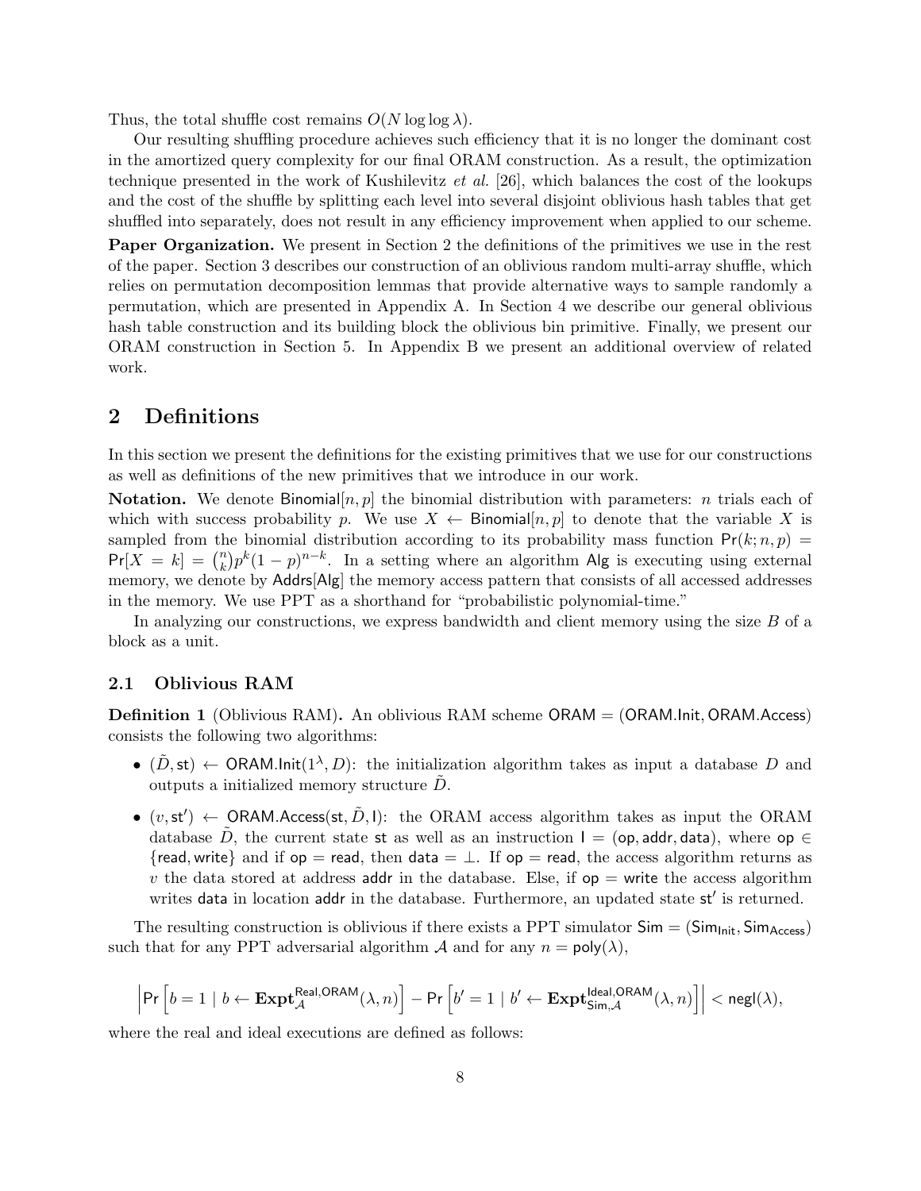Thus, the total shuffle cost remains $O(N \log \log \lambda)$.

Our resulting shuffling procedure achieves such efficiency that it is no longer the dominant cost in the amortized query complexity for our final ORAM construction. As a result, the optimization technique presented in the work of Kushilevitz *et al.* [26], which balances the cost of the lookups and the cost of the shuffle by splitting each level into several disjoint oblivious hash tables that get shuffled into separately, does not result in any efficiency improvement when applied to our scheme.

**Paper Organization.** We present in Section 2 the definitions of the primitives we use in the rest of the paper. Section 3 describes our construction of an oblivious random multi-array shuffle, which relies on permutation decomposition lemmas that provide alternative ways to sample randomly a permutation, which are presented in Appendix A. In Section 4 we describe our general oblivious hash table construction and its building block the oblivious bin primitive. Finally, we present our ORAM construction in Section 5. In Appendix B we present an additional overview of related work.

## 2 Definitions

In this section we present the definitions for the existing primitives that we use for our constructions as well as definitions of the new primitives that we introduce in our work.

**Notation.** We denote $\mathsf{Binomial}[n, p]$ the binomial distribution with parameters: $n$ trials each of which with success probability $p$. We use $X \leftarrow \mathsf{Binomial}[n, p]$ to denote that the variable $X$ is sampled from the binomial distribution according to its probability mass function $\mathsf{Pr}(k; n, p) = \mathsf{Pr}[X = k] = \binom{n}{k} p^k (1-p)^{n-k}$. In a setting where an algorithm $\mathsf{Alg}$ is executing using external memory, we denote by $\mathsf{Addrs}[\mathsf{Alg}]$ the memory access pattern that consists of all accessed addresses in the memory. We use PPT as a shorthand for "probabilistic polynomial-time."

In analyzing our constructions, we express bandwidth and client memory using the size $B$ of a block as a unit.

### 2.1 Oblivious RAM

**Definition 1** (Oblivious RAM). An oblivious RAM scheme $\mathsf{ORAM} = (\mathsf{ORAM.Init}, \mathsf{ORAM.Access})$ consists the following two algorithms:

- $(\tilde{D}, \mathsf{st}) \leftarrow \mathsf{ORAM.Init}(1^\lambda, D)$: the initialization algorithm takes as input a database $D$ and outputs a initialized memory structure $\tilde{D}$.
- $(v, \mathsf{st}') \leftarrow \mathsf{ORAM.Access}(\mathsf{st}, \tilde{D}, \mathsf{I})$: the ORAM access algorithm takes as input the ORAM database $\tilde{D}$, the current state $\mathsf{st}$ as well as an instruction $\mathsf{I} = (\mathsf{op}, \mathsf{addr}, \mathsf{data})$, where $\mathsf{op} \in \{\mathsf{read}, \mathsf{write}\}$ and if $\mathsf{op} = \mathsf{read}$, then $\mathsf{data} = \perp$. If $\mathsf{op} = \mathsf{read}$, the access algorithm returns as $v$ the data stored at address $\mathsf{addr}$ in the database. Else, if $\mathsf{op} = \mathsf{write}$ the access algorithm writes $\mathsf{data}$ in location $\mathsf{addr}$ in the database. Furthermore, an updated state $\mathsf{st}'$ is returned.

The resulting construction is oblivious if there exists a PPT simulator $\mathsf{Sim} = (\mathsf{Sim}_{\mathsf{Init}}, \mathsf{Sim}_{\mathsf{Access}})$ such that for any PPT adversarial algorithm $\mathcal{A}$ and for any $n = \mathsf{poly}(\lambda)$,

$$\left| \mathsf{Pr}\left[ b = 1 \mid b \leftarrow \mathbf{Expt}_{\mathcal{A}}^{\mathsf{Real},\mathsf{ORAM}}(\lambda, n) \right] - \mathsf{Pr}\left[ b' = 1 \mid b' \leftarrow \mathbf{Expt}_{\mathsf{Sim},\mathcal{A}}^{\mathsf{Ideal},\mathsf{ORAM}}(\lambda, n) \right] \right| < \mathsf{negl}(\lambda),$$

where the real and ideal executions are defined as follows: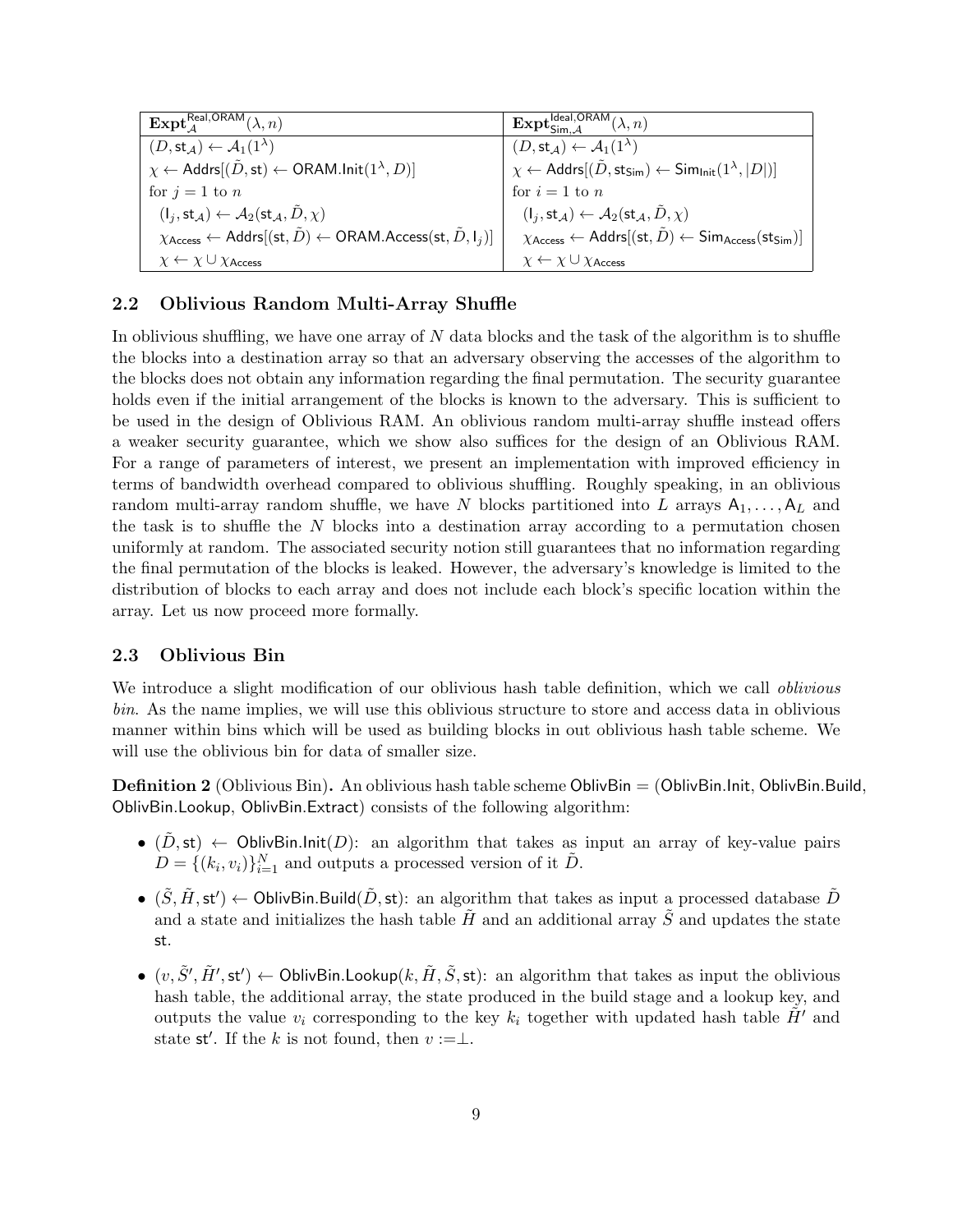| $\mathbf{Expt}^{\mathsf{Real,ORAM}}_{\mathcal{A}}(\lambda, n)$ | $\mathbf{Expt}^{\mathsf{Ideal,ORAM}}_{\mathsf{Sim},\mathcal{A}}(\lambda, n)$ |
|---|---|
| $(D, \mathsf{st}_{\mathcal{A}}) \leftarrow \mathcal{A}_1(1^\lambda)$ | $(D, \mathsf{st}_{\mathcal{A}}) \leftarrow \mathcal{A}_1(1^\lambda)$ |
| $\chi \leftarrow \mathsf{Addrs}[(\tilde{D}, \mathsf{st}) \leftarrow \mathsf{ORAM.Init}(1^\lambda, D)]$ | $\chi \leftarrow \mathsf{Addrs}[(\tilde{D}, \mathsf{st}_{\mathsf{Sim}}) \leftarrow \mathsf{Sim}_{\mathsf{Init}}(1^\lambda, \|D\|)]$ |
| for $j = 1$ to $n$ | for $i = 1$ to $n$ |
| $(\mathsf{I}_j, \mathsf{st}_{\mathcal{A}}) \leftarrow \mathcal{A}_2(\mathsf{st}_{\mathcal{A}}, \tilde{D}, \chi)$ | $(\mathsf{I}_j, \mathsf{st}_{\mathcal{A}}) \leftarrow \mathcal{A}_2(\mathsf{st}_{\mathcal{A}}, \tilde{D}, \chi)$ |
| $\chi_{\mathsf{Access}} \leftarrow \mathsf{Addrs}[(\mathsf{st}, \tilde{D}) \leftarrow \mathsf{ORAM.Access}(\mathsf{st}, \tilde{D}, \mathsf{I}_j)]$ | $\chi_{\mathsf{Access}} \leftarrow \mathsf{Addrs}[(\mathsf{st}, \tilde{D}) \leftarrow \mathsf{Sim}_{\mathsf{Access}}(\mathsf{st}_{\mathsf{Sim}})]$ |
| $\chi \leftarrow \chi \cup \chi_{\mathsf{Access}}$ | $\chi \leftarrow \chi \cup \chi_{\mathsf{Access}}$ |

## 2.2 Oblivious Random Multi-Array Shuffle

In oblivious shuffling, we have one array of $N$ data blocks and the task of the algorithm is to shuffle the blocks into a destination array so that an adversary observing the accesses of the algorithm to the blocks does not obtain any information regarding the final permutation. The security guarantee holds even if the initial arrangement of the blocks is known to the adversary. This is sufficient to be used in the design of Oblivious RAM. An oblivious random multi-array shuffle instead offers a weaker security guarantee, which we show also suffices for the design of an Oblivious RAM. For a range of parameters of interest, we present an implementation with improved efficiency in terms of bandwidth overhead compared to oblivious shuffling. Roughly speaking, in an oblivious random multi-array random shuffle, we have $N$ blocks partitioned into $L$ arrays $\mathsf{A}_1, \ldots, \mathsf{A}_L$ and the task is to shuffle the $N$ blocks into a destination array according to a permutation chosen uniformly at random. The associated security notion still guarantees that no information regarding the final permutation of the blocks is leaked. However, the adversary's knowledge is limited to the distribution of blocks to each array and does not include each block's specific location within the array. Let us now proceed more formally.

## 2.3 Oblivious Bin

We introduce a slight modification of our oblivious hash table definition, which we call *oblivious bin*. As the name implies, we will use this oblivious structure to store and access data in oblivious manner within bins which will be used as building blocks in out oblivious hash table scheme. We will use the oblivious bin for data of smaller size.

**Definition 2** (Oblivious Bin)**.** An oblivious hash table scheme $\mathsf{OblivBin} = (\mathsf{OblivBin.Init}, \mathsf{OblivBin.Build}, \mathsf{OblivBin.Lookup}, \mathsf{OblivBin.Extract})$ consists of the following algorithm:

- $(\tilde{D}, \mathsf{st}) \leftarrow \mathsf{OblivBin.Init}(D)$: an algorithm that takes as input an array of key-value pairs $D = \{(k_i, v_i)\}_{i=1}^{N}$ and outputs a processed version of it $\tilde{D}$.
- $(\tilde{S}, \tilde{H}, \mathsf{st}') \leftarrow \mathsf{OblivBin.Build}(\tilde{D}, \mathsf{st})$: an algorithm that takes as input a processed database $\tilde{D}$ and a state and initializes the hash table $\tilde{H}$ and an additional array $\tilde{S}$ and updates the state $\mathsf{st}$.
- $(v, \tilde{S}', \tilde{H}', \mathsf{st}') \leftarrow \mathsf{OblivBin.Lookup}(k, \tilde{H}, \tilde{S}, \mathsf{st})$: an algorithm that takes as input the oblivious hash table, the additional array, the state produced in the build stage and a lookup key, and outputs the value $v_i$ corresponding to the key $k_i$ together with updated hash table $\tilde{H}'$ and state $\mathsf{st}'$. If the $k$ is not found, then $v := \perp$.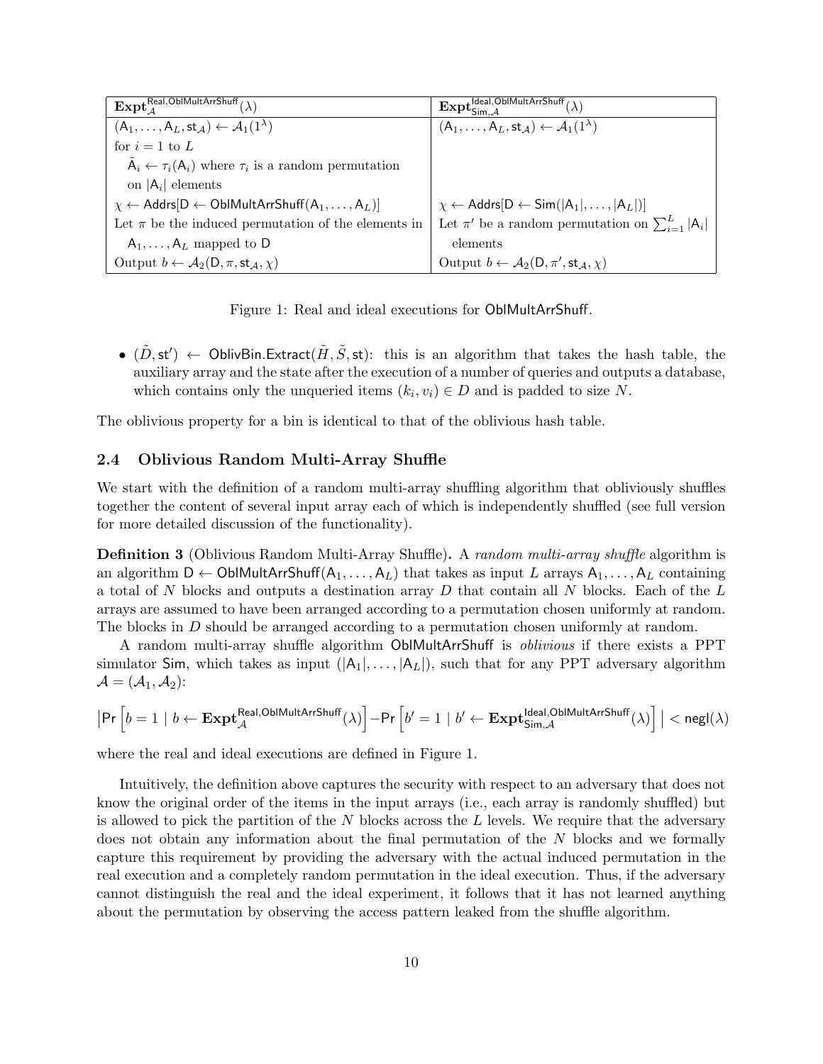| $\mathbf{Expt}_{\mathcal{A}}^{\mathsf{Real},\mathsf{OblMultArrShuff}}(\lambda)$ | $\mathbf{Expt}_{\mathsf{Sim},\mathcal{A}}^{\mathsf{Ideal},\mathsf{OblMultArrShuff}}(\lambda)$ |
|---|---|
| $(\mathsf{A}_1,\ldots,\mathsf{A}_L,\mathsf{st}_{\mathcal{A}}) \leftarrow \mathcal{A}_1(1^\lambda)$ | $(\mathsf{A}_1,\ldots,\mathsf{A}_L,\mathsf{st}_{\mathcal{A}}) \leftarrow \mathcal{A}_1(1^\lambda)$ |
| for $i=1$ to $L$ | |
| $\tilde{\mathsf{A}}_i \leftarrow \tau_i(\mathsf{A}_i)$ where $\tau_i$ is a random permutation on $\lvert\mathsf{A}_i\rvert$ elements | |
| $\chi \leftarrow \mathsf{Addrs}[\mathsf{D} \leftarrow \mathsf{OblMultArrShuff}(\mathsf{A}_1,\ldots,\mathsf{A}_L)]$ | $\chi \leftarrow \mathsf{Addrs}[\mathsf{D} \leftarrow \mathsf{Sim}(\lvert\mathsf{A}_1\rvert,\ldots,\lvert\mathsf{A}_L\rvert)]$ |
| Let $\pi$ be the induced permutation of the elements in $\mathsf{A}_1,\ldots,\mathsf{A}_L$ mapped to $\mathsf{D}$ | Let $\pi'$ be a random permutation on $\sum_{i=1}^{L}\lvert\mathsf{A}_i\rvert$ elements |
| Output $b \leftarrow \mathcal{A}_2(\mathsf{D},\pi,\mathsf{st}_{\mathcal{A}},\chi)$ | Output $b \leftarrow \mathcal{A}_2(\mathsf{D},\pi',\mathsf{st}_{\mathcal{A}},\chi)$ |

Figure 1: Real and ideal executions for OblMultArrShuff.

- $(\tilde{D},\mathsf{st}') \leftarrow \mathsf{OblivBin.Extract}(\tilde{H},\tilde{S},\mathsf{st})$: this is an algorithm that takes the hash table, the auxiliary array and the state after the execution of a number of queries and outputs a database, which contains only the unqueried items $(k_i,v_i) \in D$ and is padded to size $N$.

The oblivious property for a bin is identical to that of the oblivious hash table.

## 2.4 Oblivious Random Multi-Array Shuffle

We start with the definition of a random multi-array shuffling algorithm that obliviously shuffles together the content of several input array each of which is independently shuffled (see full version for more detailed discussion of the functionality).

**Definition 3** (Oblivious Random Multi-Array Shuffle)**.** A *random multi-array shuffle* algorithm is an algorithm $\mathsf{D} \leftarrow \mathsf{OblMultArrShuff}(\mathsf{A}_1,\ldots,\mathsf{A}_L)$ that takes as input $L$ arrays $\mathsf{A}_1,\ldots,\mathsf{A}_L$ containing a total of $N$ blocks and outputs a destination array $D$ that contain all $N$ blocks. Each of the $L$ arrays are assumed to have been arranged according to a permutation chosen uniformly at random. The blocks in $D$ should be arranged according to a permutation chosen uniformly at random.

A random multi-array shuffle algorithm OblMultArrShuff is *oblivious* if there exists a PPT simulator Sim, which takes as input $(\lvert\mathsf{A}_1\rvert,\ldots,\lvert\mathsf{A}_L\rvert)$, such that for any PPT adversary algorithm $\mathcal{A}=(\mathcal{A}_1,\mathcal{A}_2)$:

$$\left|\Pr\left[b=1 \mid b \leftarrow \mathbf{Expt}_{\mathcal{A}}^{\mathsf{Real},\mathsf{OblMultArrShuff}}(\lambda)\right] - \Pr\left[b'=1 \mid b' \leftarrow \mathbf{Expt}_{\mathsf{Sim},\mathcal{A}}^{\mathsf{Ideal},\mathsf{OblMultArrShuff}}(\lambda)\right]\right| < \mathsf{negl}(\lambda)$$

where the real and ideal executions are defined in Figure 1.

Intuitively, the definition above captures the security with respect to an adversary that does not know the original order of the items in the input arrays (i.e., each array is randomly shuffled) but is allowed to pick the partition of the $N$ blocks across the $L$ levels. We require that the adversary does not obtain any information about the final permutation of the $N$ blocks and we formally capture this requirement by providing the adversary with the actual induced permutation in the real execution and a completely random permutation in the ideal execution. Thus, if the adversary cannot distinguish the real and the ideal experiment, it follows that it has not learned anything about the permutation by observing the access pattern leaked from the shuffle algorithm.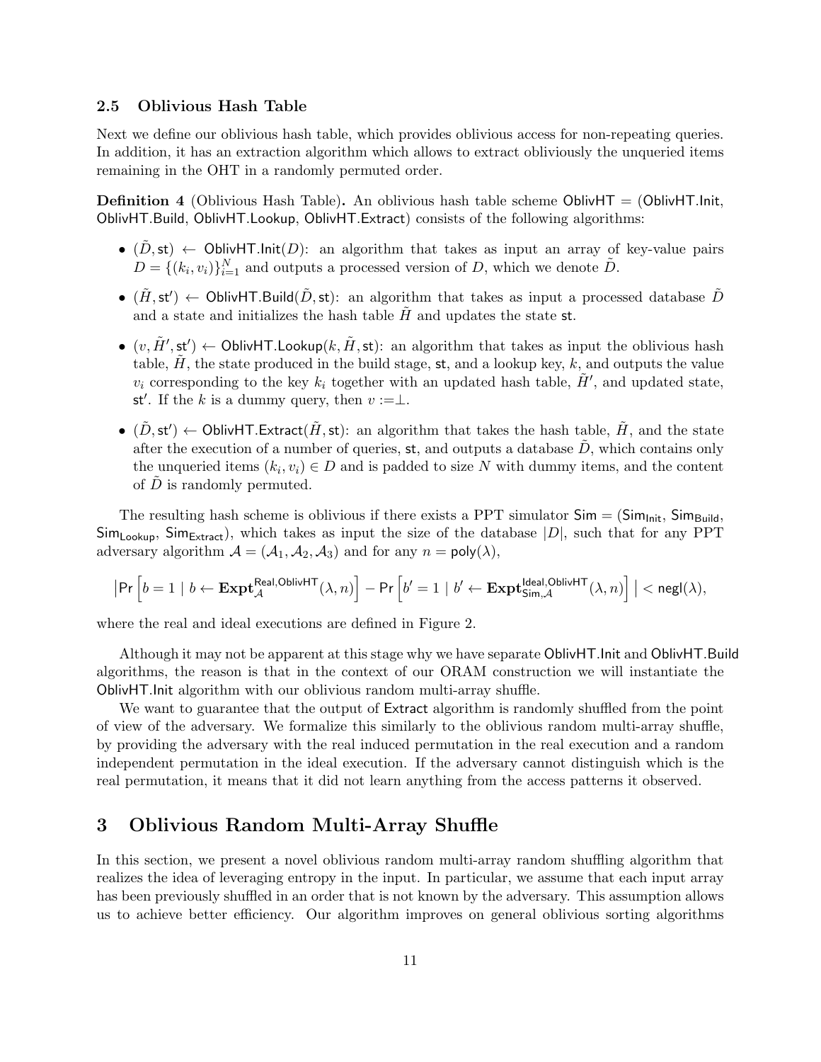## 2.5 Oblivious Hash Table

Next we define our oblivious hash table, which provides oblivious access for non-repeating queries. In addition, it has an extraction algorithm which allows to extract obliviously the unqueried items remaining in the OHT in a randomly permuted order.

**Definition 4** (Oblivious Hash Table)**.** An oblivious hash table scheme $\mathsf{OblivHT} = (\mathsf{OblivHT.Init}, \mathsf{OblivHT.Build}, \mathsf{OblivHT.Lookup}, \mathsf{OblivHT.Extract})$ consists of the following algorithms:

- $(\tilde{D}, \mathsf{st}) \leftarrow \mathsf{OblivHT.Init}(D)$: an algorithm that takes as input an array of key-value pairs $D = \{(k_i, v_i)\}_{i=1}^{N}$ and outputs a processed version of $D$, which we denote $\tilde{D}$.
- $(\tilde{H}, \mathsf{st}') \leftarrow \mathsf{OblivHT.Build}(\tilde{D}, \mathsf{st})$: an algorithm that takes as input a processed database $\tilde{D}$ and a state and initializes the hash table $\tilde{H}$ and updates the state $\mathsf{st}$.
- $(v, \tilde{H}', \mathsf{st}') \leftarrow \mathsf{OblivHT.Lookup}(k, \tilde{H}, \mathsf{st})$: an algorithm that takes as input the oblivious hash table, $\tilde{H}$, the state produced in the build stage, $\mathsf{st}$, and a lookup key, $k$, and outputs the value $v_i$ corresponding to the key $k_i$ together with an updated hash table, $\tilde{H}'$, and updated state, $\mathsf{st}'$. If the $k$ is a dummy query, then $v := \perp$.
- $(\tilde{D}, \mathsf{st}') \leftarrow \mathsf{OblivHT.Extract}(\tilde{H}, \mathsf{st})$: an algorithm that takes the hash table, $\tilde{H}$, and the state after the execution of a number of queries, $\mathsf{st}$, and outputs a database $\tilde{D}$, which contains only the unqueried items $(k_i, v_i) \in D$ and is padded to size $N$ with dummy items, and the content of $\tilde{D}$ is randomly permuted.

The resulting hash scheme is oblivious if there exists a PPT simulator $\mathsf{Sim} = (\mathsf{Sim}_{\mathsf{Init}}, \mathsf{Sim}_{\mathsf{Build}}, \mathsf{Sim}_{\mathsf{Lookup}}, \mathsf{Sim}_{\mathsf{Extract}})$, which takes as input the size of the database $|D|$, such that for any PPT adversary algorithm $\mathcal{A} = (\mathcal{A}_1, \mathcal{A}_2, \mathcal{A}_3)$ and for any $n = \mathsf{poly}(\lambda)$,

$$\left|\Pr\left[b = 1 \mid b \leftarrow \mathbf{Expt}_{\mathcal{A}}^{\mathsf{Real},\mathsf{OblivHT}}(\lambda, n)\right] - \Pr\left[b' = 1 \mid b' \leftarrow \mathbf{Expt}_{\mathsf{Sim},\mathcal{A}}^{\mathsf{Ideal},\mathsf{OblivHT}}(\lambda, n)\right]\right| < \mathsf{negl}(\lambda),$$

where the real and ideal executions are defined in Figure 2.

Although it may not be apparent at this stage why we have separate $\mathsf{OblivHT.Init}$ and $\mathsf{OblivHT.Build}$ algorithms, the reason is that in the context of our ORAM construction we will instantiate the $\mathsf{OblivHT.Init}$ algorithm with our oblivious random multi-array shuffle.

We want to guarantee that the output of $\mathsf{Extract}$ algorithm is randomly shuffled from the point of view of the adversary. We formalize this similarly to the oblivious random multi-array shuffle, by providing the adversary with the real induced permutation in the real execution and a random independent permutation in the ideal execution. If the adversary cannot distinguish which is the real permutation, it means that it did not learn anything from the access patterns it observed.

# 3 Oblivious Random Multi-Array Shuffle

In this section, we present a novel oblivious random multi-array random shuffling algorithm that realizes the idea of leveraging entropy in the input. In particular, we assume that each input array has been previously shuffled in an order that is not known by the adversary. This assumption allows us to achieve better efficiency. Our algorithm improves on general oblivious sorting algorithms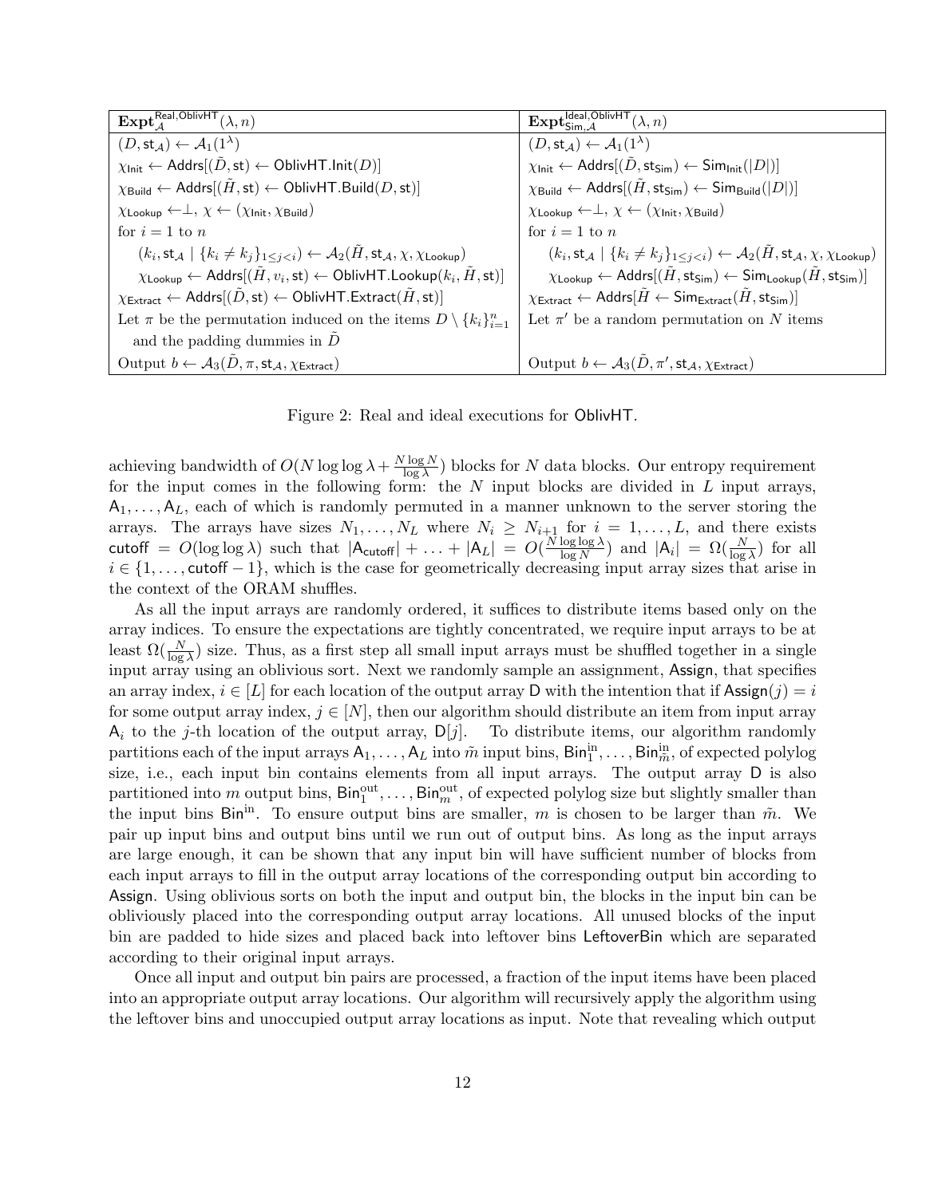| $\mathbf{Expt}^{\mathsf{Real,OblivHT}}_{\mathcal{A}}(\lambda, n)$ | $\mathbf{Expt}^{\mathsf{Ideal,OblivHT}}_{\mathsf{Sim},\mathcal{A}}(\lambda, n)$ |
|---|---|
| $(D, \mathsf{st}_{\mathcal{A}}) \leftarrow \mathcal{A}_1(1^\lambda)$ | $(D, \mathsf{st}_{\mathcal{A}}) \leftarrow \mathcal{A}_1(1^\lambda)$ |
| $\chi_{\mathsf{Init}} \leftarrow \mathsf{Addrs}[(\tilde{D}, \mathsf{st}) \leftarrow \mathsf{OblivHT.Init}(D)]$ | $\chi_{\mathsf{Init}} \leftarrow \mathsf{Addrs}[(\tilde{D}, \mathsf{st}_{\mathsf{Sim}}) \leftarrow \mathsf{Sim}_{\mathsf{Init}}(\|D\|)]$ |
| $\chi_{\mathsf{Build}} \leftarrow \mathsf{Addrs}[(\tilde{H}, \mathsf{st}) \leftarrow \mathsf{OblivHT.Build}(D, \mathsf{st})]$ | $\chi_{\mathsf{Build}} \leftarrow \mathsf{Addrs}[(\tilde{H}, \mathsf{st}_{\mathsf{Sim}}) \leftarrow \mathsf{Sim}_{\mathsf{Build}}(\|D\|)]$ |
| $\chi_{\mathsf{Lookup}} \leftarrow \perp$, $\chi \leftarrow (\chi_{\mathsf{Init}}, \chi_{\mathsf{Build}})$ | $\chi_{\mathsf{Lookup}} \leftarrow \perp$, $\chi \leftarrow (\chi_{\mathsf{Init}}, \chi_{\mathsf{Build}})$ |
| for $i = 1$ to $n$ | for $i = 1$ to $n$ |
| $\quad (k_i, \mathsf{st}_{\mathcal{A}} \mid \{k_i \neq k_j\}_{1 \le j < i}) \leftarrow \mathcal{A}_2(\tilde{H}, \mathsf{st}_{\mathcal{A}}, \chi, \chi_{\mathsf{Lookup}})$ | $\quad (k_i, \mathsf{st}_{\mathcal{A}} \mid \{k_i \neq k_j\}_{1 \le j < i}) \leftarrow \mathcal{A}_2(\tilde{H}, \mathsf{st}_{\mathcal{A}}, \chi, \chi_{\mathsf{Lookup}})$ |
| $\quad \chi_{\mathsf{Lookup}} \leftarrow \mathsf{Addrs}[(\tilde{H}, v_i, \mathsf{st}) \leftarrow \mathsf{OblivHT.Lookup}(k_i, \tilde{H}, \mathsf{st})]$ | $\quad \chi_{\mathsf{Lookup}} \leftarrow \mathsf{Addrs}[(\tilde{H}, \mathsf{st}_{\mathsf{Sim}}) \leftarrow \mathsf{Sim}_{\mathsf{Lookup}}(\tilde{H}, \mathsf{st}_{\mathsf{Sim}})]$ |
| $\chi_{\mathsf{Extract}} \leftarrow \mathsf{Addrs}[(\tilde{D}, \mathsf{st}) \leftarrow \mathsf{OblivHT.Extract}(\tilde{H}, \mathsf{st})]$ | $\chi_{\mathsf{Extract}} \leftarrow \mathsf{Addrs}[\tilde{H} \leftarrow \mathsf{Sim}_{\mathsf{Extract}}(\tilde{H}, \mathsf{st}_{\mathsf{Sim}})]$ |
| Let $\pi$ be the permutation induced on the items $D \setminus \{k_i\}_{i=1}^n$ and the padding dummies in $\tilde{D}$ | Let $\pi'$ be a random permutation on $N$ items |
| Output $b \leftarrow \mathcal{A}_3(\tilde{D}, \pi, \mathsf{st}_{\mathcal{A}}, \chi_{\mathsf{Extract}})$ | Output $b \leftarrow \mathcal{A}_3(\tilde{D}, \pi', \mathsf{st}_{\mathcal{A}}, \chi_{\mathsf{Extract}})$ |

Figure 2: Real and ideal executions for OblivHT.

achieving bandwidth of $O(N \log\log\lambda + \frac{N \log N}{\log \lambda})$ blocks for $N$ data blocks. Our entropy requirement for the input comes in the following form: the $N$ input blocks are divided in $L$ input arrays, $\mathsf{A}_1, \ldots, \mathsf{A}_L$, each of which is randomly permuted in a manner unknown to the server storing the arrays. The arrays have sizes $N_1, \ldots, N_L$ where $N_i \ge N_{i+1}$ for $i = 1, \ldots, L$, and there exists $\mathsf{cutoff} = O(\log\log\lambda)$ such that $|\mathsf{A}_{\mathsf{cutoff}}| + \ldots + |\mathsf{A}_L| = O(\frac{N \log\log\lambda}{\log N})$ and $|\mathsf{A}_i| = \Omega(\frac{N}{\log \lambda})$ for all $i \in \{1, \ldots, \mathsf{cutoff} - 1\}$, which is the case for geometrically decreasing input array sizes that arise in the context of the ORAM shuffles.

As all the input arrays are randomly ordered, it suffices to distribute items based only on the array indices. To ensure the expectations are tightly concentrated, we require input arrays to be at least $\Omega(\frac{N}{\log \lambda})$ size. Thus, as a first step all small input arrays must be shuffled together in a single input array using an oblivious sort. Next we randomly sample an assignment, Assign, that specifies an array index, $i \in [L]$ for each location of the output array $\mathsf{D}$ with the intention that if $\mathsf{Assign}(j) = i$ for some output array index, $j \in [N]$, then our algorithm should distribute an item from input array $\mathsf{A}_i$ to the $j$-th location of the output array, $\mathsf{D}[j]$. To distribute items, our algorithm randomly partitions each of the input arrays $\mathsf{A}_1, \ldots, \mathsf{A}_L$ into $\tilde{m}$ input bins, $\mathsf{Bin}_1^{\mathrm{in}}, \ldots, \mathsf{Bin}_{\tilde{m}}^{\mathrm{in}}$, of expected polylog size, i.e., each input bin contains elements from all input arrays. The output array $\mathsf{D}$ is also partitioned into $m$ output bins, $\mathsf{Bin}_1^{\mathrm{out}}, \ldots, \mathsf{Bin}_m^{\mathrm{out}}$, of expected polylog size but slightly smaller than the input bins $\mathsf{Bin}^{\mathrm{in}}$. To ensure output bins are smaller, $m$ is chosen to be larger than $\tilde{m}$. We pair up input bins and output bins until we run out of output bins. As long as the input arrays are large enough, it can be shown that any input bin will have sufficient number of blocks from each input arrays to fill in the output array locations of the corresponding output bin according to Assign. Using oblivious sorts on both the input and output bin, the blocks in the input bin can be obliviously placed into the corresponding output array locations. All unused blocks of the input bin are padded to hide sizes and placed back into leftover bins LeftoverBin which are separated according to their original input arrays.

Once all input and output bin pairs are processed, a fraction of the input items have been placed into an appropriate output array locations. Our algorithm will recursively apply the algorithm using the leftover bins and unoccupied output array locations as input. Note that revealing which output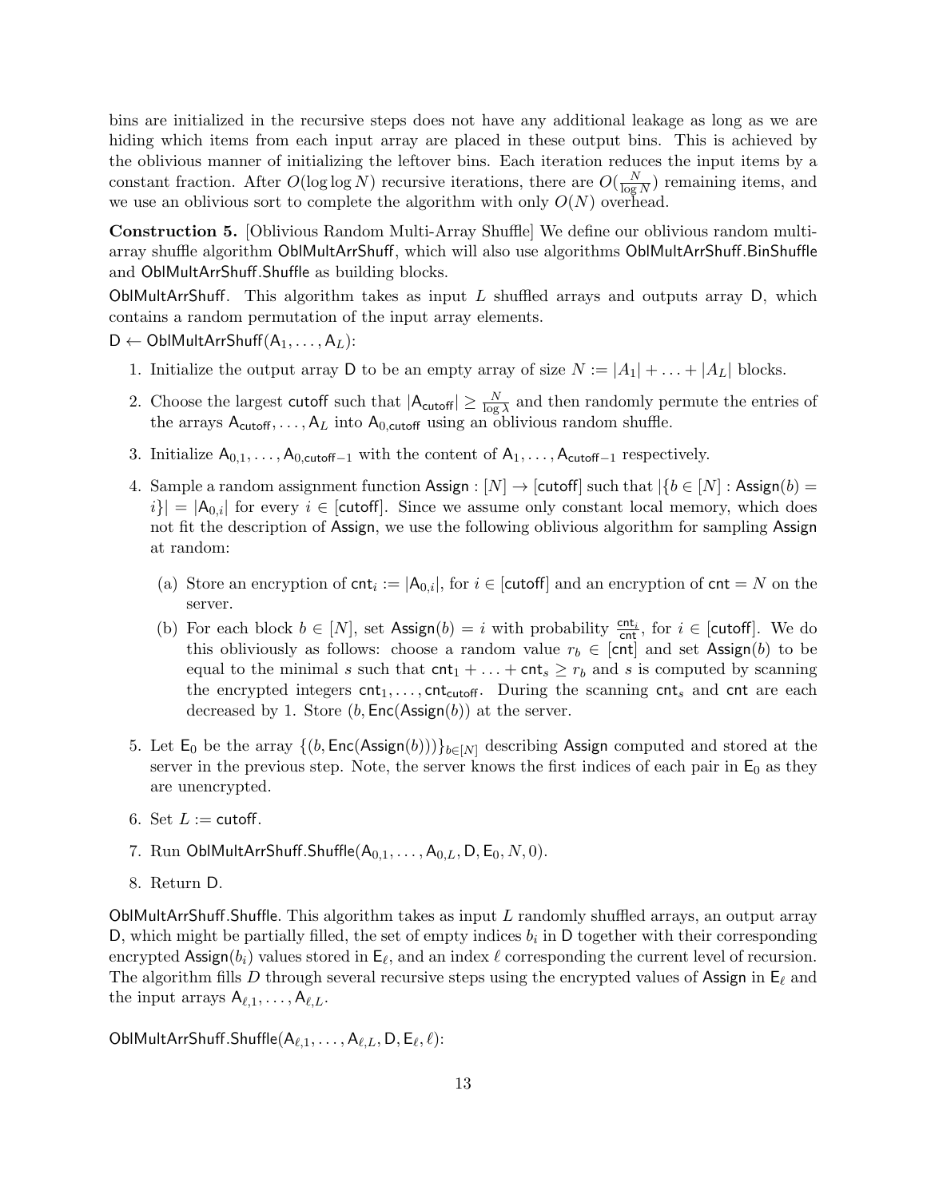bins are initialized in the recursive steps does not have any additional leakage as long as we are hiding which items from each input array are placed in these output bins. This is achieved by the oblivious manner of initializing the leftover bins. Each iteration reduces the input items by a constant fraction. After $O(\log\log N)$ recursive iterations, there are $O(\frac{N}{\log N})$ remaining items, and we use an oblivious sort to complete the algorithm with only $O(N)$ overhead.

**Construction 5.** [Oblivious Random Multi-Array Shuffle] We define our oblivious random multi-array shuffle algorithm $\mathsf{OblMultArrShuff}$, which will also use algorithms $\mathsf{OblMultArrShuff.BinShuffle}$ and $\mathsf{OblMultArrShuff.Shuffle}$ as building blocks.

$\mathsf{OblMultArrShuff}$. This algorithm takes as input $L$ shuffled arrays and outputs array $\mathsf{D}$, which contains a random permutation of the input array elements.

$\mathsf{D} \leftarrow \mathsf{OblMultArrShuff}(\mathsf{A}_1, \ldots, \mathsf{A}_L)$:

1. Initialize the output array $\mathsf{D}$ to be an empty array of size $N := |A_1| + \ldots + |A_L|$ blocks.
2. Choose the largest $\mathsf{cutoff}$ such that $|\mathsf{A}_{\mathsf{cutoff}}| \geq \frac{N}{\log \lambda}$ and then randomly permute the entries of the arrays $\mathsf{A}_{\mathsf{cutoff}}, \ldots, \mathsf{A}_L$ into $\mathsf{A}_{0,\mathsf{cutoff}}$ using an oblivious random shuffle.
3. Initialize $\mathsf{A}_{0,1}, \ldots, \mathsf{A}_{0,\mathsf{cutoff}-1}$ with the content of $\mathsf{A}_1, \ldots, \mathsf{A}_{\mathsf{cutoff}-1}$ respectively.
4. Sample a random assignment function $\mathsf{Assign} : [N] \rightarrow [\mathsf{cutoff}]$ such that $|\{b \in [N] : \mathsf{Assign}(b) = i\}| = |\mathsf{A}_{0,i}|$ for every $i \in [\mathsf{cutoff}]$. Since we assume only constant local memory, which does not fit the description of $\mathsf{Assign}$, we use the following oblivious algorithm for sampling $\mathsf{Assign}$ at random:
   (a) Store an encryption of $\mathsf{cnt}_i := |\mathsf{A}_{0,i}|$, for $i \in [\mathsf{cutoff}]$ and an encryption of $\mathsf{cnt} = N$ on the server.
   (b) For each block $b \in [N]$, set $\mathsf{Assign}(b) = i$ with probability $\frac{\mathsf{cnt}_i}{\mathsf{cnt}}$, for $i \in [\mathsf{cutoff}]$. We do this obliviously as follows: choose a random value $r_b \in [\mathsf{cnt}]$ and set $\mathsf{Assign}(b)$ to be equal to the minimal $s$ such that $\mathsf{cnt}_1 + \ldots + \mathsf{cnt}_s \geq r_b$ and $s$ is computed by scanning the encrypted integers $\mathsf{cnt}_1, \ldots, \mathsf{cnt}_{\mathsf{cutoff}}$. During the scanning $\mathsf{cnt}_s$ and $\mathsf{cnt}$ are each decreased by 1. Store $(b, \mathsf{Enc}(\mathsf{Assign}(b)))$ at the server.
5. Let $\mathsf{E}_0$ be the array $\{(b, \mathsf{Enc}(\mathsf{Assign}(b)))\}_{b\in[N]}$ describing $\mathsf{Assign}$ computed and stored at the server in the previous step. Note, the server knows the first indices of each pair in $\mathsf{E}_0$ as they are unencrypted.
6. Set $L := \mathsf{cutoff}$.
7. Run $\mathsf{OblMultArrShuff.Shuffle}(\mathsf{A}_{0,1}, \ldots, \mathsf{A}_{0,L}, \mathsf{D}, \mathsf{E}_0, N, 0)$.
8. Return $\mathsf{D}$.

$\mathsf{OblMultArrShuff.Shuffle}$. This algorithm takes as input $L$ randomly shuffled arrays, an output array $\mathsf{D}$, which might be partially filled, the set of empty indices $b_i$ in $\mathsf{D}$ together with their corresponding encrypted $\mathsf{Assign}(b_i)$ values stored in $\mathsf{E}_\ell$, and an index $\ell$ corresponding the current level of recursion. The algorithm fills $D$ through several recursive steps using the encrypted values of $\mathsf{Assign}$ in $\mathsf{E}_\ell$ and the input arrays $\mathsf{A}_{\ell,1}, \ldots, \mathsf{A}_{\ell,L}$.

$\mathsf{OblMultArrShuff.Shuffle}(\mathsf{A}_{\ell,1}, \ldots, \mathsf{A}_{\ell,L}, \mathsf{D}, \mathsf{E}_\ell, \ell)$: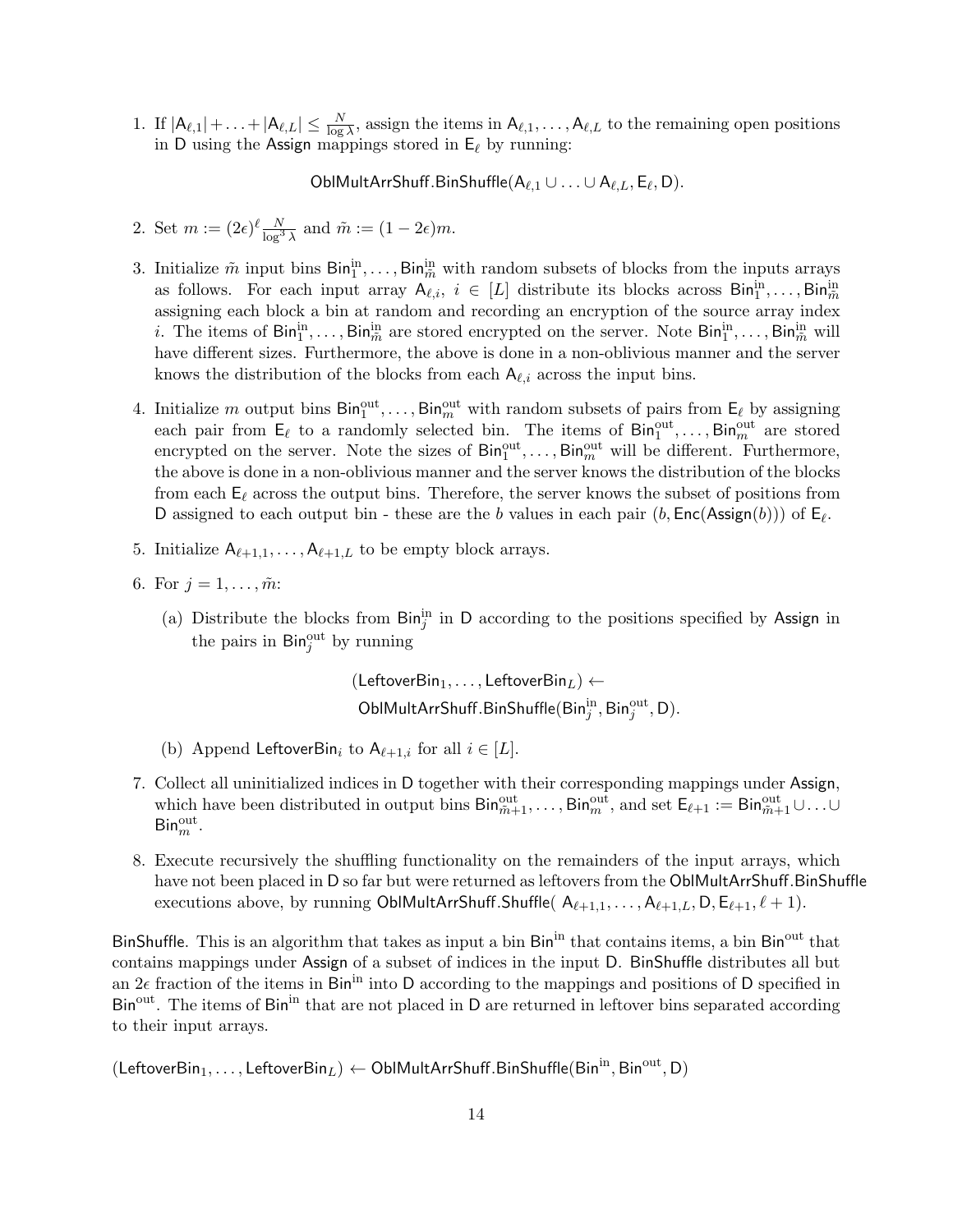1. If $|\mathsf{A}_{\ell,1}| + \ldots + |\mathsf{A}_{\ell,L}| \le \frac{N}{\log \lambda}$, assign the items in $\mathsf{A}_{\ell,1}, \ldots, \mathsf{A}_{\ell,L}$ to the remaining open positions in $\mathsf{D}$ using the $\mathsf{Assign}$ mappings stored in $\mathsf{E}_\ell$ by running:

$$\mathsf{OblMultArrShuff.BinShuffle}(\mathsf{A}_{\ell,1} \cup \ldots \cup \mathsf{A}_{\ell,L}, \mathsf{E}_\ell, \mathsf{D}).$$

2. Set $m := (2\epsilon)^\ell \frac{N}{\log^3 \lambda}$ and $\tilde{m} := (1 - 2\epsilon)m$.

3. Initialize $\tilde{m}$ input bins $\mathsf{Bin}_1^{\text{in}}, \ldots, \mathsf{Bin}_{\tilde{m}}^{\text{in}}$ with random subsets of blocks from the inputs arrays as follows. For each input array $\mathsf{A}_{\ell,i}$, $i \in [L]$ distribute its blocks across $\mathsf{Bin}_1^{\text{in}}, \ldots, \mathsf{Bin}_{\tilde{m}}^{\text{in}}$ assigning each block a bin at random and recording an encryption of the source array index $i$. The items of $\mathsf{Bin}_1^{\text{in}}, \ldots, \mathsf{Bin}_{\tilde{m}}^{\text{in}}$ are stored encrypted on the server. Note $\mathsf{Bin}_1^{\text{in}}, \ldots, \mathsf{Bin}_{\tilde{m}}^{\text{in}}$ will have different sizes. Furthermore, the above is done in a non-oblivious manner and the server knows the distribution of the blocks from each $\mathsf{A}_{\ell,i}$ across the input bins.

4. Initialize $m$ output bins $\mathsf{Bin}_1^{\text{out}}, \ldots, \mathsf{Bin}_m^{\text{out}}$ with random subsets of pairs from $\mathsf{E}_\ell$ by assigning each pair from $\mathsf{E}_\ell$ to a randomly selected bin. The items of $\mathsf{Bin}_1^{\text{out}}, \ldots, \mathsf{Bin}_m^{\text{out}}$ are stored encrypted on the server. Note the sizes of $\mathsf{Bin}_1^{\text{out}}, \ldots, \mathsf{Bin}_m^{\text{out}}$ will be different. Furthermore, the above is done in a non-oblivious manner and the server knows the distribution of the blocks from each $\mathsf{E}_\ell$ across the output bins. Therefore, the server knows the subset of positions from $\mathsf{D}$ assigned to each output bin - these are the $b$ values in each pair $(b, \mathsf{Enc}(\mathsf{Assign}(b)))$ of $\mathsf{E}_\ell$.

5. Initialize $\mathsf{A}_{\ell+1,1}, \ldots, \mathsf{A}_{\ell+1,L}$ to be empty block arrays.

6. For $j = 1, \ldots, \tilde{m}$:

   (a) Distribute the blocks from $\mathsf{Bin}_j^{\text{in}}$ in $\mathsf{D}$ according to the positions specified by $\mathsf{Assign}$ in the pairs in $\mathsf{Bin}_j^{\text{out}}$ by running

   $$(\mathsf{LeftoverBin}_1, \ldots, \mathsf{LeftoverBin}_L) \leftarrow \mathsf{OblMultArrShuff.BinShuffle}(\mathsf{Bin}_j^{\text{in}}, \mathsf{Bin}_j^{\text{out}}, \mathsf{D}).$$

   (b) Append $\mathsf{LeftoverBin}_i$ to $\mathsf{A}_{\ell+1,i}$ for all $i \in [L]$.

7. Collect all uninitialized indices in $\mathsf{D}$ together with their corresponding mappings under $\mathsf{Assign}$, which have been distributed in output bins $\mathsf{Bin}_{\tilde{m}+1}^{\text{out}}, \ldots, \mathsf{Bin}_m^{\text{out}}$, and set $\mathsf{E}_{\ell+1} := \mathsf{Bin}_{\tilde{m}+1}^{\text{out}} \cup \ldots \cup \mathsf{Bin}_m^{\text{out}}$.

8. Execute recursively the shuffling functionality on the remainders of the input arrays, which have not been placed in $\mathsf{D}$ so far but were returned as leftovers from the $\mathsf{OblMultArrShuff.BinShuffle}$ executions above, by running $\mathsf{OblMultArrShuff.Shuffle}(\mathsf{A}_{\ell+1,1}, \ldots, \mathsf{A}_{\ell+1,L}, \mathsf{D}, \mathsf{E}_{\ell+1}, \ell+1)$.

$\mathsf{BinShuffle}$. This is an algorithm that takes as input a bin $\mathsf{Bin}^{\text{in}}$ that contains items, a bin $\mathsf{Bin}^{\text{out}}$ that contains mappings under $\mathsf{Assign}$ of a subset of indices in the input $\mathsf{D}$. $\mathsf{BinShuffle}$ distributes all but an $2\epsilon$ fraction of the items in $\mathsf{Bin}^{\text{in}}$ into $\mathsf{D}$ according to the mappings and positions of $\mathsf{D}$ specified in $\mathsf{Bin}^{\text{out}}$. The items of $\mathsf{Bin}^{\text{in}}$ that are not placed in $\mathsf{D}$ are returned in leftover bins separated according to their input arrays.

$(\mathsf{LeftoverBin}_1, \ldots, \mathsf{LeftoverBin}_L) \leftarrow \mathsf{OblMultArrShuff.BinShuffle}(\mathsf{Bin}^{\text{in}}, \mathsf{Bin}^{\text{out}}, \mathsf{D})$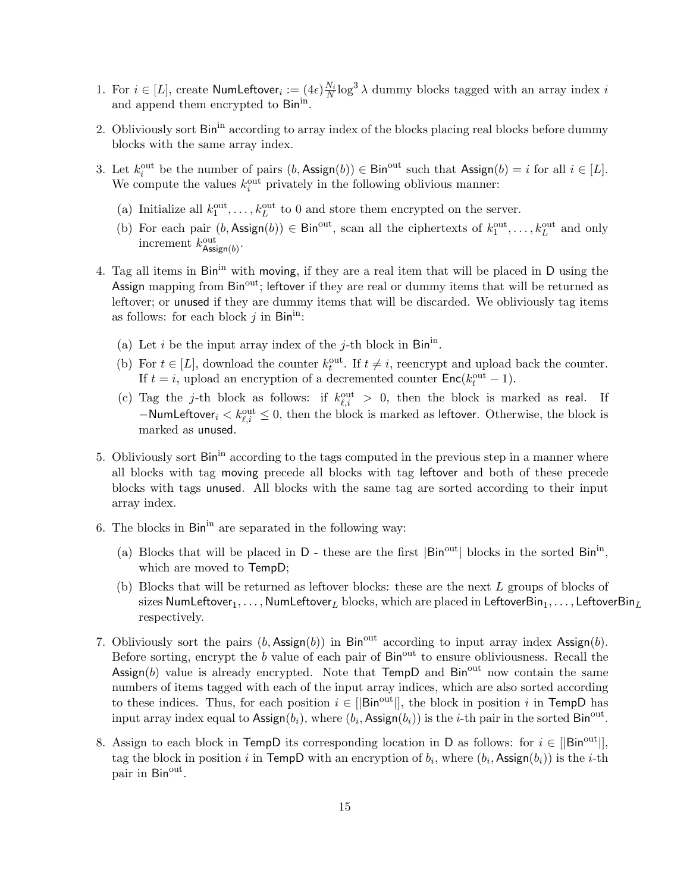1. For $i \in [L]$, create $\mathsf{NumLeftover}_i := (4\epsilon)\frac{N_i}{N}\log^3 \lambda$ dummy blocks tagged with an array index $i$ and append them encrypted to $\mathsf{Bin}^{\text{in}}$.

2. Obliviously sort $\mathsf{Bin}^{\text{in}}$ according to array index of the blocks placing real blocks before dummy blocks with the same array index.

3. Let $k_i^{\text{out}}$ be the number of pairs $(b, \mathsf{Assign}(b)) \in \mathsf{Bin}^{\text{out}}$ such that $\mathsf{Assign}(b) = i$ for all $i \in [L]$. We compute the values $k_i^{\text{out}}$ privately in the following oblivious manner:

   (a) Initialize all $k_1^{\text{out}}, \ldots, k_L^{\text{out}}$ to 0 and store them encrypted on the server.

   (b) For each pair $(b, \mathsf{Assign}(b)) \in \mathsf{Bin}^{\text{out}}$, scan all the ciphertexts of $k_1^{\text{out}}, \ldots, k_L^{\text{out}}$ and only increment $k_{\mathsf{Assign}(b)}^{\text{out}}$.

4. Tag all items in $\mathsf{Bin}^{\text{in}}$ with moving, if they are a real item that will be placed in $\mathsf{D}$ using the $\mathsf{Assign}$ mapping from $\mathsf{Bin}^{\text{out}}$; leftover if they are real or dummy items that will be returned as leftover; or unused if they are dummy items that will be discarded. We obliviously tag items as follows: for each block $j$ in $\mathsf{Bin}^{\text{in}}$:

   (a) Let $i$ be the input array index of the $j$-th block in $\mathsf{Bin}^{\text{in}}$.

   (b) For $t \in [L]$, download the counter $k_t^{\text{out}}$. If $t \neq i$, reencrypt and upload back the counter. If $t = i$, upload an encryption of a decremented counter $\mathsf{Enc}(k_t^{\text{out}} - 1)$.

   (c) Tag the $j$-th block as follows: if $k_{\ell,i}^{\text{out}} > 0$, then the block is marked as real. If $-\mathsf{NumLeftover}_i < k_{\ell,i}^{\text{out}} \leq 0$, then the block is marked as leftover. Otherwise, the block is marked as unused.

5. Obliviously sort $\mathsf{Bin}^{\text{in}}$ according to the tags computed in the previous step in a manner where all blocks with tag moving precede all blocks with tag leftover and both of these precede blocks with tags unused. All blocks with the same tag are sorted according to their input array index.

6. The blocks in $\mathsf{Bin}^{\text{in}}$ are separated in the following way:

   (a) Blocks that will be placed in $\mathsf{D}$ - these are the first $|\mathsf{Bin}^{\text{out}}|$ blocks in the sorted $\mathsf{Bin}^{\text{in}}$, which are moved to $\mathsf{TempD}$;

   (b) Blocks that will be returned as leftover blocks: these are the next $L$ groups of blocks of sizes $\mathsf{NumLeftover}_1, \ldots, \mathsf{NumLeftover}_L$ blocks, which are placed in $\mathsf{LeftoverBin}_1, \ldots, \mathsf{LeftoverBin}_L$ respectively.

7. Obliviously sort the pairs $(b, \mathsf{Assign}(b))$ in $\mathsf{Bin}^{\text{out}}$ according to input array index $\mathsf{Assign}(b)$. Before sorting, encrypt the $b$ value of each pair of $\mathsf{Bin}^{\text{out}}$ to ensure obliviousness. Recall the $\mathsf{Assign}(b)$ value is already encrypted. Note that $\mathsf{TempD}$ and $\mathsf{Bin}^{\text{out}}$ now contain the same numbers of items tagged with each of the input array indices, which are also sorted according to these indices. Thus, for each position $i \in [|\mathsf{Bin}^{\text{out}}|]$, the block in position $i$ in $\mathsf{TempD}$ has input array index equal to $\mathsf{Assign}(b_i)$, where $(b_i, \mathsf{Assign}(b_i))$ is the $i$-th pair in the sorted $\mathsf{Bin}^{\text{out}}$.

8. Assign to each block in $\mathsf{TempD}$ its corresponding location in $\mathsf{D}$ as follows: for $i \in [|\mathsf{Bin}^{\text{out}}|]$, tag the block in position $i$ in $\mathsf{TempD}$ with an encryption of $b_i$, where $(b_i, \mathsf{Assign}(b_i))$ is the $i$-th pair in $\mathsf{Bin}^{\text{out}}$.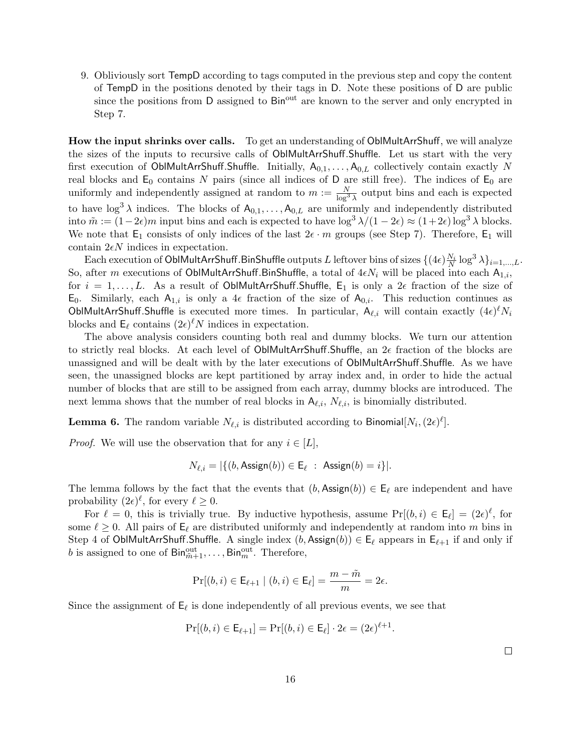9. Obliviously sort TempD according to tags computed in the previous step and copy the content of TempD in the positions denoted by their tags in D. Note these positions of D are public since the positions from D assigned to $\mathsf{Bin}^{\mathrm{out}}$ are known to the server and only encrypted in Step 7.

**How the input shrinks over calls.** To get an understanding of OblMultArrShuff, we will analyze the sizes of the inputs to recursive calls of OblMultArrShuff.Shuffle. Let us start with the very first execution of OblMultArrShuff.Shuffle. Initially, $\mathsf{A}_{0,1}, \ldots, \mathsf{A}_{0,L}$ collectively contain exactly $N$ real blocks and $\mathsf{E}_0$ contains $N$ pairs (since all indices of D are still free). The indices of $\mathsf{E}_0$ are uniformly and independently assigned at random to $m := \frac{N}{\log^3 \lambda}$ output bins and each is expected to have $\log^3 \lambda$ indices. The blocks of $\mathsf{A}_{0,1}, \ldots, \mathsf{A}_{0,L}$ are uniformly and independently distributed into $\tilde{m} := (1-2\epsilon)m$ input bins and each is expected to have $\log^3 \lambda/(1-2\epsilon) \approx (1+2\epsilon)\log^3 \lambda$ blocks. We note that $\mathsf{E}_1$ consists of only indices of the last $2\epsilon \cdot m$ groups (see Step 7). Therefore, $\mathsf{E}_1$ will contain $2\epsilon N$ indices in expectation.

Each execution of OblMultArrShuff.BinShuffle outputs $L$ leftover bins of sizes $\{(4\epsilon)\frac{N_i}{N}\log^3 \lambda\}_{i=1,\ldots,L}$. So, after $m$ executions of OblMultArrShuff.BinShuffle, a total of $4\epsilon N_i$ will be placed into each $\mathsf{A}_{1,i}$, for $i = 1, \ldots, L$. As a result of OblMultArrShuff.Shuffle, $\mathsf{E}_1$ is only a $2\epsilon$ fraction of the size of $\mathsf{E}_0$. Similarly, each $\mathsf{A}_{1,i}$ is only a $4\epsilon$ fraction of the size of $\mathsf{A}_{0,i}$. This reduction continues as OblMultArrShuff.Shuffle is executed more times. In particular, $\mathsf{A}_{\ell,i}$ will contain exactly $(4\epsilon)^\ell N_i$ blocks and $\mathsf{E}_\ell$ contains $(2\epsilon)^\ell N$ indices in expectation.

The above analysis considers counting both real and dummy blocks. We turn our attention to strictly real blocks. At each level of OblMultArrShuff.Shuffle, an $2\epsilon$ fraction of the blocks are unassigned and will be dealt with by the later executions of OblMultArrShuff.Shuffle. As we have seen, the unassigned blocks are kept partitioned by array index and, in order to hide the actual number of blocks that are still to be assigned from each array, dummy blocks are introduced. The next lemma shows that the number of real blocks in $\mathsf{A}_{\ell,i}$, $N_{\ell,i}$, is binomially distributed.

**Lemma 6.** The random variable $N_{\ell,i}$ is distributed according to $\mathsf{Binomial}[N_i, (2\epsilon)^\ell]$.

*Proof.* We will use the observation that for any $i \in [L]$,

$$N_{\ell,i} = |\{(b, \mathsf{Assign}(b)) \in \mathsf{E}_\ell \;:\; \mathsf{Assign}(b) = i\}|.$$

The lemma follows by the fact that the events that $(b, \mathsf{Assign}(b)) \in \mathsf{E}_\ell$ are independent and have probability $(2\epsilon)^\ell$, for every $\ell \geq 0$.

For $\ell = 0$, this is trivially true. By inductive hypothesis, assume $\Pr[(b,i) \in \mathsf{E}_\ell] = (2\epsilon)^\ell$, for some $\ell \geq 0$. All pairs of $\mathsf{E}_\ell$ are distributed uniformly and independently at random into $m$ bins in Step 4 of OblMultArrShuff.Shuffle. A single index $(b, \mathsf{Assign}(b)) \in \mathsf{E}_\ell$ appears in $\mathsf{E}_{\ell+1}$ if and only if $b$ is assigned to one of $\mathsf{Bin}^{\mathrm{out}}_{\tilde{m}+1}, \ldots, \mathsf{Bin}^{\mathrm{out}}_m$. Therefore,

$$\Pr[(b,i) \in \mathsf{E}_{\ell+1} \mid (b,i) \in \mathsf{E}_\ell] = \frac{m - \tilde{m}}{m} = 2\epsilon.$$

Since the assignment of $\mathsf{E}_\ell$ is done independently of all previous events, we see that

$$\Pr[(b,i) \in \mathsf{E}_{\ell+1}] = \Pr[(b,i) \in \mathsf{E}_\ell] \cdot 2\epsilon = (2\epsilon)^{\ell+1}.$$

□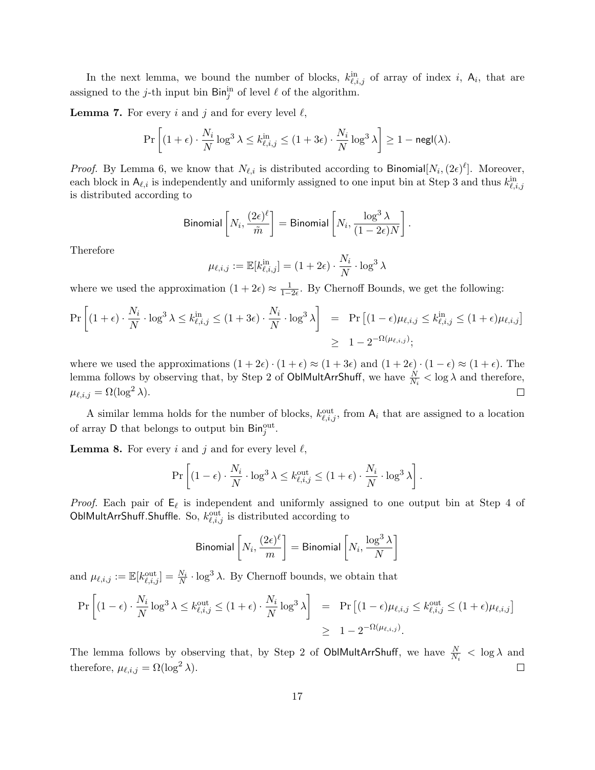In the next lemma, we bound the number of blocks, $k^{\mathrm{in}}_{\ell,i,j}$ of array of index $i$, $\mathsf{A}_i$, that are assigned to the $j$-th input bin $\mathsf{Bin}^{\mathrm{in}}_j$ of level $\ell$ of the algorithm.

**Lemma 7.** For every $i$ and $j$ and for every level $\ell$,

$$\Pr\left[(1+\epsilon)\cdot\frac{N_i}{N}\log^3\lambda \le k^{\mathrm{in}}_{\ell,i,j} \le (1+3\epsilon)\cdot\frac{N_i}{N}\log^3\lambda\right] \ge 1-\mathsf{negl}(\lambda).$$

*Proof.* By Lemma 6, we know that $N_{\ell,i}$ is distributed according to $\mathsf{Binomial}[N_i,(2\epsilon)^\ell]$. Moreover, each block in $\mathsf{A}_{\ell,i}$ is independently and uniformly assigned to one input bin at Step 3 and thus $k^{\mathrm{in}}_{\ell,i,j}$ is distributed according to

$$\mathsf{Binomial}\left[N_i,\frac{(2\epsilon)^\ell}{\tilde{m}}\right] = \mathsf{Binomial}\left[N_i,\frac{\log^3\lambda}{(1-2\epsilon)N}\right].$$

Therefore

$$\mu_{\ell,i,j} := \mathbb{E}[k^{\mathrm{in}}_{\ell,i,j}] = (1+2\epsilon)\cdot\frac{N_i}{N}\cdot\log^3\lambda$$

where we used the approximation $(1+2\epsilon)\approx\frac{1}{1-2\epsilon}$. By Chernoff Bounds, we get the following:

$$\begin{aligned}\Pr\left[(1+\epsilon)\cdot\frac{N_i}{N}\cdot\log^3\lambda \le k^{\mathrm{in}}_{\ell,i,j} \le (1+3\epsilon)\cdot\frac{N_i}{N}\cdot\log^3\lambda\right] &= \Pr\left[(1-\epsilon)\mu_{\ell,i,j} \le k^{\mathrm{in}}_{\ell,i,j} \le (1+\epsilon)\mu_{\ell,i,j}\right] \\ &\ge 1-2^{-\Omega(\mu_{\ell,i,j})};\end{aligned}$$

where we used the approximations $(1+2\epsilon)\cdot(1+\epsilon)\approx(1+3\epsilon)$ and $(1+2\epsilon)\cdot(1-\epsilon)\approx(1+\epsilon)$. The lemma follows by observing that, by Step 2 of $\mathsf{OblMultArrShuff}$, we have $\frac{N}{N_i}<\log\lambda$ and therefore, $\mu_{\ell,i,j}=\Omega(\log^2\lambda)$. $\square$

A similar lemma holds for the number of blocks, $k^{\mathrm{out}}_{\ell,i,j}$, from $\mathsf{A}_i$ that are assigned to a location of array $\mathsf{D}$ that belongs to output bin $\mathsf{Bin}^{\mathrm{out}}_j$.

**Lemma 8.** For every $i$ and $j$ and for every level $\ell$,

$$\Pr\left[(1-\epsilon)\cdot\frac{N_i}{N}\cdot\log^3\lambda \le k^{\mathrm{out}}_{\ell,i,j} \le (1+\epsilon)\cdot\frac{N_i}{N}\cdot\log^3\lambda\right].$$

*Proof.* Each pair of $\mathsf{E}_\ell$ is independent and uniformly assigned to one output bin at Step 4 of $\mathsf{OblMultArrShuff.Shuffle}$. So, $k^{\mathrm{out}}_{\ell,i,j}$ is distributed according to

$$\mathsf{Binomial}\left[N_i,\frac{(2\epsilon)^\ell}{m}\right] = \mathsf{Binomial}\left[N_i,\frac{\log^3\lambda}{N}\right]$$

and $\mu_{\ell,i,j} := \mathbb{E}[k^{\mathrm{out}}_{\ell,i,j}] = \frac{N_i}{N}\cdot\log^3\lambda$. By Chernoff bounds, we obtain that

$$\begin{aligned}\Pr\left[(1-\epsilon)\cdot\frac{N_i}{N}\log^3\lambda \le k^{\mathrm{out}}_{\ell,i,j} \le (1+\epsilon)\cdot\frac{N_i}{N}\log^3\lambda\right] &= \Pr\left[(1-\epsilon)\mu_{\ell,i,j} \le k^{\mathrm{out}}_{\ell,i,j} \le (1+\epsilon)\mu_{\ell,i,j}\right] \\ &\ge 1-2^{-\Omega(\mu_{\ell,i,j})}.\end{aligned}$$

The lemma follows by observing that, by Step 2 of $\mathsf{OblMultArrShuff}$, we have $\frac{N}{N_i}<\log\lambda$ and therefore, $\mu_{\ell,i,j}=\Omega(\log^2\lambda)$. $\square$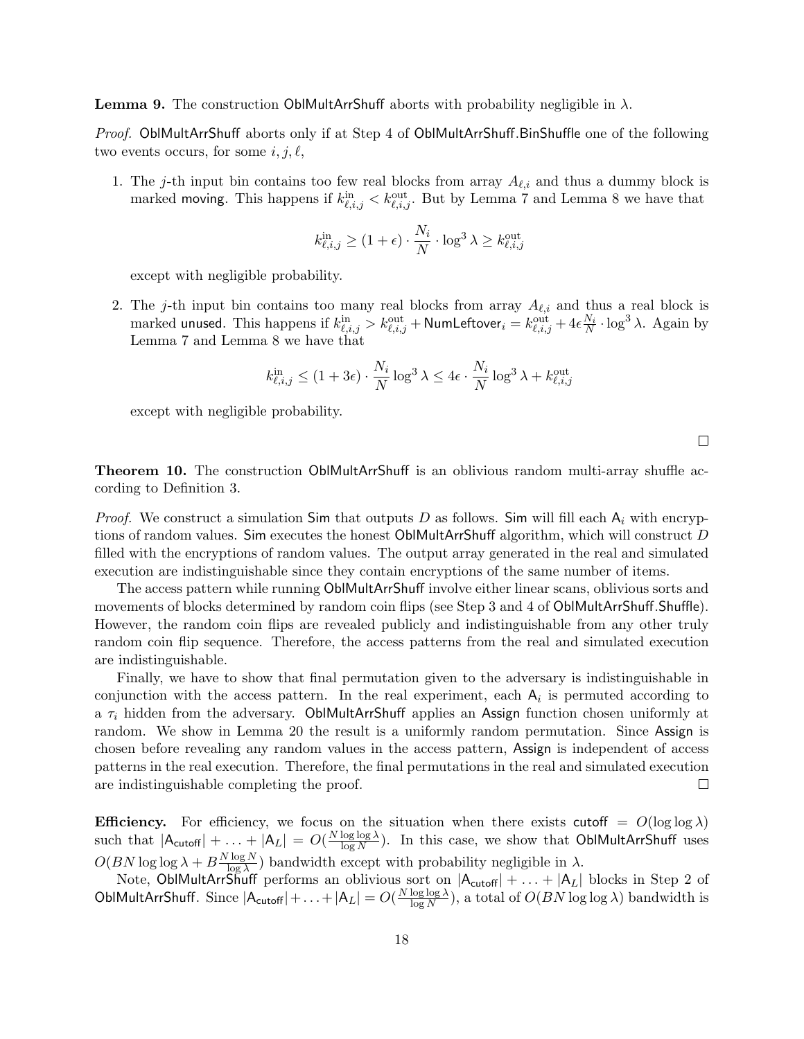**Lemma 9.** The construction $\mathsf{OblMultArrShuff}$ aborts with probability negligible in $\lambda$.

*Proof.* $\mathsf{OblMultArrShuff}$ aborts only if at Step 4 of $\mathsf{OblMultArrShuff.BinShuffle}$ one of the following two events occurs, for some $i, j, \ell$,

1. The $j$-th input bin contains too few real blocks from array $A_{\ell,i}$ and thus a dummy block is marked $\mathsf{moving}$. This happens if $k^{\text{in}}_{\ell,i,j} < k^{\text{out}}_{\ell,i,j}$. But by Lemma 7 and Lemma 8 we have that

$$k^{\text{in}}_{\ell,i,j} \geq (1+\epsilon) \cdot \frac{N_i}{N} \cdot \log^3 \lambda \geq k^{\text{out}}_{\ell,i,j}$$

except with negligible probability.

2. The $j$-th input bin contains too many real blocks from array $A_{\ell,i}$ and thus a real block is marked $\mathsf{unused}$. This happens if $k^{\text{in}}_{\ell,i,j} > k^{\text{out}}_{\ell,i,j} + \mathsf{NumLeftover}_i = k^{\text{out}}_{\ell,i,j} + 4\epsilon\frac{N_i}{N} \cdot \log^3 \lambda$. Again by Lemma 7 and Lemma 8 we have that

$$k^{\text{in}}_{\ell,i,j} \leq (1+3\epsilon) \cdot \frac{N_i}{N} \log^3 \lambda \leq 4\epsilon \cdot \frac{N_i}{N} \log^3 \lambda + k^{\text{out}}_{\ell,i,j}$$

except with negligible probability.

□

**Theorem 10.** The construction $\mathsf{OblMultArrShuff}$ is an oblivious random multi-array shuffle according to Definition 3.

*Proof.* We construct a simulation $\mathsf{Sim}$ that outputs $D$ as follows. $\mathsf{Sim}$ will fill each $\mathsf{A}_i$ with encryptions of random values. $\mathsf{Sim}$ executes the honest $\mathsf{OblMultArrShuff}$ algorithm, which will construct $D$ filled with the encryptions of random values. The output array generated in the real and simulated execution are indistinguishable since they contain encryptions of the same number of items.

The access pattern while running $\mathsf{OblMultArrShuff}$ involve either linear scans, oblivious sorts and movements of blocks determined by random coin flips (see Step 3 and 4 of $\mathsf{OblMultArrShuff.Shuffle}$). However, the random coin flips are revealed publicly and indistinguishable from any other truly random coin flip sequence. Therefore, the access patterns from the real and simulated execution are indistinguishable.

Finally, we have to show that final permutation given to the adversary is indistinguishable in conjunction with the access pattern. In the real experiment, each $\mathsf{A}_i$ is permuted according to a $\tau_i$ hidden from the adversary. $\mathsf{OblMultArrShuff}$ applies an $\mathsf{Assign}$ function chosen uniformly at random. We show in Lemma 20 the result is a uniformly random permutation. Since $\mathsf{Assign}$ is chosen before revealing any random values in the access pattern, $\mathsf{Assign}$ is independent of access patterns in the real execution. Therefore, the final permutations in the real and simulated execution are indistinguishable completing the proof. □

**Efficiency.** For efficiency, we focus on the situation when there exists $\mathsf{cutoff} = O(\log\log\lambda)$ such that $|\mathsf{A}_{\mathsf{cutoff}}| + \ldots + |\mathsf{A}_L| = O(\frac{N \log\log\lambda}{\log N})$. In this case, we show that $\mathsf{OblMultArrShuff}$ uses $O(BN \log\log\lambda + B\frac{N \log N}{\log \lambda})$ bandwidth except with probability negligible in $\lambda$.

Note, $\mathsf{OblMultArrShuff}$ performs an oblivious sort on $|\mathsf{A}_{\mathsf{cutoff}}| + \ldots + |\mathsf{A}_L|$ blocks in Step 2 of $\mathsf{OblMultArrShuff}$. Since $|\mathsf{A}_{\mathsf{cutoff}}| + \ldots + |\mathsf{A}_L| = O(\frac{N \log\log\lambda}{\log N})$, a total of $O(BN \log\log\lambda)$ bandwidth is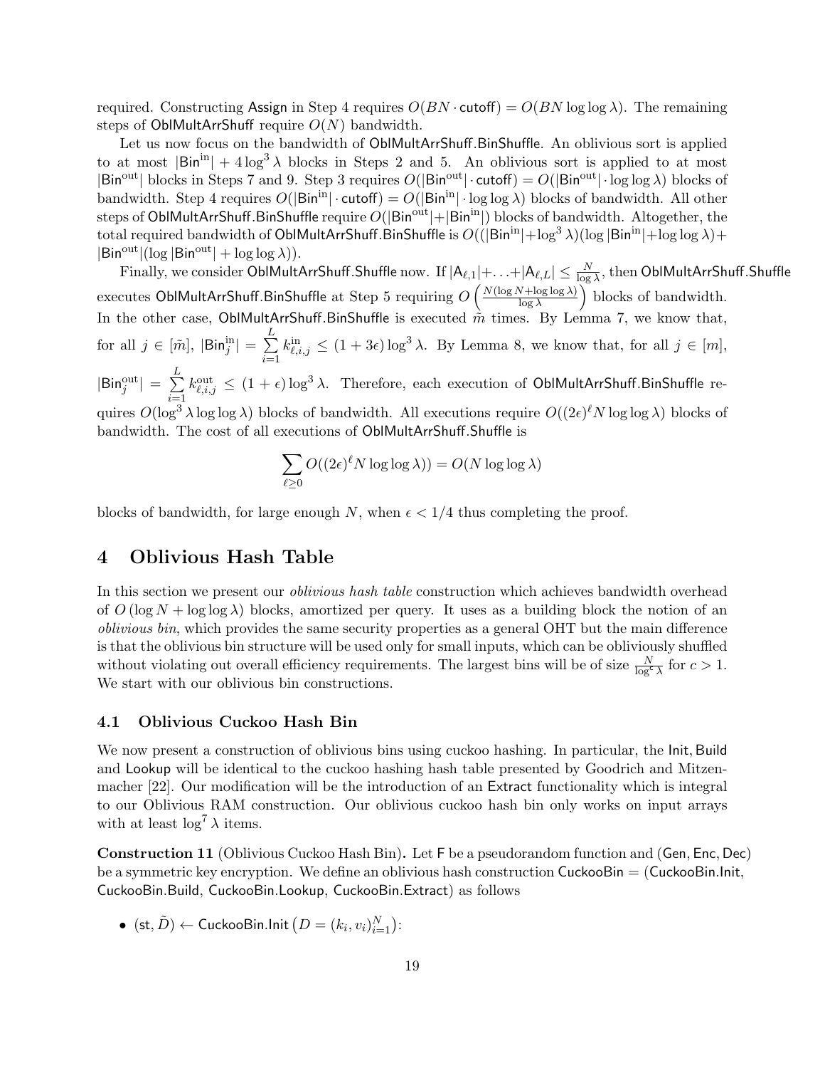required. Constructing $\mathsf{Assign}$ in Step 4 requires $O(BN \cdot \mathsf{cutoff}) = O(BN \log\log\lambda)$. The remaining steps of $\mathsf{OblMultArrShuff}$ require $O(N)$ bandwidth.

Let us now focus on the bandwidth of $\mathsf{OblMultArrShuff.BinShuffle}$. An oblivious sort is applied to at most $|\mathsf{Bin}^{\mathrm{in}}| + 4\log^3\lambda$ blocks in Steps 2 and 5. An oblivious sort is applied to at most $|\mathsf{Bin}^{\mathrm{out}}|$ blocks in Steps 7 and 9. Step 3 requires $O(|\mathsf{Bin}^{\mathrm{out}}| \cdot \mathsf{cutoff}) = O(|\mathsf{Bin}^{\mathrm{out}}| \cdot \log\log\lambda)$ blocks of bandwidth. Step 4 requires $O(|\mathsf{Bin}^{\mathrm{in}}| \cdot \mathsf{cutoff}) = O(|\mathsf{Bin}^{\mathrm{in}}| \cdot \log\log\lambda)$ blocks of bandwidth. All other steps of $\mathsf{OblMultArrShuff.BinShuffle}$ require $O(|\mathsf{Bin}^{\mathrm{out}}| + |\mathsf{Bin}^{\mathrm{in}}|)$ blocks of bandwidth. Altogether, the total required bandwidth of $\mathsf{OblMultArrShuff.BinShuffle}$ is $O((|\mathsf{Bin}^{\mathrm{in}}| + \log^3\lambda)(\log|\mathsf{Bin}^{\mathrm{in}}| + \log\log\lambda) + |\mathsf{Bin}^{\mathrm{out}}|(\log|\mathsf{Bin}^{\mathrm{out}}| + \log\log\lambda))$.

Finally, we consider $\mathsf{OblMultArrShuff.Shuffle}$ now. If $|\mathsf{A}_{\ell,1}| + \ldots + |\mathsf{A}_{\ell,L}| \leq \frac{N}{\log\lambda}$, then $\mathsf{OblMultArrShuff.Shuffle}$ executes $\mathsf{OblMultArrShuff.BinShuffle}$ at Step 5 requiring $O\left(\frac{N(\log N + \log\log\lambda)}{\log\lambda}\right)$ blocks of bandwidth. In the other case, $\mathsf{OblMultArrShuff.BinShuffle}$ is executed $\tilde{m}$ times. By Lemma 7, we know that, for all $j \in [\tilde{m}]$, $|\mathsf{Bin}^{\mathrm{in}}_j| = \sum_{i=1}^{L} k^{\mathrm{in}}_{\ell,i,j} \leq (1+3\epsilon)\log^3\lambda$. By Lemma 8, we know that, for all $j \in [m]$, $|\mathsf{Bin}^{\mathrm{out}}_j| = \sum_{i=1}^{L} k^{\mathrm{out}}_{\ell,i,j} \leq (1+\epsilon)\log^3\lambda$. Therefore, each execution of $\mathsf{OblMultArrShuff.BinShuffle}$ requires $O(\log^3\lambda \log\log\lambda)$ blocks of bandwidth. All executions require $O((2\epsilon)^\ell N \log\log\lambda)$ blocks of bandwidth. The cost of all executions of $\mathsf{OblMultArrShuff.Shuffle}$ is

$$\sum_{\ell \geq 0} O((2\epsilon)^\ell N \log\log\lambda)) = O(N \log\log\lambda)$$

blocks of bandwidth, for large enough $N$, when $\epsilon < 1/4$ thus completing the proof.

## 4 Oblivious Hash Table

In this section we present our *oblivious hash table* construction which achieves bandwidth overhead of $O(\log N + \log\log\lambda)$ blocks, amortized per query. It uses as a building block the notion of an *oblivious bin*, which provides the same security properties as a general OHT but the main difference is that the oblivious bin structure will be used only for small inputs, which can be obliviously shuffled without violating out overall efficiency requirements. The largest bins will be of size $\frac{N}{\log^c\lambda}$ for $c > 1$. We start with our oblivious bin constructions.

### 4.1 Oblivious Cuckoo Hash Bin

We now present a construction of oblivious bins using cuckoo hashing. In particular, the $\mathsf{Init}$, $\mathsf{Build}$ and $\mathsf{Lookup}$ will be identical to the cuckoo hashing hash table presented by Goodrich and Mitzenmacher [22]. Our modification will be the introduction of an $\mathsf{Extract}$ functionality which is integral to our Oblivious RAM construction. Our oblivious cuckoo hash bin only works on input arrays with at least $\log^7\lambda$ items.

**Construction 11** (Oblivious Cuckoo Hash Bin)**.** Let $\mathsf{F}$ be a pseudorandom function and $(\mathsf{Gen}, \mathsf{Enc}, \mathsf{Dec})$ be a symmetric key encryption. We define an oblivious hash construction $\mathsf{CuckooBin} = (\mathsf{CuckooBin.Init}$, $\mathsf{CuckooBin.Build}$, $\mathsf{CuckooBin.Lookup}$, $\mathsf{CuckooBin.Extract})$ as follows

- $(\mathsf{st}, \tilde{D}) \leftarrow \mathsf{CuckooBin.Init}\left(D = (k_i, v_i)_{i=1}^N\right)$: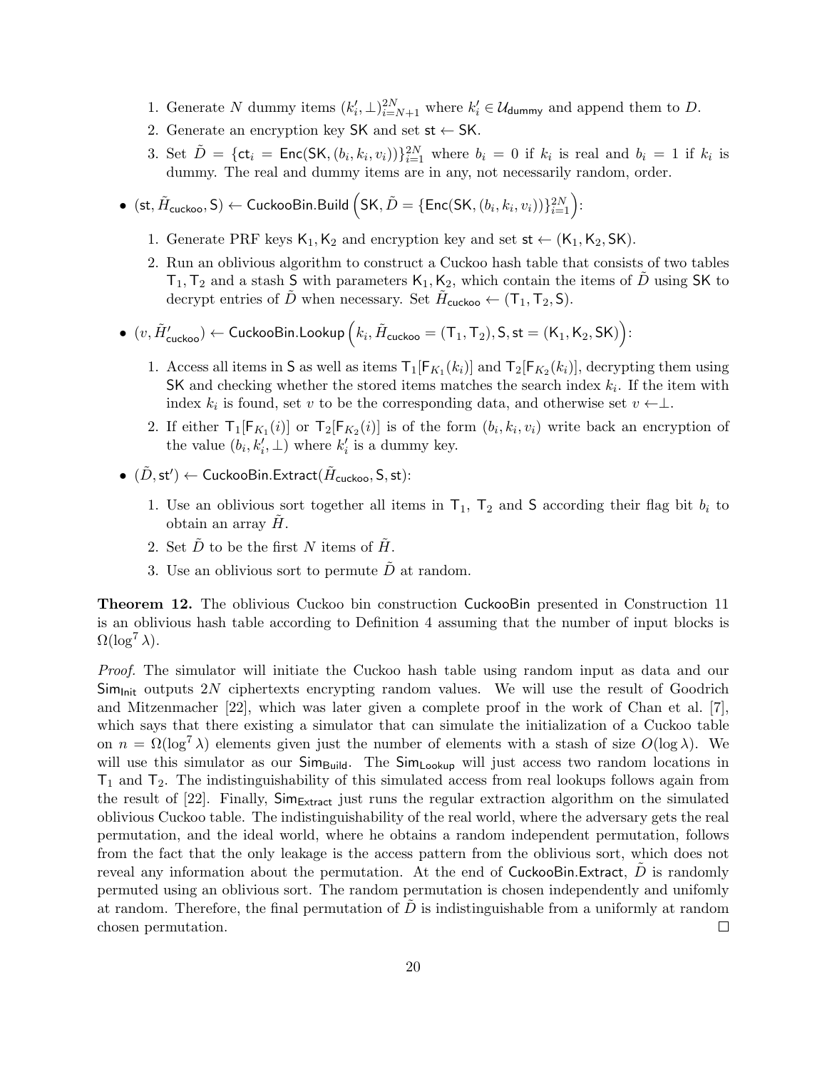1. Generate $N$ dummy items $(k'_i, \perp)_{i=N+1}^{2N}$ where $k'_i \in \mathcal{U}_{\mathsf{dummy}}$ and append them to $D$.
2. Generate an encryption key $\mathsf{SK}$ and set $\mathsf{st} \leftarrow \mathsf{SK}$.
3. Set $\tilde{D} = \{\mathsf{ct}_i = \mathsf{Enc}(\mathsf{SK}, (b_i, k_i, v_i))\}_{i=1}^{2N}$ where $b_i = 0$ if $k_i$ is real and $b_i = 1$ if $k_i$ is dummy. The real and dummy items are in any, not necessarily random, order.

- $(\mathsf{st}, \tilde{H}_{\mathsf{cuckoo}}, \mathsf{S}) \leftarrow \mathsf{CuckooBin.Build}\left(\mathsf{SK}, \tilde{D} = \{\mathsf{Enc}(\mathsf{SK}, (b_i, k_i, v_i))\}_{i=1}^{2N}\right)$:
  1. Generate PRF keys $\mathsf{K}_1, \mathsf{K}_2$ and encryption key and set $\mathsf{st} \leftarrow (\mathsf{K}_1, \mathsf{K}_2, \mathsf{SK})$.
  2. Run an oblivious algorithm to construct a Cuckoo hash table that consists of two tables $\mathsf{T}_1, \mathsf{T}_2$ and a stash $\mathsf{S}$ with parameters $\mathsf{K}_1, \mathsf{K}_2$, which contain the items of $\tilde{D}$ using $\mathsf{SK}$ to decrypt entries of $\tilde{D}$ when necessary. Set $\tilde{H}_{\mathsf{cuckoo}} \leftarrow (\mathsf{T}_1, \mathsf{T}_2, \mathsf{S})$.

- $(v, \tilde{H}'_{\mathsf{cuckoo}}) \leftarrow \mathsf{CuckooBin.Lookup}\left(k_i, \tilde{H}_{\mathsf{cuckoo}} = (\mathsf{T}_1, \mathsf{T}_2), \mathsf{S}, \mathsf{st} = (\mathsf{K}_1, \mathsf{K}_2, \mathsf{SK})\right)$:
  1. Access all items in $\mathsf{S}$ as well as items $\mathsf{T}_1[\mathsf{F}_{K_1}(k_i)]$ and $\mathsf{T}_2[\mathsf{F}_{K_2}(k_i)]$, decrypting them using $\mathsf{SK}$ and checking whether the stored items matches the search index $k_i$. If the item with index $k_i$ is found, set $v$ to be the corresponding data, and otherwise set $v \leftarrow \perp$.
  2. If either $\mathsf{T}_1[\mathsf{F}_{K_1}(i)]$ or $\mathsf{T}_2[\mathsf{F}_{K_2}(i)]$ is of the form $(b_i, k_i, v_i)$ write back an encryption of the value $(b_i, k'_i, \perp)$ where $k'_i$ is a dummy key.

- $(\tilde{D}, \mathsf{st}') \leftarrow \mathsf{CuckooBin.Extract}(\tilde{H}_{\mathsf{cuckoo}}, \mathsf{S}, \mathsf{st})$:
  1. Use an oblivious sort together all items in $\mathsf{T}_1$, $\mathsf{T}_2$ and $\mathsf{S}$ according their flag bit $b_i$ to obtain an array $\tilde{H}$.
  2. Set $\tilde{D}$ to be the first $N$ items of $\tilde{H}$.
  3. Use an oblivious sort to permute $\tilde{D}$ at random.

**Theorem 12.** The oblivious Cuckoo bin construction $\mathsf{CuckooBin}$ presented in Construction 11 is an oblivious hash table according to Definition 4 assuming that the number of input blocks is $\Omega(\log^7 \lambda)$.

*Proof.* The simulator will initiate the Cuckoo hash table using random input as data and our $\mathsf{Sim}_{\mathsf{Init}}$ outputs $2N$ ciphertexts encrypting random values. We will use the result of Goodrich and Mitzenmacher [22], which was later given a complete proof in the work of Chan et al. [7], which says that there existing a simulator that can simulate the initialization of a Cuckoo table on $n = \Omega(\log^7 \lambda)$ elements given just the number of elements with a stash of size $O(\log \lambda)$. We will use this simulator as our $\mathsf{Sim}_{\mathsf{Build}}$. The $\mathsf{Sim}_{\mathsf{Lookup}}$ will just access two random locations in $\mathsf{T}_1$ and $\mathsf{T}_2$. The indistinguishability of this simulated access from real lookups follows again from the result of [22]. Finally, $\mathsf{Sim}_{\mathsf{Extract}}$ just runs the regular extraction algorithm on the simulated oblivious Cuckoo table. The indistinguishability of the real world, where the adversary gets the real permutation, and the ideal world, where he obtains a random independent permutation, follows from the fact that the only leakage is the access pattern from the oblivious sort, which does not reveal any information about the permutation. At the end of $\mathsf{CuckooBin.Extract}$, $\tilde{D}$ is randomly permuted using an oblivious sort. The random permutation is chosen independently and unifomly at random. Therefore, the final permutation of $\tilde{D}$ is indistinguishable from a uniformly at random chosen permutation. □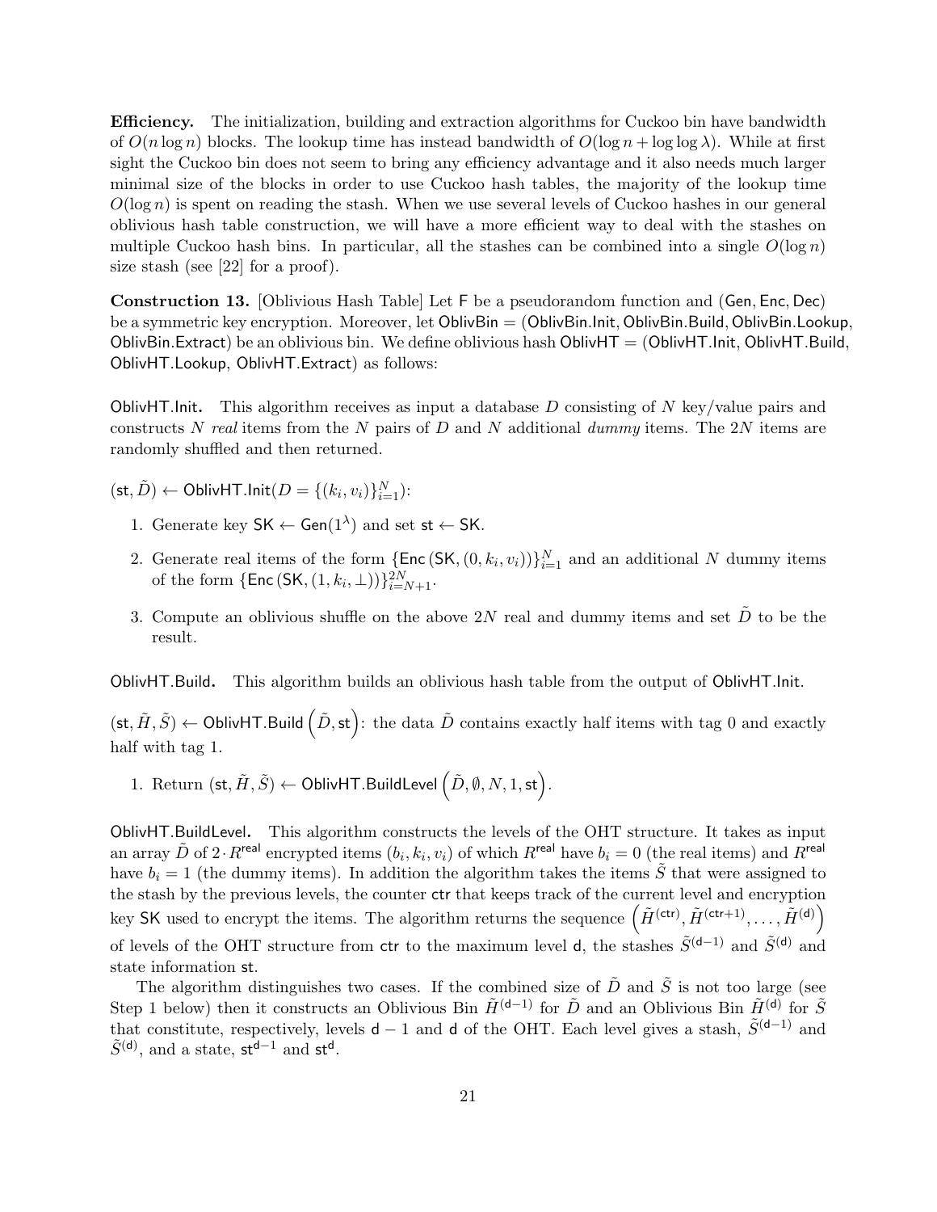**Efficiency.** The initialization, building and extraction algorithms for Cuckoo bin have bandwidth of $O(n \log n)$ blocks. The lookup time has instead bandwidth of $O(\log n + \log \log \lambda)$. While at first sight the Cuckoo bin does not seem to bring any efficiency advantage and it also needs much larger minimal size of the blocks in order to use Cuckoo hash tables, the majority of the lookup time $O(\log n)$ is spent on reading the stash. When we use several levels of Cuckoo hashes in our general oblivious hash table construction, we will have a more efficient way to deal with the stashes on multiple Cuckoo hash bins. In particular, all the stashes can be combined into a single $O(\log n)$ size stash (see [22] for a proof).

**Construction 13.** [Oblivious Hash Table] Let $\mathsf{F}$ be a pseudorandom function and $(\mathsf{Gen}, \mathsf{Enc}, \mathsf{Dec})$ be a symmetric key encryption. Moreover, let $\mathsf{OblivBin} = (\mathsf{OblivBin.Init}, \mathsf{OblivBin.Build}, \mathsf{OblivBin.Lookup}, \mathsf{OblivBin.Extract})$ be an oblivious bin. We define oblivious hash $\mathsf{OblivHT} = (\mathsf{OblivHT.Init}, \mathsf{OblivHT.Build}, \mathsf{OblivHT.Lookup}, \mathsf{OblivHT.Extract})$ as follows:

$\mathsf{OblivHT.Init}$. This algorithm receives as input a database $D$ consisting of $N$ key/value pairs and constructs $N$ *real* items from the $N$ pairs of $D$ and $N$ additional *dummy* items. The $2N$ items are randomly shuffled and then returned.

$(\mathsf{st}, \tilde{D}) \leftarrow \mathsf{OblivHT.Init}(D = \{(k_i, v_i)\}_{i=1}^{N})$:

1. Generate key $\mathsf{SK} \leftarrow \mathsf{Gen}(1^\lambda)$ and set $\mathsf{st} \leftarrow \mathsf{SK}$.
2. Generate real items of the form $\{\mathsf{Enc}(\mathsf{SK}, (0, k_i, v_i))\}_{i=1}^{N}$ and an additional $N$ dummy items of the form $\{\mathsf{Enc}(\mathsf{SK}, (1, k_i, \perp))\}_{i=N+1}^{2N}$.
3. Compute an oblivious shuffle on the above $2N$ real and dummy items and set $\tilde{D}$ to be the result.

$\mathsf{OblivHT.Build}$. This algorithm builds an oblivious hash table from the output of $\mathsf{OblivHT.Init}$.

$(\mathsf{st}, \tilde{H}, \tilde{S}) \leftarrow \mathsf{OblivHT.Build}\left(\tilde{D}, \mathsf{st}\right)$: the data $\tilde{D}$ contains exactly half items with tag 0 and exactly half with tag 1.

1. Return $(\mathsf{st}, \tilde{H}, \tilde{S}) \leftarrow \mathsf{OblivHT.BuildLevel}\left(\tilde{D}, \emptyset, N, 1, \mathsf{st}\right)$.

$\mathsf{OblivHT.BuildLevel}$. This algorithm constructs the levels of the OHT structure. It takes as input an array $\tilde{D}$ of $2 \cdot R^{\mathsf{real}}$ encrypted items $(b_i, k_i, v_i)$ of which $R^{\mathsf{real}}$ have $b_i = 0$ (the real items) and $R^{\mathsf{real}}$ have $b_i = 1$ (the dummy items). In addition the algorithm takes the items $\tilde{S}$ that were assigned to the stash by the previous levels, the counter $\mathsf{ctr}$ that keeps track of the current level and encryption key $\mathsf{SK}$ used to encrypt the items. The algorithm returns the sequence $\left(\tilde{H}^{(\mathsf{ctr})}, \tilde{H}^{(\mathsf{ctr}+1)}, \ldots, \tilde{H}^{(\mathsf{d})}\right)$ of levels of the OHT structure from $\mathsf{ctr}$ to the maximum level $\mathsf{d}$, the stashes $\tilde{S}^{(\mathsf{d}-1)}$ and $\tilde{S}^{(\mathsf{d})}$ and state information $\mathsf{st}$.

The algorithm distinguishes two cases. If the combined size of $\tilde{D}$ and $\tilde{S}$ is not too large (see Step 1 below) then it constructs an Oblivious Bin $\tilde{H}^{(\mathsf{d}-1)}$ for $\tilde{D}$ and an Oblivious Bin $\tilde{H}^{(\mathsf{d})}$ for $\tilde{S}$ that constitute, respectively, levels $\mathsf{d}-1$ and $\mathsf{d}$ of the OHT. Each level gives a stash, $\tilde{S}^{(\mathsf{d}-1)}$ and $\tilde{S}^{(\mathsf{d})}$, and a state, $\mathsf{st}^{\mathsf{d}-1}$ and $\mathsf{st}^{\mathsf{d}}$.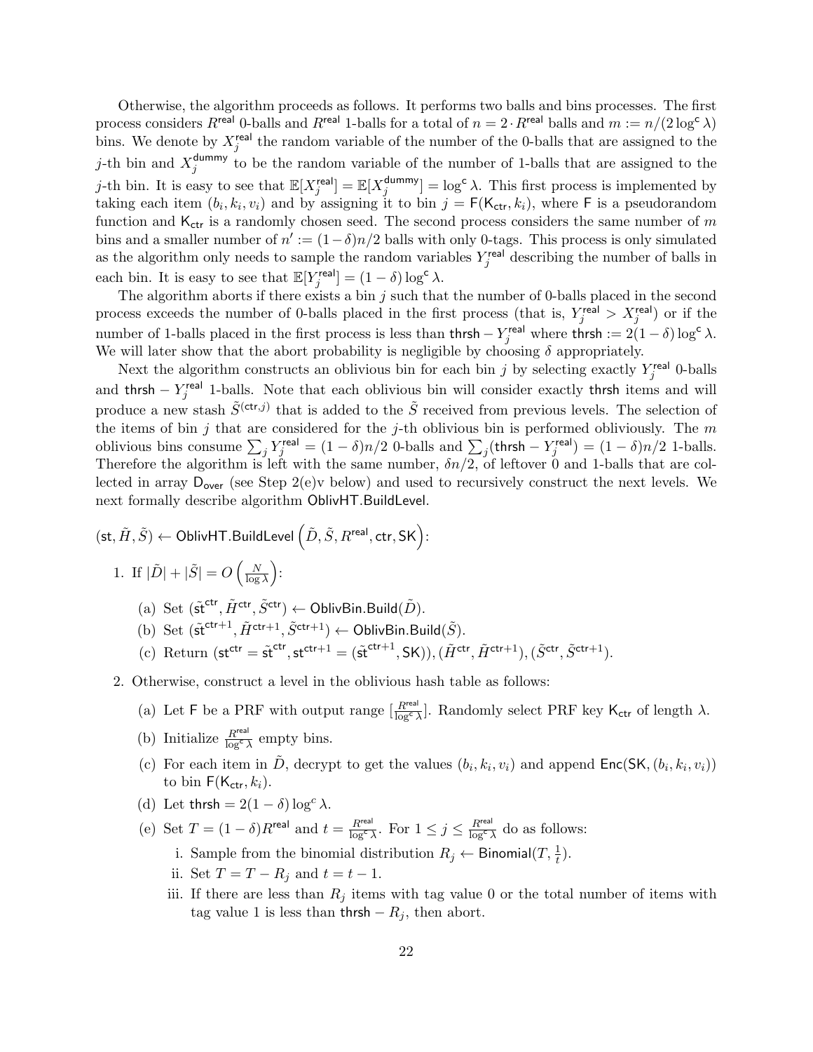Otherwise, the algorithm proceeds as follows. It performs two balls and bins processes. The first process considers $R^{\mathsf{real}}$ 0-balls and $R^{\mathsf{real}}$ 1-balls for a total of $n = 2 \cdot R^{\mathsf{real}}$ balls and $m := n/(2\log^{\mathsf{c}} \lambda)$ bins. We denote by $X_j^{\mathsf{real}}$ the random variable of the number of the 0-balls that are assigned to the $j$-th bin and $X_j^{\mathsf{dummy}}$ to be the random variable of the number of 1-balls that are assigned to the $j$-th bin. It is easy to see that $\mathbb{E}[X_j^{\mathsf{real}}] = \mathbb{E}[X_j^{\mathsf{dummy}}] = \log^{\mathsf{c}} \lambda$. This first process is implemented by taking each item $(b_i, k_i, v_i)$ and by assigning it to bin $j = \mathsf{F}(\mathsf{K}_{\mathsf{ctr}}, k_i)$, where $\mathsf{F}$ is a pseudorandom function and $\mathsf{K}_{\mathsf{ctr}}$ is a randomly chosen seed. The second process considers the same number of $m$ bins and a smaller number of $n' := (1-\delta)n/2$ balls with only 0-tags. This process is only simulated as the algorithm only needs to sample the random variables $Y_j^{\mathsf{real}}$ describing the number of balls in each bin. It is easy to see that $\mathbb{E}[Y_j^{\mathsf{real}}] = (1-\delta)\log^{\mathsf{c}} \lambda$.

The algorithm aborts if there exists a bin $j$ such that the number of 0-balls placed in the second process exceeds the number of 0-balls placed in the first process (that is, $Y_j^{\mathsf{real}} > X_j^{\mathsf{real}}$) or if the number of 1-balls placed in the first process is less than $\mathsf{thrsh} - Y_j^{\mathsf{real}}$ where $\mathsf{thrsh} := 2(1-\delta)\log^{\mathsf{c}} \lambda$. We will later show that the abort probability is negligible by choosing $\delta$ appropriately.

Next the algorithm constructs an oblivious bin for each bin $j$ by selecting exactly $Y_j^{\mathsf{real}}$ 0-balls and $\mathsf{thrsh} - Y_j^{\mathsf{real}}$ 1-balls. Note that each oblivious bin will consider exactly $\mathsf{thrsh}$ items and will produce a new stash $\tilde{S}^{(\mathsf{ctr},j)}$ that is added to the $\tilde{S}$ received from previous levels. The selection of the items of bin $j$ that are considered for the $j$-th oblivious bin is performed obliviously. The $m$ oblivious bins consume $\sum_j Y_j^{\mathsf{real}} = (1-\delta)n/2$ 0-balls and $\sum_j (\mathsf{thrsh} - Y_j^{\mathsf{real}}) = (1-\delta)n/2$ 1-balls. Therefore the algorithm is left with the same number, $\delta n/2$, of leftover 0 and 1-balls that are collected in array $\mathsf{D}_{\mathsf{over}}$ (see Step 2(e)v below) and used to recursively construct the next levels. We next formally describe algorithm $\mathsf{OblivHT.BuildLevel}$.

$(\mathsf{st}, \tilde{H}, \tilde{S}) \leftarrow \mathsf{OblivHT.BuildLevel}\left(\tilde{D}, \tilde{S}, R^{\mathsf{real}}, \mathsf{ctr}, \mathsf{SK}\right)$:

1. If $|\tilde{D}| + |\tilde{S}| = O\left(\frac{N}{\log \lambda}\right)$:
   (a) Set $(\tilde{\mathsf{st}}^{\mathsf{ctr}}, \tilde{H}^{\mathsf{ctr}}, \tilde{S}^{\mathsf{ctr}}) \leftarrow \mathsf{OblivBin.Build}(\tilde{D})$.
   (b) Set $(\tilde{\mathsf{st}}^{\mathsf{ctr}+1}, \tilde{H}^{\mathsf{ctr}+1}, \tilde{S}^{\mathsf{ctr}+1}) \leftarrow \mathsf{OblivBin.Build}(\tilde{S})$.
   (c) Return $(\mathsf{st}^{\mathsf{ctr}} = \tilde{\mathsf{st}}^{\mathsf{ctr}}, \mathsf{st}^{\mathsf{ctr}+1} = (\tilde{\mathsf{st}}^{\mathsf{ctr}+1}, \mathsf{SK})), (\tilde{H}^{\mathsf{ctr}}, \tilde{H}^{\mathsf{ctr}+1}), (\tilde{S}^{\mathsf{ctr}}, \tilde{S}^{\mathsf{ctr}+1})$.

2. Otherwise, construct a level in the oblivious hash table as follows:
   (a) Let $\mathsf{F}$ be a PRF with output range $[\frac{R^{\mathsf{real}}}{\log^{\mathsf{c}} \lambda}]$. Randomly select PRF key $\mathsf{K}_{\mathsf{ctr}}$ of length $\lambda$.
   (b) Initialize $\frac{R^{\mathsf{real}}}{\log^{\mathsf{c}} \lambda}$ empty bins.
   (c) For each item in $\tilde{D}$, decrypt to get the values $(b_i, k_i, v_i)$ and append $\mathsf{Enc}(\mathsf{SK}, (b_i, k_i, v_i))$ to bin $\mathsf{F}(\mathsf{K}_{\mathsf{ctr}}, k_i)$.
   (d) Let $\mathsf{thrsh} = 2(1-\delta)\log^{c} \lambda$.
   (e) Set $T = (1-\delta)R^{\mathsf{real}}$ and $t = \frac{R^{\mathsf{real}}}{\log^{\mathsf{c}} \lambda}$. For $1 \le j \le \frac{R^{\mathsf{real}}}{\log^{\mathsf{c}} \lambda}$ do as follows:
      i. Sample from the binomial distribution $R_j \leftarrow \mathsf{Binomial}(T, \frac{1}{t})$.
      ii. Set $T = T - R_j$ and $t = t - 1$.
      iii. If there are less than $R_j$ items with tag value 0 or the total number of items with tag value 1 is less than $\mathsf{thrsh} - R_j$, then abort.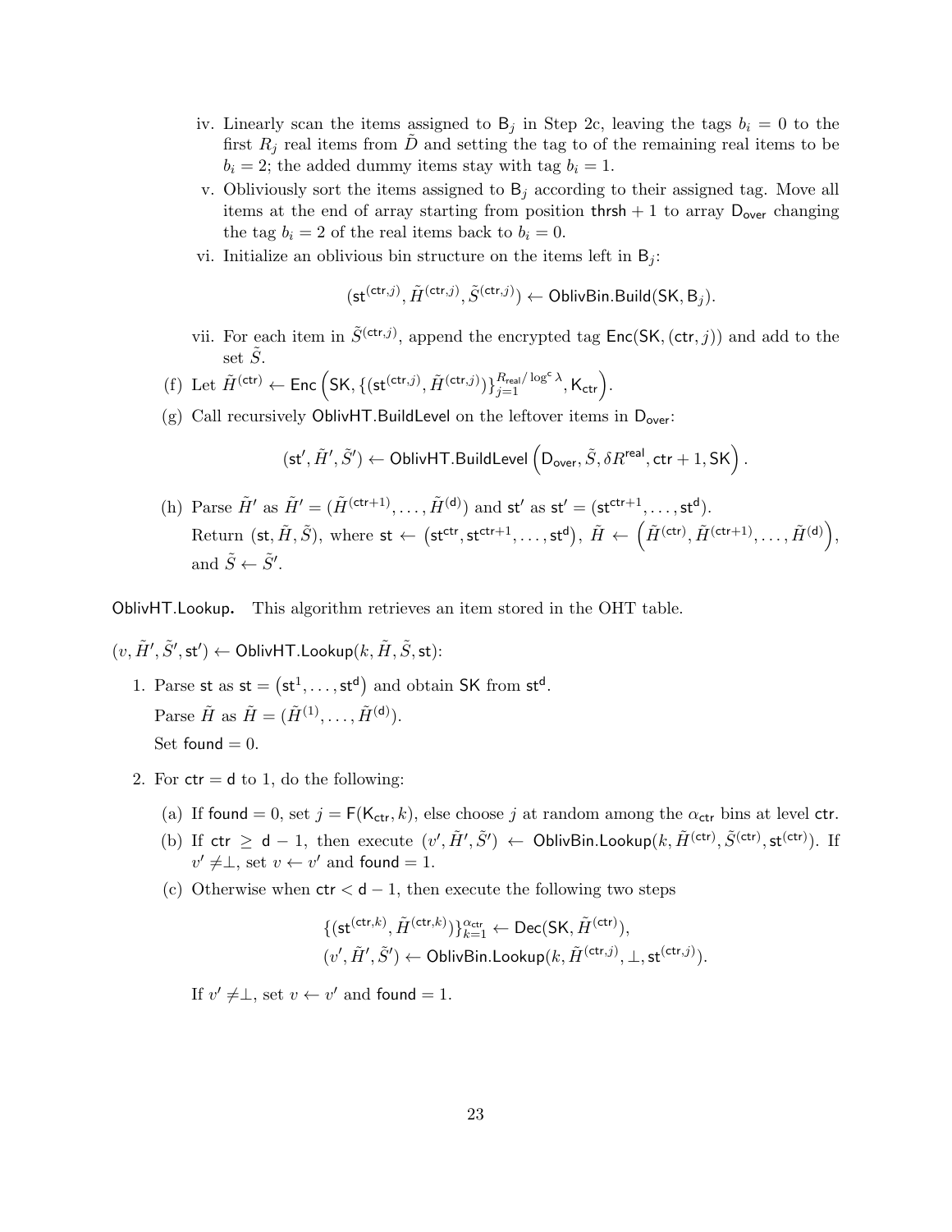iv. Linearly scan the items assigned to $\mathsf{B}_j$ in Step 2c, leaving the tags $b_i = 0$ to the first $R_j$ real items from $\tilde{D}$ and setting the tag to of the remaining real items to be $b_i = 2$; the added dummy items stay with tag $b_i = 1$.

v. Obliviously sort the items assigned to $\mathsf{B}_j$ according to their assigned tag. Move all items at the end of array starting from position $\mathsf{thrsh} + 1$ to array $\mathsf{D}_{\mathsf{over}}$ changing the tag $b_i = 2$ of the real items back to $b_i = 0$.

vi. Initialize an oblivious bin structure on the items left in $\mathsf{B}_j$:

$$(\mathsf{st}^{(\mathsf{ctr},j)}, \tilde{H}^{(\mathsf{ctr},j)}, \tilde{S}^{(\mathsf{ctr},j)}) \leftarrow \mathsf{OblivBin.Build}(\mathsf{SK}, \mathsf{B}_j).$$

vii. For each item in $\tilde{S}^{(\mathsf{ctr},j)}$, append the encrypted tag $\mathsf{Enc}(\mathsf{SK}, (\mathsf{ctr}, j))$ and add to the set $\tilde{S}$.

(f) Let $\tilde{H}^{(\mathsf{ctr})} \leftarrow \mathsf{Enc}\left(\mathsf{SK}, \{(\mathsf{st}^{(\mathsf{ctr},j)}, \tilde{H}^{(\mathsf{ctr},j)})\}_{j=1}^{R_{\mathsf{real}}/\log^{\mathsf{c}}\lambda}, \mathsf{K}_{\mathsf{ctr}}\right)$.

(g) Call recursively $\mathsf{OblivHT.BuildLevel}$ on the leftover items in $\mathsf{D}_{\mathsf{over}}$:

$$(\mathsf{st}', \tilde{H}', \tilde{S}') \leftarrow \mathsf{OblivHT.BuildLevel}\left(\mathsf{D}_{\mathsf{over}}, \tilde{S}, \delta R^{\mathsf{real}}, \mathsf{ctr}+1, \mathsf{SK}\right).$$

(h) Parse $\tilde{H}'$ as $\tilde{H}' = (\tilde{H}^{(\mathsf{ctr}+1)}, \ldots, \tilde{H}^{(\mathsf{d})})$ and $\mathsf{st}'$ as $\mathsf{st}' = (\mathsf{st}^{\mathsf{ctr}+1}, \ldots, \mathsf{st}^{\mathsf{d}})$.
Return $(\mathsf{st}, \tilde{H}, \tilde{S})$, where $\mathsf{st} \leftarrow \left(\mathsf{st}^{\mathsf{ctr}}, \mathsf{st}^{\mathsf{ctr}+1}, \ldots, \mathsf{st}^{\mathsf{d}}\right)$, $\tilde{H} \leftarrow \left(\tilde{H}^{(\mathsf{ctr})}, \tilde{H}^{(\mathsf{ctr}+1)}, \ldots, \tilde{H}^{(\mathsf{d})}\right)$, and $\tilde{S} \leftarrow \tilde{S}'$.

**OblivHT.Lookup.** This algorithm retrieves an item stored in the OHT table.

$(v, \tilde{H}', \tilde{S}', \mathsf{st}') \leftarrow \mathsf{OblivHT.Lookup}(k, \tilde{H}, \tilde{S}, \mathsf{st})$:

1. Parse $\mathsf{st}$ as $\mathsf{st} = \left(\mathsf{st}^1, \ldots, \mathsf{st}^{\mathsf{d}}\right)$ and obtain $\mathsf{SK}$ from $\mathsf{st}^{\mathsf{d}}$.
   Parse $\tilde{H}$ as $\tilde{H} = (\tilde{H}^{(1)}, \ldots, \tilde{H}^{(\mathsf{d})})$.
   Set $\mathsf{found} = 0$.

2. For $\mathsf{ctr} = \mathsf{d}$ to 1, do the following:

   (a) If $\mathsf{found} = 0$, set $j = \mathsf{F}(\mathsf{K}_{\mathsf{ctr}}, k)$, else choose $j$ at random among the $\alpha_{\mathsf{ctr}}$ bins at level $\mathsf{ctr}$.

   (b) If $\mathsf{ctr} \geq \mathsf{d} - 1$, then execute $(v', \tilde{H}', \tilde{S}') \leftarrow \mathsf{OblivBin.Lookup}(k, \tilde{H}^{(\mathsf{ctr})}, \tilde{S}^{(\mathsf{ctr})}, \mathsf{st}^{(\mathsf{ctr})})$. If $v' \neq \perp$, set $v \leftarrow v'$ and $\mathsf{found} = 1$.

   (c) Otherwise when $\mathsf{ctr} < \mathsf{d} - 1$, then execute the following two steps

   $$\{(\mathsf{st}^{(\mathsf{ctr},k)}, \tilde{H}^{(\mathsf{ctr},k)})\}_{k=1}^{\alpha_{\mathsf{ctr}}} \leftarrow \mathsf{Dec}(\mathsf{SK}, \tilde{H}^{(\mathsf{ctr})}),$$
   $$(v', \tilde{H}', \tilde{S}') \leftarrow \mathsf{OblivBin.Lookup}(k, \tilde{H}^{(\mathsf{ctr},j)}, \perp, \mathsf{st}^{(\mathsf{ctr},j)}).$$

   If $v' \neq \perp$, set $v \leftarrow v'$ and $\mathsf{found} = 1$.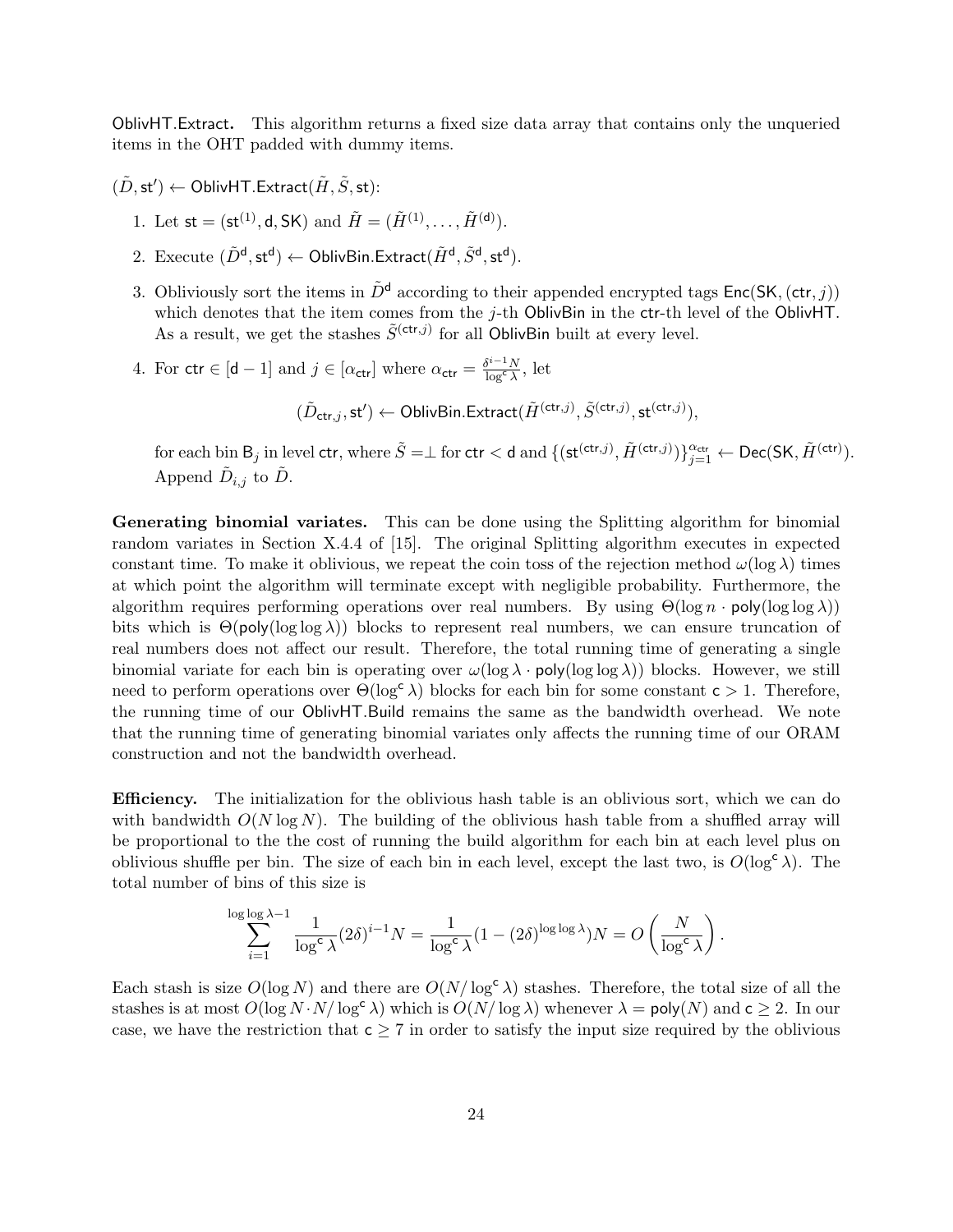**OblivHT.Extract.** This algorithm returns a fixed size data array that contains only the unqueried items in the OHT padded with dummy items.

$(\tilde{D}, \mathsf{st}') \leftarrow \mathsf{OblivHT.Extract}(\tilde{H}, \tilde{S}, \mathsf{st})$:

1. Let $\mathsf{st} = (\mathsf{st}^{(1)}, \mathsf{d}, \mathsf{SK})$ and $\tilde{H} = (\tilde{H}^{(1)}, \ldots, \tilde{H}^{(\mathsf{d})})$.
2. Execute $(\tilde{D}^{\mathsf{d}}, \mathsf{st}^{\mathsf{d}}) \leftarrow \mathsf{OblivBin.Extract}(\tilde{H}^{\mathsf{d}}, \tilde{S}^{\mathsf{d}}, \mathsf{st}^{\mathsf{d}})$.
3. Obliviously sort the items in $\tilde{D}^{\mathsf{d}}$ according to their appended encrypted tags $\mathsf{Enc}(\mathsf{SK}, (\mathsf{ctr}, j))$ which denotes that the item comes from the $j$-th $\mathsf{OblivBin}$ in the $\mathsf{ctr}$-th level of the $\mathsf{OblivHT}$. As a result, we get the stashes $\tilde{S}^{(\mathsf{ctr},j)}$ for all $\mathsf{OblivBin}$ built at every level.
4. For $\mathsf{ctr} \in [\mathsf{d}-1]$ and $j \in [\alpha_{\mathsf{ctr}}]$ where $\alpha_{\mathsf{ctr}} = \frac{\delta^{i-1}N}{\log^{\mathsf{c}} \lambda}$, let

$$(\tilde{D}_{\mathsf{ctr},j}, \mathsf{st}') \leftarrow \mathsf{OblivBin.Extract}(\tilde{H}^{(\mathsf{ctr},j)}, \tilde{S}^{(\mathsf{ctr},j)}, \mathsf{st}^{(\mathsf{ctr},j)}),$$

for each bin $\mathsf{B}_j$ in level $\mathsf{ctr}$, where $\tilde{S} = \perp$ for $\mathsf{ctr} < \mathsf{d}$ and $\{(\mathsf{st}^{(\mathsf{ctr},j)}, \tilde{H}^{(\mathsf{ctr},j)})\}_{j=1}^{\alpha_{\mathsf{ctr}}} \leftarrow \mathsf{Dec}(\mathsf{SK}, \tilde{H}^{(\mathsf{ctr})})$. Append $\tilde{D}_{i,j}$ to $\tilde{D}$.

**Generating binomial variates.** This can be done using the Splitting algorithm for binomial random variates in Section X.4.4 of [15]. The original Splitting algorithm executes in expected constant time. To make it oblivious, we repeat the coin toss of the rejection method $\omega(\log \lambda)$ times at which point the algorithm will terminate except with negligible probability. Furthermore, the algorithm requires performing operations over real numbers. By using $\Theta(\log n \cdot \mathsf{poly}(\log \log \lambda))$ bits which is $\Theta(\mathsf{poly}(\log \log \lambda))$ blocks to represent real numbers, we can ensure truncation of real numbers does not affect our result. Therefore, the total running time of generating a single binomial variate for each bin is operating over $\omega(\log \lambda \cdot \mathsf{poly}(\log \log \lambda))$ blocks. However, we still need to perform operations over $\Theta(\log^{\mathsf{c}} \lambda)$ blocks for each bin for some constant $\mathsf{c} > 1$. Therefore, the running time of our $\mathsf{OblivHT.Build}$ remains the same as the bandwidth overhead. We note that the running time of generating binomial variates only affects the running time of our ORAM construction and not the bandwidth overhead.

**Efficiency.** The initialization for the oblivious hash table is an oblivious sort, which we can do with bandwidth $O(N \log N)$. The building of the oblivious hash table from a shuffled array will be proportional to the the cost of running the build algorithm for each bin at each level plus on oblivious shuffle per bin. The size of each bin in each level, except the last two, is $O(\log^{\mathsf{c}} \lambda)$. The total number of bins of this size is

$$\sum_{i=1}^{\log \log \lambda - 1} \frac{1}{\log^{\mathsf{c}} \lambda} (2\delta)^{i-1} N = \frac{1}{\log^{\mathsf{c}} \lambda} (1 - (2\delta)^{\log \log \lambda}) N = O\left(\frac{N}{\log^{\mathsf{c}} \lambda}\right).$$

Each stash is size $O(\log N)$ and there are $O(N/\log^{\mathsf{c}} \lambda)$ stashes. Therefore, the total size of all the stashes is at most $O(\log N \cdot N/\log^{\mathsf{c}} \lambda)$ which is $O(N/\log \lambda)$ whenever $\lambda = \mathsf{poly}(N)$ and $\mathsf{c} \geq 2$. In our case, we have the restriction that $\mathsf{c} \geq 7$ in order to satisfy the input size required by the oblivious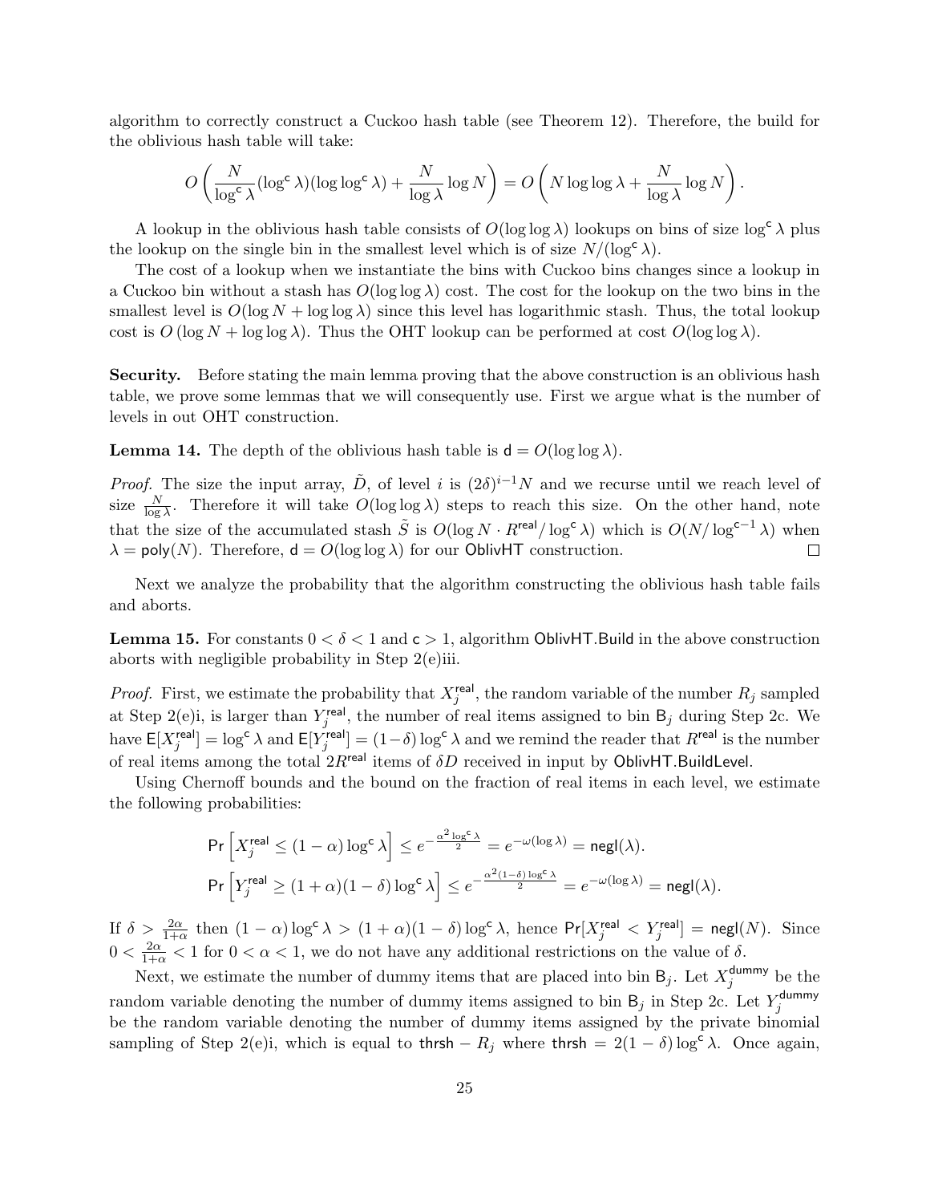algorithm to correctly construct a Cuckoo hash table (see Theorem 12). Therefore, the build for the oblivious hash table will take:

$$O\left(\frac{N}{\log^{\mathsf{c}}\lambda}(\log^{\mathsf{c}}\lambda)(\log\log^{\mathsf{c}}\lambda) + \frac{N}{\log\lambda}\log N\right) = O\left(N\log\log\lambda + \frac{N}{\log\lambda}\log N\right).$$

A lookup in the oblivious hash table consists of $O(\log\log\lambda)$ lookups on bins of size $\log^{\mathsf{c}}\lambda$ plus the lookup on the single bin in the smallest level which is of size $N/(\log^{\mathsf{c}}\lambda)$.

The cost of a lookup when we instantiate the bins with Cuckoo bins changes since a lookup in a Cuckoo bin without a stash has $O(\log\log\lambda)$ cost. The cost for the lookup on the two bins in the smallest level is $O(\log N + \log\log\lambda)$ since this level has logarithmic stash. Thus, the total lookup cost is $O(\log N + \log\log\lambda)$. Thus the OHT lookup can be performed at cost $O(\log\log\lambda)$.

**Security.** Before stating the main lemma proving that the above construction is an oblivious hash table, we prove some lemmas that we will consequently use. First we argue what is the number of levels in out OHT construction.

**Lemma 14.** The depth of the oblivious hash table is $\mathsf{d} = O(\log\log\lambda)$.

*Proof.* The size the input array, $\tilde{D}$, of level $i$ is $(2\delta)^{i-1}N$ and we recurse until we reach level of size $\frac{N}{\log\lambda}$. Therefore it will take $O(\log\log\lambda)$ steps to reach this size. On the other hand, note that the size of the accumulated stash $\tilde{S}$ is $O(\log N \cdot R^{\mathsf{real}}/\log^{\mathsf{c}}\lambda)$ which is $O(N/\log^{\mathsf{c}-1}\lambda)$ when $\lambda = \mathsf{poly}(N)$. Therefore, $\mathsf{d} = O(\log\log\lambda)$ for our OblivHT construction. □

Next we analyze the probability that the algorithm constructing the oblivious hash table fails and aborts.

**Lemma 15.** For constants $0 < \delta < 1$ and $\mathsf{c} > 1$, algorithm OblivHT.Build in the above construction aborts with negligible probability in Step 2(e)iii.

*Proof.* First, we estimate the probability that $X_j^{\mathsf{real}}$, the random variable of the number $R_j$ sampled at Step 2(e)i, is larger than $Y_j^{\mathsf{real}}$, the number of real items assigned to bin $\mathsf{B}_j$ during Step 2c. We have $\mathsf{E}[X_j^{\mathsf{real}}] = \log^{\mathsf{c}}\lambda$ and $\mathsf{E}[Y_j^{\mathsf{real}}] = (1-\delta)\log^{\mathsf{c}}\lambda$ and we remind the reader that $R^{\mathsf{real}}$ is the number of real items among the total $2R^{\mathsf{real}}$ items of $\delta D$ received in input by OblivHT.BuildLevel.

Using Chernoff bounds and the bound on the fraction of real items in each level, we estimate the following probabilities:

$$\Pr\left[X_j^{\mathsf{real}} \le (1-\alpha)\log^{\mathsf{c}}\lambda\right] \le e^{-\frac{\alpha^2\log^{\mathsf{c}}\lambda}{2}} = e^{-\omega(\log\lambda)} = \mathsf{negl}(\lambda).$$

$$\Pr\left[Y_j^{\mathsf{real}} \ge (1+\alpha)(1-\delta)\log^{\mathsf{c}}\lambda\right] \le e^{-\frac{\alpha^2(1-\delta)\log^{\mathsf{c}}\lambda}{2}} = e^{-\omega(\log\lambda)} = \mathsf{negl}(\lambda).$$

If $\delta > \frac{2\alpha}{1+\alpha}$ then $(1-\alpha)\log^{\mathsf{c}}\lambda > (1+\alpha)(1-\delta)\log^{\mathsf{c}}\lambda$, hence $\Pr[X_j^{\mathsf{real}} < Y_j^{\mathsf{real}}] = \mathsf{negl}(N)$. Since $0 < \frac{2\alpha}{1+\alpha} < 1$ for $0 < \alpha < 1$, we do not have any additional restrictions on the value of $\delta$.

Next, we estimate the number of dummy items that are placed into bin $\mathsf{B}_j$. Let $X_j^{\mathsf{dummy}}$ be the random variable denoting the number of dummy items assigned to bin $\mathsf{B}_j$ in Step 2c. Let $Y_j^{\mathsf{dummy}}$ be the random variable denoting the number of dummy items assigned by the private binomial sampling of Step 2(e)i, which is equal to $\mathsf{thrsh} - R_j$ where $\mathsf{thrsh} = 2(1-\delta)\log^{\mathsf{c}}\lambda$. Once again,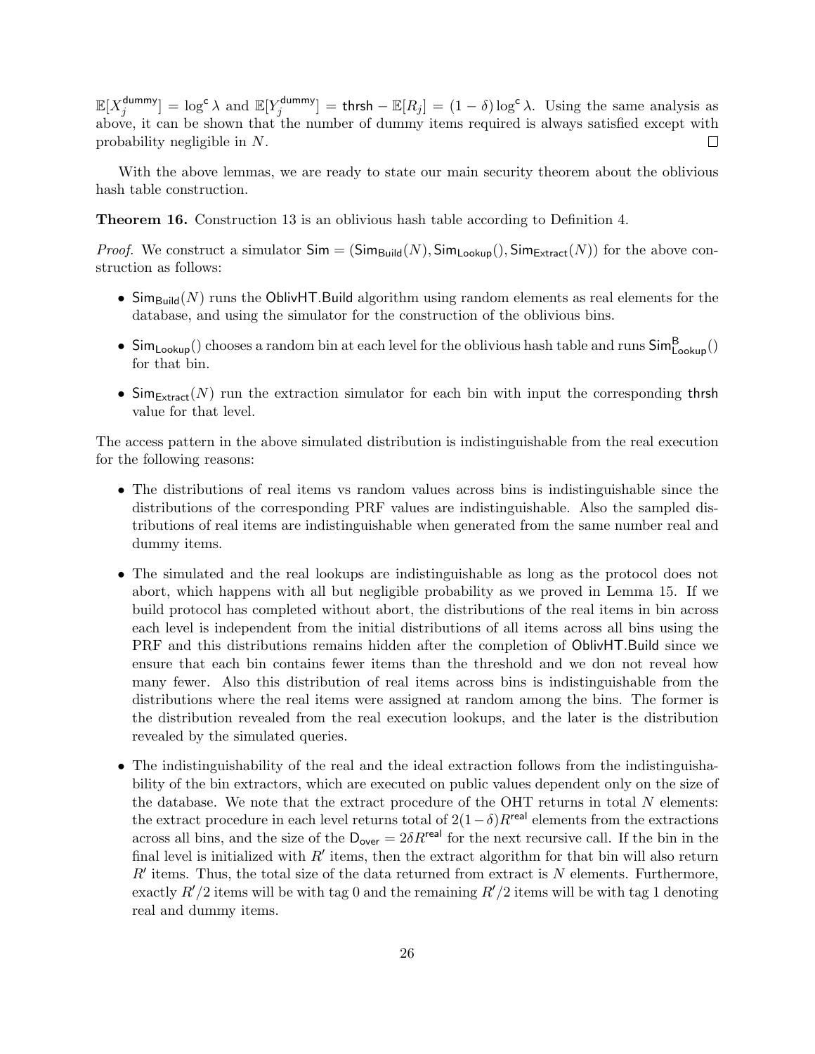$\mathbb{E}[X_j^{\mathsf{dummy}}] = \log^{\mathsf{c}} \lambda$ and $\mathbb{E}[Y_j^{\mathsf{dummy}}] = \mathsf{thrsh} - \mathbb{E}[R_j] = (1-\delta)\log^{\mathsf{c}} \lambda$. Using the same analysis as above, it can be shown that the number of dummy items required is always satisfied except with probability negligible in $N$. □

With the above lemmas, we are ready to state our main security theorem about the oblivious hash table construction.

**Theorem 16.** Construction 13 is an oblivious hash table according to Definition 4.

*Proof.* We construct a simulator $\mathsf{Sim} = (\mathsf{Sim}_{\mathsf{Build}}(N), \mathsf{Sim}_{\mathsf{Lookup}}(), \mathsf{Sim}_{\mathsf{Extract}}(N))$ for the above construction as follows:

- $\mathsf{Sim}_{\mathsf{Build}}(N)$ runs the $\mathsf{OblivHT.Build}$ algorithm using random elements as real elements for the database, and using the simulator for the construction of the oblivious bins.
- $\mathsf{Sim}_{\mathsf{Lookup}}()$ chooses a random bin at each level for the oblivious hash table and runs $\mathsf{Sim}^{\mathsf{B}}_{\mathsf{Lookup}}()$ for that bin.
- $\mathsf{Sim}_{\mathsf{Extract}}(N)$ run the extraction simulator for each bin with input the corresponding $\mathsf{thrsh}$ value for that level.

The access pattern in the above simulated distribution is indistinguishable from the real execution for the following reasons:

- The distributions of real items vs random values across bins is indistinguishable since the distributions of the corresponding PRF values are indistinguishable. Also the sampled distributions of real items are indistinguishable when generated from the same number real and dummy items.
- The simulated and the real lookups are indistinguishable as long as the protocol does not abort, which happens with all but negligible probability as we proved in Lemma 15. If we build protocol has completed without abort, the distributions of the real items in bin across each level is independent from the initial distributions of all items across all bins using the PRF and this distributions remains hidden after the completion of $\mathsf{OblivHT.Build}$ since we ensure that each bin contains fewer items than the threshold and we don not reveal how many fewer. Also this distribution of real items across bins is indistinguishable from the distributions where the real items were assigned at random among the bins. The former is the distribution revealed from the real execution lookups, and the later is the distribution revealed by the simulated queries.
- The indistinguishability of the real and the ideal extraction follows from the indistinguishability of the bin extractors, which are executed on public values dependent only on the size of the database. We note that the extract procedure of the OHT returns in total $N$ elements: the extract procedure in each level returns total of $2(1-\delta)R^{\mathsf{real}}$ elements from the extractions across all bins, and the size of the $\mathsf{D}_{\mathsf{over}} = 2\delta R^{\mathsf{real}}$ for the next recursive call. If the bin in the final level is initialized with $R'$ items, then the extract algorithm for that bin will also return $R'$ items. Thus, the total size of the data returned from extract is $N$ elements. Furthermore, exactly $R'/2$ items will be with tag 0 and the remaining $R'/2$ items will be with tag 1 denoting real and dummy items.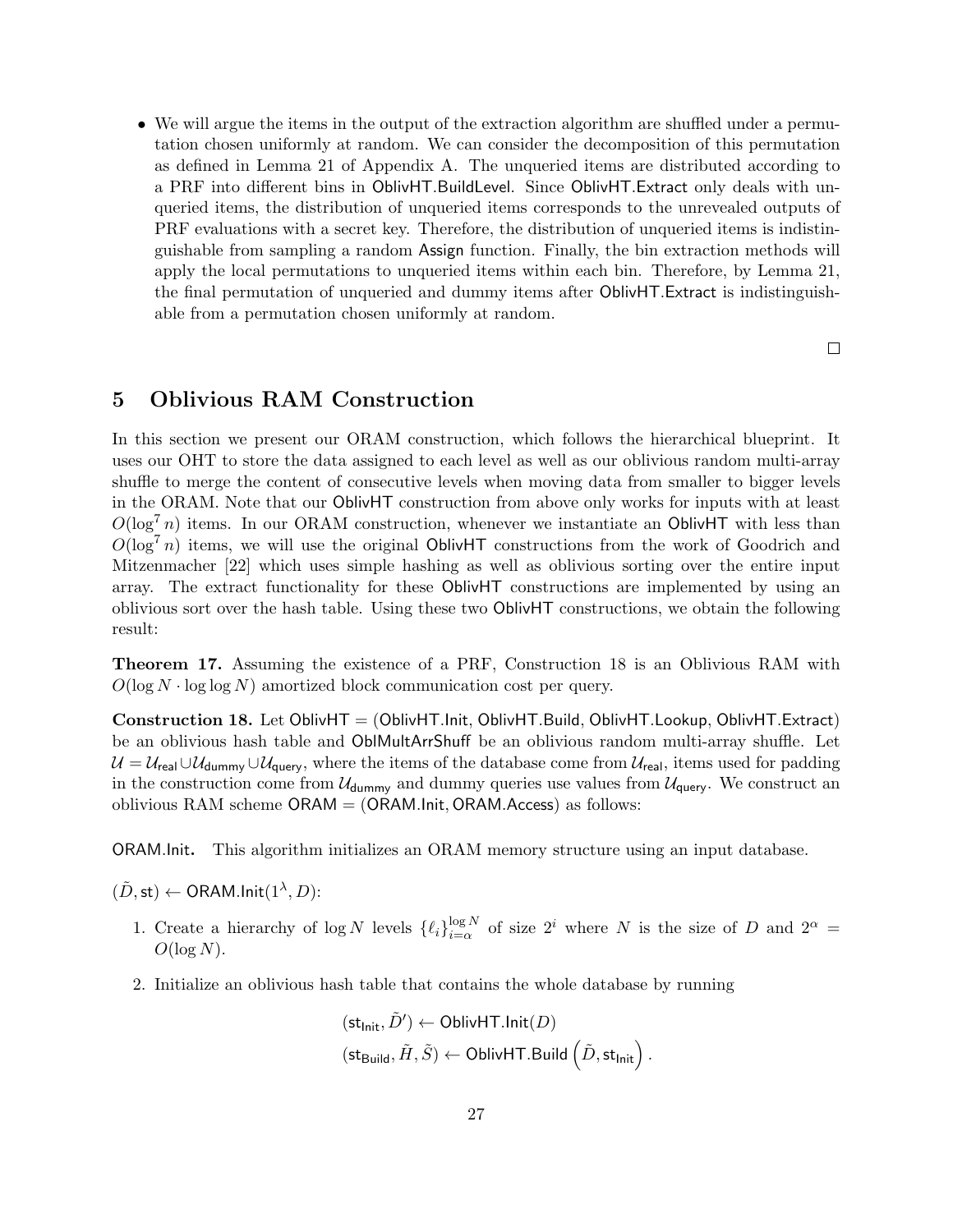- We will argue the items in the output of the extraction algorithm are shuffled under a permutation chosen uniformly at random. We can consider the decomposition of this permutation as defined in Lemma 21 of Appendix A. The unqueried items are distributed according to a PRF into different bins in OblivHT.BuildLevel. Since OblivHT.Extract only deals with unqueried items, the distribution of unqueried items corresponds to the unrevealed outputs of PRF evaluations with a secret key. Therefore, the distribution of unqueried items is indistinguishable from sampling a random Assign function. Finally, the bin extraction methods will apply the local permutations to unqueried items within each bin. Therefore, by Lemma 21, the final permutation of unqueried and dummy items after OblivHT.Extract is indistinguishable from a permutation chosen uniformly at random.

□

## 5 Oblivious RAM Construction

In this section we present our ORAM construction, which follows the hierarchical blueprint. It uses our OHT to store the data assigned to each level as well as our oblivious random multi-array shuffle to merge the content of consecutive levels when moving data from smaller to bigger levels in the ORAM. Note that our OblivHT construction from above only works for inputs with at least $O(\log^7 n)$ items. In our ORAM construction, whenever we instantiate an OblivHT with less than $O(\log^7 n)$ items, we will use the original OblivHT constructions from the work of Goodrich and Mitzenmacher [22] which uses simple hashing as well as oblivious sorting over the entire input array. The extract functionality for these OblivHT constructions are implemented by using an oblivious sort over the hash table. Using these two OblivHT constructions, we obtain the following result:

**Theorem 17.** Assuming the existence of a PRF, Construction 18 is an Oblivious RAM with $O(\log N \cdot \log \log N)$ amortized block communication cost per query.

**Construction 18.** Let OblivHT = (OblivHT.Init, OblivHT.Build, OblivHT.Lookup, OblivHT.Extract) be an oblivious hash table and OblMultArrShuff be an oblivious random multi-array shuffle. Let $\mathcal{U} = \mathcal{U}_{\mathsf{real}} \cup \mathcal{U}_{\mathsf{dummy}} \cup \mathcal{U}_{\mathsf{query}}$, where the items of the database come from $\mathcal{U}_{\mathsf{real}}$, items used for padding in the construction come from $\mathcal{U}_{\mathsf{dummy}}$ and dummy queries use values from $\mathcal{U}_{\mathsf{query}}$. We construct an oblivious RAM scheme ORAM = (ORAM.Init, ORAM.Access) as follows:

ORAM.Init**.** This algorithm initializes an ORAM memory structure using an input database.

$(\tilde{D}, \mathsf{st}) \leftarrow \mathsf{ORAM.Init}(1^\lambda, D)$:

1. Create a hierarchy of $\log N$ levels $\{\ell_i\}_{i=\alpha}^{\log N}$ of size $2^i$ where $N$ is the size of $D$ and $2^\alpha = O(\log N)$.
2. Initialize an oblivious hash table that contains the whole database by running

$$(\mathsf{st}_{\mathsf{Init}}, \tilde{D}') \leftarrow \mathsf{OblivHT.Init}(D)$$
$$(\mathsf{st}_{\mathsf{Build}}, \tilde{H}, \tilde{S}) \leftarrow \mathsf{OblivHT.Build}\left(\tilde{D}, \mathsf{st}_{\mathsf{Init}}\right).$$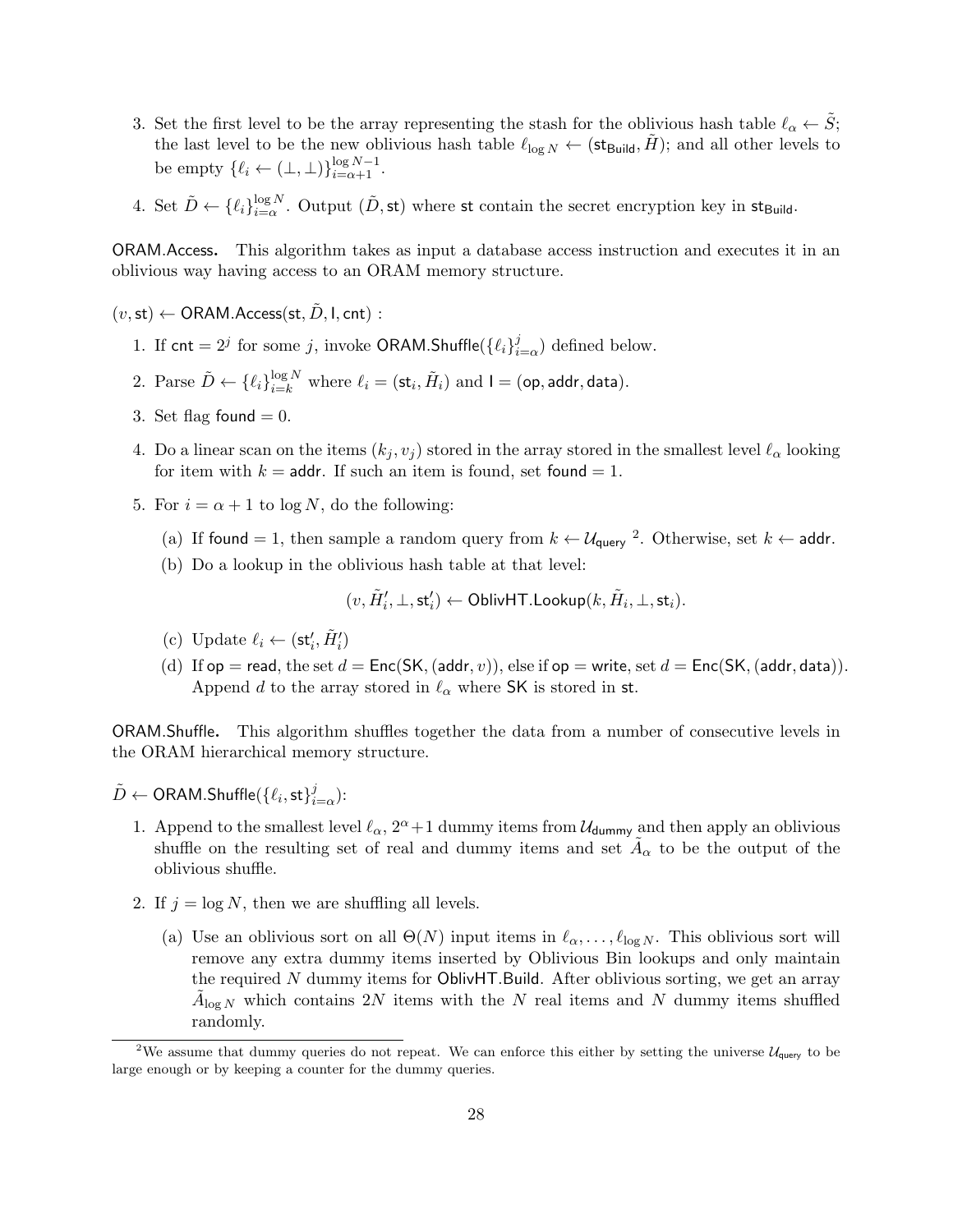3. Set the first level to be the array representing the stash for the oblivious hash table $\ell_\alpha \leftarrow \tilde{S}$; the last level to be the new oblivious hash table $\ell_{\log N} \leftarrow (\mathsf{st}_{\mathsf{Build}}, \tilde{H})$; and all other levels to be empty $\{\ell_i \leftarrow (\perp, \perp)\}_{i=\alpha+1}^{\log N-1}$.

4. Set $\tilde{D} \leftarrow \{\ell_i\}_{i=\alpha}^{\log N}$. Output $(\tilde{D}, \mathsf{st})$ where $\mathsf{st}$ contain the secret encryption key in $\mathsf{st}_{\mathsf{Build}}$.

**ORAM.Access.** This algorithm takes as input a database access instruction and executes it in an oblivious way having access to an ORAM memory structure.

$(v, \mathsf{st}) \leftarrow \mathsf{ORAM.Access}(\mathsf{st}, \tilde{D}, \mathsf{I}, \mathsf{cnt})$ :

1. If $\mathsf{cnt} = 2^j$ for some $j$, invoke $\mathsf{ORAM.Shuffle}(\{\ell_i\}_{i=\alpha}^{j})$ defined below.
2. Parse $\tilde{D} \leftarrow \{\ell_i\}_{i=k}^{\log N}$ where $\ell_i = (\mathsf{st}_i, \tilde{H}_i)$ and $\mathsf{I} = (\mathsf{op}, \mathsf{addr}, \mathsf{data})$.
3. Set flag $\mathsf{found} = 0$.
4. Do a linear scan on the items $(k_j, v_j)$ stored in the array stored in the smallest level $\ell_\alpha$ looking for item with $k = \mathsf{addr}$. If such an item is found, set $\mathsf{found} = 1$.
5. For $i = \alpha + 1$ to $\log N$, do the following:
   (a) If $\mathsf{found} = 1$, then sample a random query from $k \leftarrow \mathcal{U}_{\mathsf{query}}$ [2]. Otherwise, set $k \leftarrow \mathsf{addr}$.
   (b) Do a lookup in the oblivious hash table at that level:
   $$(v, \tilde{H}'_i, \perp, \mathsf{st}'_i) \leftarrow \mathsf{OblivHT.Lookup}(k, \tilde{H}_i, \perp, \mathsf{st}_i).$$
   (c) Update $\ell_i \leftarrow (\mathsf{st}'_i, \tilde{H}'_i)$
   (d) If $\mathsf{op} = \mathsf{read}$, the set $d = \mathsf{Enc}(\mathsf{SK}, (\mathsf{addr}, v))$, else if $\mathsf{op} = \mathsf{write}$, set $d = \mathsf{Enc}(\mathsf{SK}, (\mathsf{addr}, \mathsf{data}))$. Append $d$ to the array stored in $\ell_\alpha$ where $\mathsf{SK}$ is stored in $\mathsf{st}$.

**ORAM.Shuffle.** This algorithm shuffles together the data from a number of consecutive levels in the ORAM hierarchical memory structure.

$\tilde{D} \leftarrow \mathsf{ORAM.Shuffle}(\{\ell_i, \mathsf{st}\}_{i=\alpha}^{j})$:

1. Append to the smallest level $\ell_\alpha$, $2^\alpha + 1$ dummy items from $\mathcal{U}_{\mathsf{dummy}}$ and then apply an oblivious shuffle on the resulting set of real and dummy items and set $\tilde{A}_\alpha$ to be the output of the oblivious shuffle.
2. If $j = \log N$, then we are shuffling all levels.
   (a) Use an oblivious sort on all $\Theta(N)$ input items in $\ell_\alpha, \ldots, \ell_{\log N}$. This oblivious sort will remove any extra dummy items inserted by Oblivious Bin lookups and only maintain the required $N$ dummy items for $\mathsf{OblivHT.Build}$. After oblivious sorting, we get an array $\tilde{A}_{\log N}$ which contains $2N$ items with the $N$ real items and $N$ dummy items shuffled randomly.

[2] We assume that dummy queries do not repeat. We can enforce this either by setting the universe $\mathcal{U}_{\mathsf{query}}$ to be large enough or by keeping a counter for the dummy queries.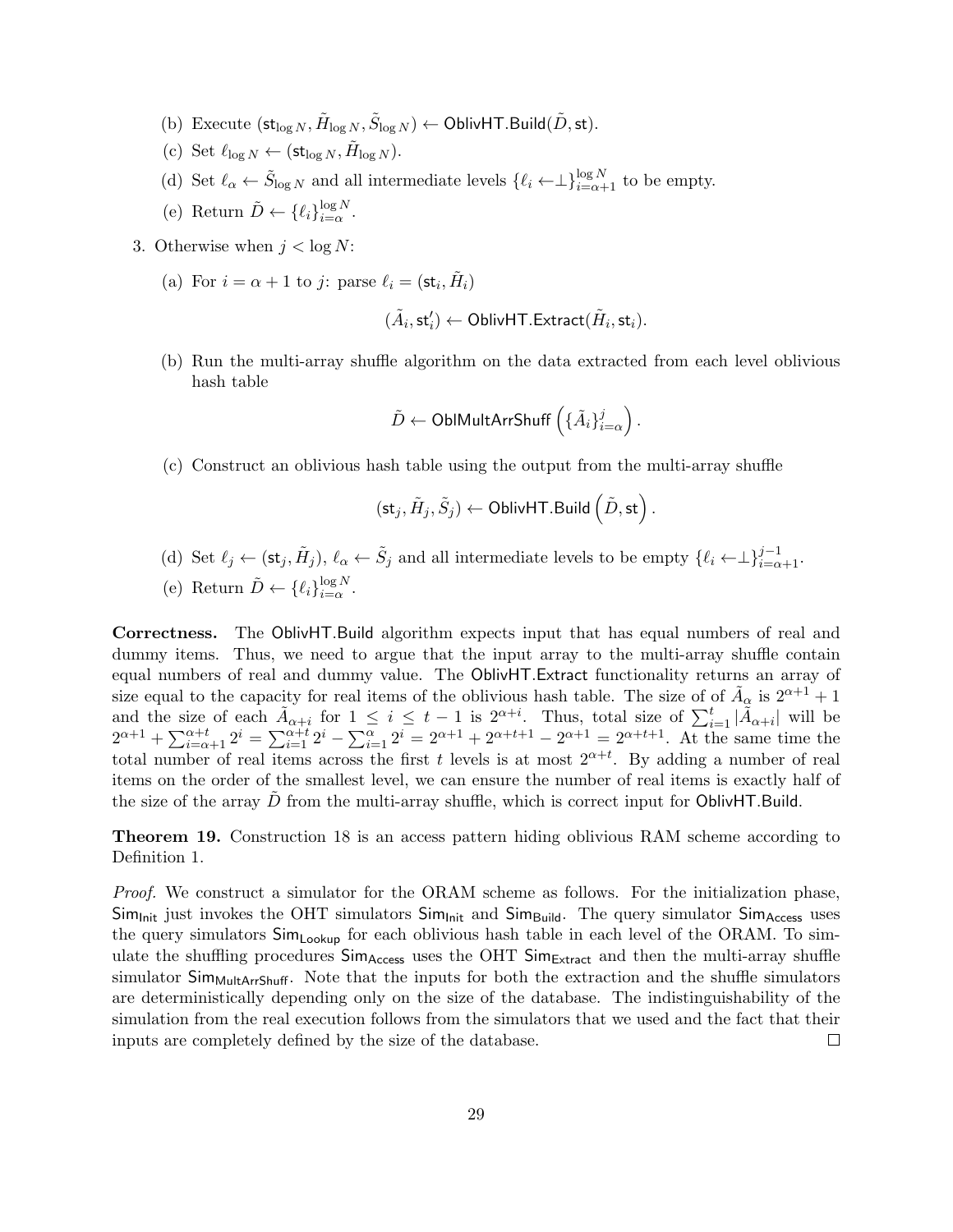(b) Execute $(\mathsf{st}_{\log N}, \tilde{H}_{\log N}, \tilde{S}_{\log N}) \leftarrow \mathsf{OblivHT.Build}(\tilde{D}, \mathsf{st})$.

(c) Set $\ell_{\log N} \leftarrow (\mathsf{st}_{\log N}, \tilde{H}_{\log N})$.

(d) Set $\ell_\alpha \leftarrow \tilde{S}_{\log N}$ and all intermediate levels $\{\ell_i \leftarrow \perp\}_{i=\alpha+1}^{\log N}$ to be empty.

(e) Return $\tilde{D} \leftarrow \{\ell_i\}_{i=\alpha}^{\log N}$.

3. Otherwise when $j < \log N$:

(a) For $i = \alpha + 1$ to $j$: parse $\ell_i = (\mathsf{st}_i, \tilde{H}_i)$

$$(\tilde{A}_i, \mathsf{st}'_i) \leftarrow \mathsf{OblivHT.Extract}(\tilde{H}_i, \mathsf{st}_i).$$

(b) Run the multi-array shuffle algorithm on the data extracted from each level oblivious hash table

$$\tilde{D} \leftarrow \mathsf{OblMultArrShuff}\left(\{\tilde{A}_i\}_{i=\alpha}^{j}\right).$$

(c) Construct an oblivious hash table using the output from the multi-array shuffle

$$(\mathsf{st}_j, \tilde{H}_j, \tilde{S}_j) \leftarrow \mathsf{OblivHT.Build}\left(\tilde{D}, \mathsf{st}\right).$$

(d) Set $\ell_j \leftarrow (\mathsf{st}_j, \tilde{H}_j)$, $\ell_\alpha \leftarrow \tilde{S}_j$ and all intermediate levels to be empty $\{\ell_i \leftarrow \perp\}_{i=\alpha+1}^{j-1}$.

(e) Return $\tilde{D} \leftarrow \{\ell_i\}_{i=\alpha}^{\log N}$.

**Correctness.** The OblivHT.Build algorithm expects input that has equal numbers of real and dummy items. Thus, we need to argue that the input array to the multi-array shuffle contain equal numbers of real and dummy value. The OblivHT.Extract functionality returns an array of size equal to the capacity for real items of the oblivious hash table. The size of of $\tilde{A}_\alpha$ is $2^{\alpha+1} + 1$ and the size of each $\tilde{A}_{\alpha+i}$ for $1 \leq i \leq t-1$ is $2^{\alpha+i}$. Thus, total size of $\sum_{i=1}^{t} |\tilde{A}_{\alpha+i}|$ will be $2^{\alpha+1} + \sum_{i=\alpha+1}^{\alpha+t} 2^i = \sum_{i=1}^{\alpha+t} 2^i - \sum_{i=1}^{\alpha} 2^i = 2^{\alpha+1} + 2^{\alpha+t+1} - 2^{\alpha+1} = 2^{\alpha+t+1}$. At the same time the total number of real items across the first $t$ levels is at most $2^{\alpha+t}$. By adding a number of real items on the order of the smallest level, we can ensure the number of real items is exactly half of the size of the array $\tilde{D}$ from the multi-array shuffle, which is correct input for OblivHT.Build.

**Theorem 19.** Construction 18 is an access pattern hiding oblivious RAM scheme according to Definition 1.

*Proof.* We construct a simulator for the ORAM scheme as follows. For the initialization phase, $\mathsf{Sim}_{\mathsf{Init}}$ just invokes the OHT simulators $\mathsf{Sim}_{\mathsf{Init}}$ and $\mathsf{Sim}_{\mathsf{Build}}$. The query simulator $\mathsf{Sim}_{\mathsf{Access}}$ uses the query simulators $\mathsf{Sim}_{\mathsf{Lookup}}$ for each oblivious hash table in each level of the ORAM. To simulate the shuffling procedures $\mathsf{Sim}_{\mathsf{Access}}$ uses the OHT $\mathsf{Sim}_{\mathsf{Extract}}$ and then the multi-array shuffle simulator $\mathsf{Sim}_{\mathsf{MultArrShuff}}$. Note that the inputs for both the extraction and the shuffle simulators are deterministically depending only on the size of the database. The indistinguishability of the simulation from the real execution follows from the simulators that we used and the fact that their inputs are completely defined by the size of the database. □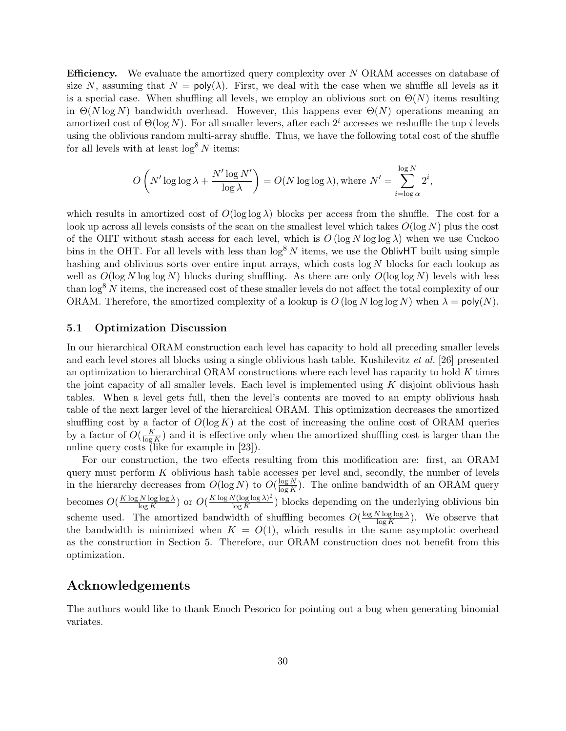**Efficiency.** We evaluate the amortized query complexity over $N$ ORAM accesses on database of size $N$, assuming that $N = \mathsf{poly}(\lambda)$. First, we deal with the case when we shuffle all levels as it is a special case. When shuffling all levels, we employ an oblivious sort on $\Theta(N)$ items resulting in $\Theta(N \log N)$ bandwidth overhead. However, this happens ever $\Theta(N)$ operations meaning an amortized cost of $\Theta(\log N)$. For all smaller levers, after each $2^i$ accesses we reshuffle the top $i$ levels using the oblivious random multi-array shuffle. Thus, we have the following total cost of the shuffle for all levels with at least $\log^8 N$ items:

$$O\left(N' \log\log\lambda + \frac{N' \log N'}{\log \lambda}\right) = O(N \log\log\lambda), \text{where } N' = \sum_{i=\log\alpha}^{\log N} 2^i,$$

which results in amortized cost of $O(\log\log\lambda)$ blocks per access from the shuffle. The cost for a look up across all levels consists of the scan on the smallest level which takes $O(\log N)$ plus the cost of the OHT without stash access for each level, which is $O(\log N \log\log\lambda)$ when we use Cuckoo bins in the OHT. For all levels with less than $\log^8 N$ items, we use the $\mathsf{OblivHT}$ built using simple hashing and oblivious sorts over entire input arrays, which costs $\log N$ blocks for each lookup as well as $O(\log N \log\log N)$ blocks during shuffling. As there are only $O(\log\log N)$ levels with less than $\log^8 N$ items, the increased cost of these smaller levels do not affect the total complexity of our ORAM. Therefore, the amortized complexity of a lookup is $O(\log N \log\log N)$ when $\lambda = \mathsf{poly}(N)$.

### 5.1 Optimization Discussion

In our hierarchical ORAM construction each level has capacity to hold all preceding smaller levels and each level stores all blocks using a single oblivious hash table. Kushilevitz *et al.* [26] presented an optimization to hierarchical ORAM constructions where each level has capacity to hold $K$ times the joint capacity of all smaller levels. Each level is implemented using $K$ disjoint oblivious hash tables. When a level gets full, then the level's contents are moved to an empty oblivious hash table of the next larger level of the hierarchical ORAM. This optimization decreases the amortized shuffling cost by a factor of $O(\log K)$ at the cost of increasing the online cost of ORAM queries by a factor of $O(\frac{K}{\log K})$ and it is effective only when the amortized shuffling cost is larger than the online query costs (like for example in [23]).

For our construction, the two effects resulting from this modification are: first, an ORAM query must perform $K$ oblivious hash table accesses per level and, secondly, the number of levels in the hierarchy decreases from $O(\log N)$ to $O(\frac{\log N}{\log K})$. The online bandwidth of an ORAM query becomes $O(\frac{K \log N \log\log\lambda}{\log K})$ or $O(\frac{K \log N (\log\log\lambda)^2}{\log K})$ blocks depending on the underlying oblivious bin scheme used. The amortized bandwidth of shuffling becomes $O(\frac{\log N \log\log\lambda}{\log K})$. We observe that the bandwidth is minimized when $K = O(1)$, which results in the same asymptotic overhead as the construction in Section 5. Therefore, our ORAM construction does not benefit from this optimization.

## Acknowledgements

The authors would like to thank Enoch Pesorico for pointing out a bug when generating binomial variates.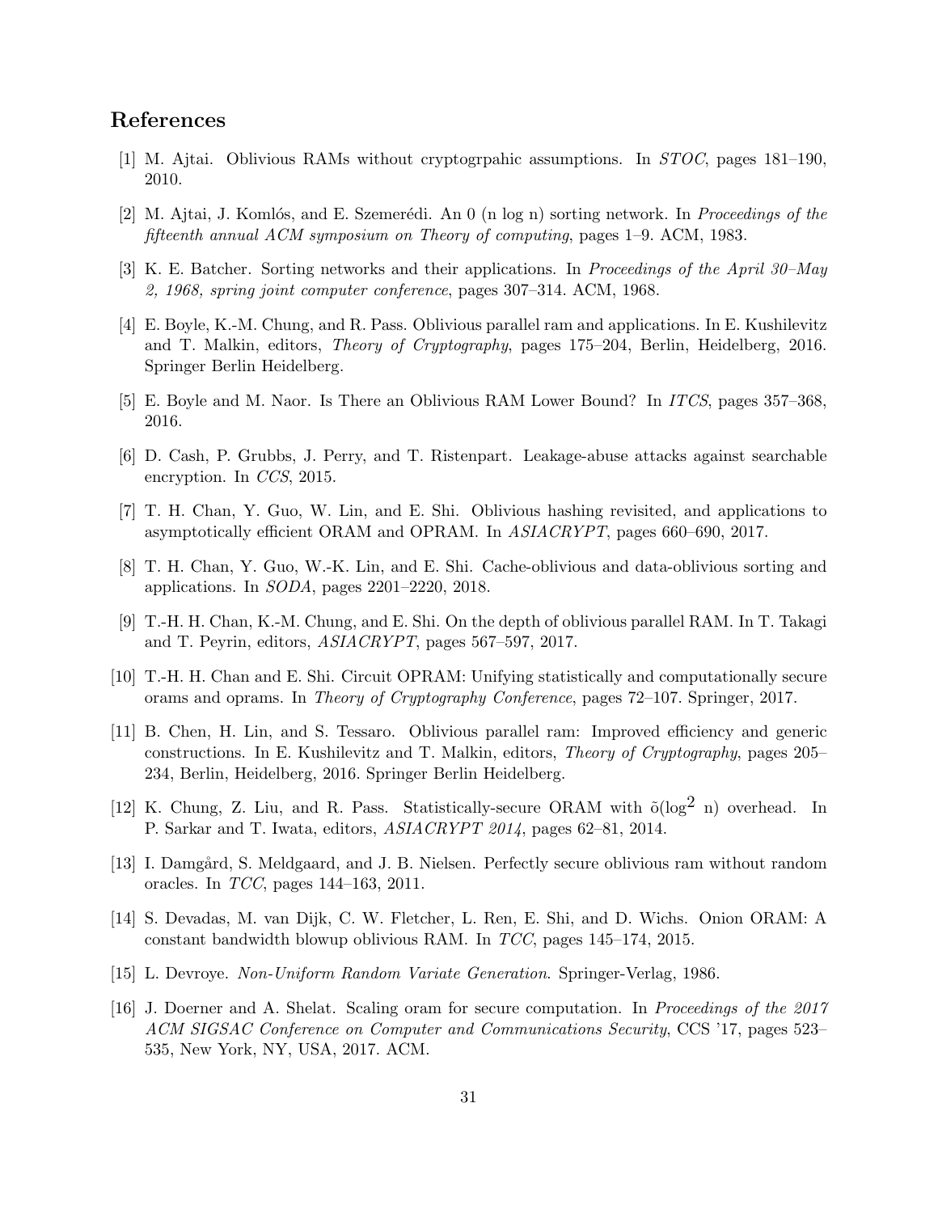## References

[1] M. Ajtai. Oblivious RAMs without cryptogrpahic assumptions. In *STOC*, pages 181–190, 2010.

[2] M. Ajtai, J. Komlós, and E. Szemerédi. An 0 (n log n) sorting network. In *Proceedings of the fifteenth annual ACM symposium on Theory of computing*, pages 1–9. ACM, 1983.

[3] K. E. Batcher. Sorting networks and their applications. In *Proceedings of the April 30–May 2, 1968, spring joint computer conference*, pages 307–314. ACM, 1968.

[4] E. Boyle, K.-M. Chung, and R. Pass. Oblivious parallel ram and applications. In E. Kushilevitz and T. Malkin, editors, *Theory of Cryptography*, pages 175–204, Berlin, Heidelberg, 2016. Springer Berlin Heidelberg.

[5] E. Boyle and M. Naor. Is There an Oblivious RAM Lower Bound? In *ITCS*, pages 357–368, 2016.

[6] D. Cash, P. Grubbs, J. Perry, and T. Ristenpart. Leakage-abuse attacks against searchable encryption. In *CCS*, 2015.

[7] T. H. Chan, Y. Guo, W. Lin, and E. Shi. Oblivious hashing revisited, and applications to asymptotically efficient ORAM and OPRAM. In *ASIACRYPT*, pages 660–690, 2017.

[8] T. H. Chan, Y. Guo, W.-K. Lin, and E. Shi. Cache-oblivious and data-oblivious sorting and applications. In *SODA*, pages 2201–2220, 2018.

[9] T.-H. H. Chan, K.-M. Chung, and E. Shi. On the depth of oblivious parallel RAM. In T. Takagi and T. Peyrin, editors, *ASIACRYPT*, pages 567–597, 2017.

[10] T.-H. H. Chan and E. Shi. Circuit OPRAM: Unifying statistically and computationally secure orams and oprams. In *Theory of Cryptography Conference*, pages 72–107. Springer, 2017.

[11] B. Chen, H. Lin, and S. Tessaro. Oblivious parallel ram: Improved efficiency and generic constructions. In E. Kushilevitz and T. Malkin, editors, *Theory of Cryptography*, pages 205–234, Berlin, Heidelberg, 2016. Springer Berlin Heidelberg.

[12] K. Chung, Z. Liu, and R. Pass. Statistically-secure ORAM with $\tilde{o}(\log^2 n)$ overhead. In P. Sarkar and T. Iwata, editors, *ASIACRYPT 2014*, pages 62–81, 2014.

[13] I. Damgård, S. Meldgaard, and J. B. Nielsen. Perfectly secure oblivious ram without random oracles. In *TCC*, pages 144–163, 2011.

[14] S. Devadas, M. van Dijk, C. W. Fletcher, L. Ren, E. Shi, and D. Wichs. Onion ORAM: A constant bandwidth blowup oblivious RAM. In *TCC*, pages 145–174, 2015.

[15] L. Devroye. *Non-Uniform Random Variate Generation*. Springer-Verlag, 1986.

[16] J. Doerner and A. Shelat. Scaling oram for secure computation. In *Proceedings of the 2017 ACM SIGSAC Conference on Computer and Communications Security*, CCS '17, pages 523–535, New York, NY, USA, 2017. ACM.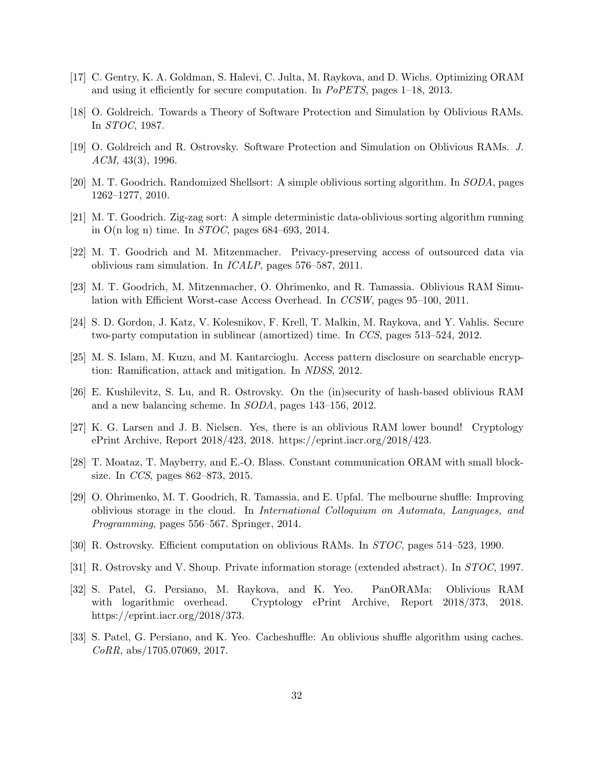[17] C. Gentry, K. A. Goldman, S. Halevi, C. Julta, M. Raykova, and D. Wichs. Optimizing ORAM and using it efficiently for secure computation. In *PoPETS*, pages 1–18, 2013.

[18] O. Goldreich. Towards a Theory of Software Protection and Simulation by Oblivious RAMs. In *STOC*, 1987.

[19] O. Goldreich and R. Ostrovsky. Software Protection and Simulation on Oblivious RAMs. *J. ACM*, 43(3), 1996.

[20] M. T. Goodrich. Randomized Shellsort: A simple oblivious sorting algorithm. In *SODA*, pages 1262–1277, 2010.

[21] M. T. Goodrich. Zig-zag sort: A simple deterministic data-oblivious sorting algorithm running in O(n log n) time. In *STOC*, pages 684–693, 2014.

[22] M. T. Goodrich and M. Mitzenmacher. Privacy-preserving access of outsourced data via oblivious ram simulation. In *ICALP*, pages 576–587, 2011.

[23] M. T. Goodrich, M. Mitzenmacher, O. Ohrimenko, and R. Tamassia. Oblivious RAM Simulation with Efficient Worst-case Access Overhead. In *CCSW*, pages 95–100, 2011.

[24] S. D. Gordon, J. Katz, V. Kolesnikov, F. Krell, T. Malkin, M. Raykova, and Y. Vahlis. Secure two-party computation in sublinear (amortized) time. In *CCS*, pages 513–524, 2012.

[25] M. S. Islam, M. Kuzu, and M. Kantarcioglu. Access pattern disclosure on searchable encryption: Ramification, attack and mitigation. In *NDSS*, 2012.

[26] E. Kushilevitz, S. Lu, and R. Ostrovsky. On the (in)security of hash-based oblivious RAM and a new balancing scheme. In *SODA*, pages 143–156, 2012.

[27] K. G. Larsen and J. B. Nielsen. Yes, there is an oblivious RAM lower bound! Cryptology ePrint Archive, Report 2018/423, 2018. https://eprint.iacr.org/2018/423.

[28] T. Moataz, T. Mayberry, and E.-O. Blass. Constant communication ORAM with small blocksize. In *CCS*, pages 862–873, 2015.

[29] O. Ohrimenko, M. T. Goodrich, R. Tamassia, and E. Upfal. The melbourne shuffle: Improving oblivious storage in the cloud. In *International Colloquium on Automata, Languages, and Programming*, pages 556–567. Springer, 2014.

[30] R. Ostrovsky. Efficient computation on oblivious RAMs. In *STOC*, pages 514–523, 1990.

[31] R. Ostrovsky and V. Shoup. Private information storage (extended abstract). In *STOC*, 1997.

[32] S. Patel, G. Persiano, M. Raykova, and K. Yeo. PanORAMa: Oblivious RAM with logarithmic overhead. Cryptology ePrint Archive, Report 2018/373, 2018. https://eprint.iacr.org/2018/373.

[33] S. Patel, G. Persiano, and K. Yeo. Cacheshuffle: An oblivious shuffle algorithm using caches. *CoRR*, abs/1705.07069, 2017.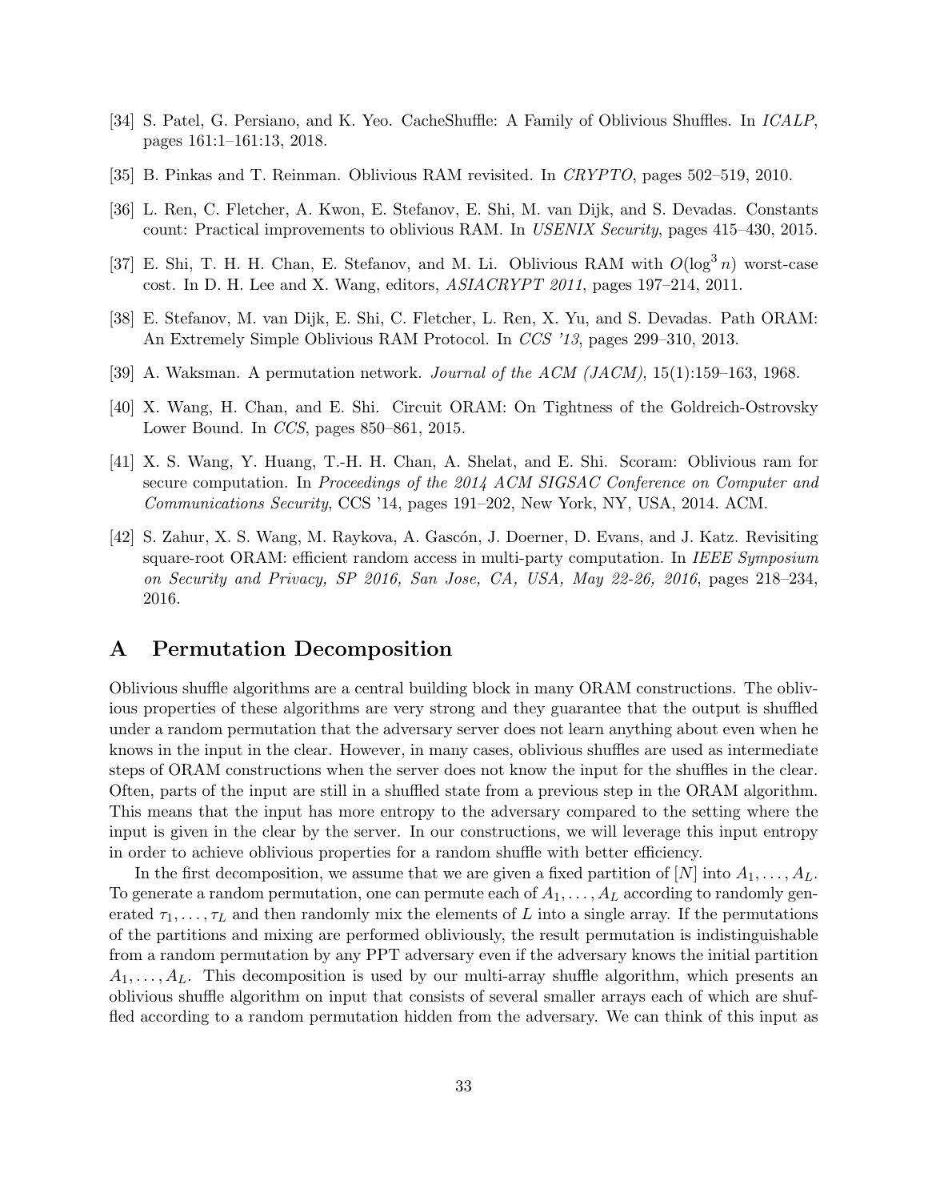[34] S. Patel, G. Persiano, and K. Yeo. CacheShuffle: A Family of Oblivious Shuffles. In *ICALP*, pages 161:1–161:13, 2018.

[35] B. Pinkas and T. Reinman. Oblivious RAM revisited. In *CRYPTO*, pages 502–519, 2010.

[36] L. Ren, C. Fletcher, A. Kwon, E. Stefanov, E. Shi, M. van Dijk, and S. Devadas. Constants count: Practical improvements to oblivious RAM. In *USENIX Security*, pages 415–430, 2015.

[37] E. Shi, T. H. H. Chan, E. Stefanov, and M. Li. Oblivious RAM with $O(\log^3 n)$ worst-case cost. In D. H. Lee and X. Wang, editors, *ASIACRYPT 2011*, pages 197–214, 2011.

[38] E. Stefanov, M. van Dijk, E. Shi, C. Fletcher, L. Ren, X. Yu, and S. Devadas. Path ORAM: An Extremely Simple Oblivious RAM Protocol. In *CCS '13*, pages 299–310, 2013.

[39] A. Waksman. A permutation network. *Journal of the ACM (JACM)*, 15(1):159–163, 1968.

[40] X. Wang, H. Chan, and E. Shi. Circuit ORAM: On Tightness of the Goldreich-Ostrovsky Lower Bound. In *CCS*, pages 850–861, 2015.

[41] X. S. Wang, Y. Huang, T.-H. H. Chan, A. Shelat, and E. Shi. Scoram: Oblivious ram for secure computation. In *Proceedings of the 2014 ACM SIGSAC Conference on Computer and Communications Security*, CCS '14, pages 191–202, New York, NY, USA, 2014. ACM.

[42] S. Zahur, X. S. Wang, M. Raykova, A. Gascón, J. Doerner, D. Evans, and J. Katz. Revisiting square-root ORAM: efficient random access in multi-party computation. In *IEEE Symposium on Security and Privacy, SP 2016, San Jose, CA, USA, May 22-26, 2016*, pages 218–234, 2016.

# A Permutation Decomposition

Oblivious shuffle algorithms are a central building block in many ORAM constructions. The oblivious properties of these algorithms are very strong and they guarantee that the output is shuffled under a random permutation that the adversary server does not learn anything about even when he knows in the input in the clear. However, in many cases, oblivious shuffles are used as intermediate steps of ORAM constructions when the server does not know the input for the shuffles in the clear. Often, parts of the input are still in a shuffled state from a previous step in the ORAM algorithm. This means that the input has more entropy to the adversary compared to the setting where the input is given in the clear by the server. In our constructions, we will leverage this input entropy in order to achieve oblivious properties for a random shuffle with better efficiency.

In the first decomposition, we assume that we are given a fixed partition of $[N]$ into $A_1, \ldots, A_L$. To generate a random permutation, one can permute each of $A_1, \ldots, A_L$ according to randomly generated $\tau_1, \ldots, \tau_L$ and then randomly mix the elements of $L$ into a single array. If the permutations of the partitions and mixing are performed obliviously, the result permutation is indistinguishable from a random permutation by any PPT adversary even if the adversary knows the initial partition $A_1, \ldots, A_L$. This decomposition is used by our multi-array shuffle algorithm, which presents an oblivious shuffle algorithm on input that consists of several smaller arrays each of which are shuffled according to a random permutation hidden from the adversary. We can think of this input as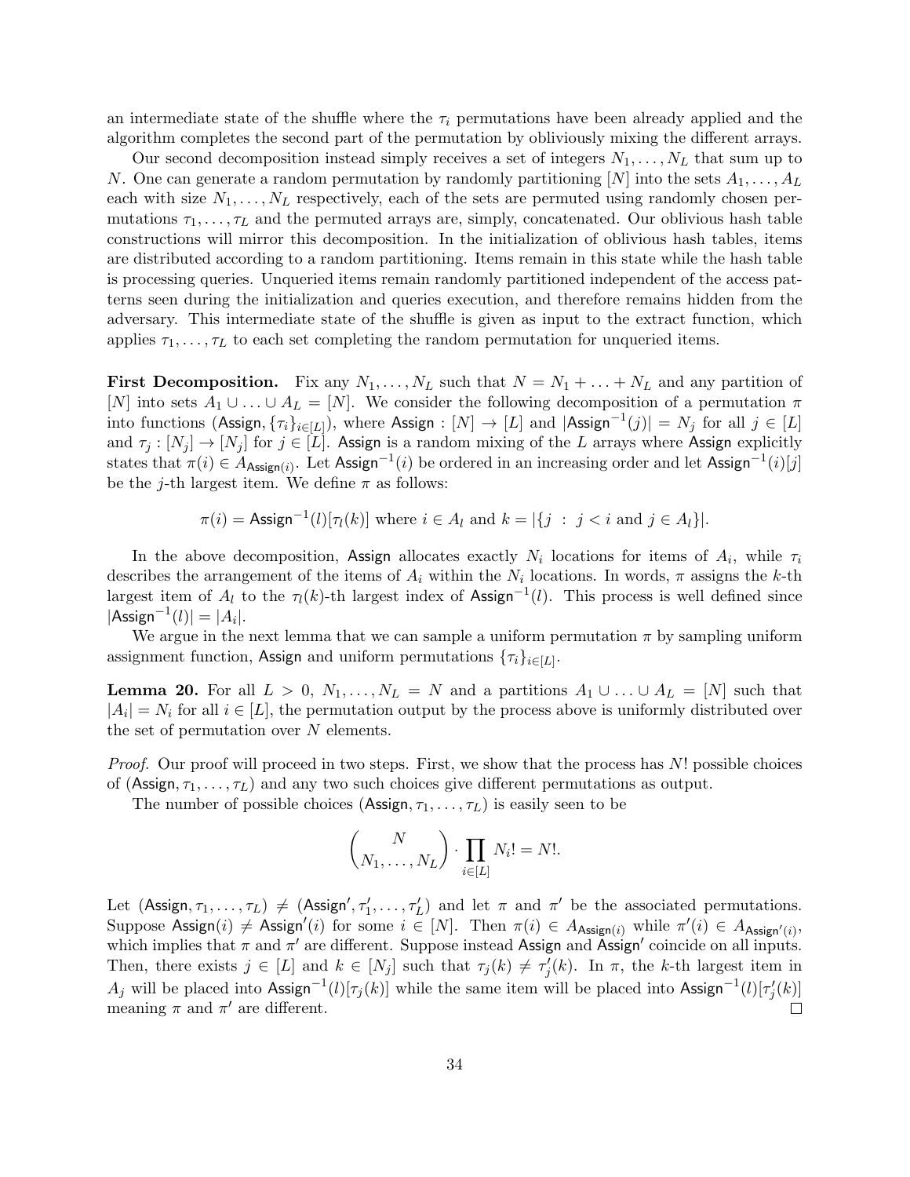an intermediate state of the shuffle where the $\tau_i$ permutations have been already applied and the algorithm completes the second part of the permutation by obliviously mixing the different arrays.

Our second decomposition instead simply receives a set of integers $N_1, \ldots, N_L$ that sum up to $N$. One can generate a random permutation by randomly partitioning $[N]$ into the sets $A_1, \ldots, A_L$ each with size $N_1, \ldots, N_L$ respectively, each of the sets are permuted using randomly chosen permutations $\tau_1, \ldots, \tau_L$ and the permuted arrays are, simply, concatenated. Our oblivious hash table constructions will mirror this decomposition. In the initialization of oblivious hash tables, items are distributed according to a random partitioning. Items remain in this state while the hash table is processing queries. Unqueried items remain randomly partitioned independent of the access patterns seen during the initialization and queries execution, and therefore remains hidden from the adversary. This intermediate state of the shuffle is given as input to the extract function, which applies $\tau_1, \ldots, \tau_L$ to each set completing the random permutation for unqueried items.

**First Decomposition.** Fix any $N_1, \ldots, N_L$ such that $N = N_1 + \ldots + N_L$ and any partition of $[N]$ into sets $A_1 \cup \ldots \cup A_L = [N]$. We consider the following decomposition of a permutation $\pi$ into functions $(\mathsf{Assign}, \{\tau_i\}_{i \in [L]})$, where $\mathsf{Assign} : [N] \to [L]$ and $|\mathsf{Assign}^{-1}(j)| = N_j$ for all $j \in [L]$ and $\tau_j : [N_j] \to [N_j]$ for $j \in [L]$. $\mathsf{Assign}$ is a random mixing of the $L$ arrays where $\mathsf{Assign}$ explicitly states that $\pi(i) \in A_{\mathsf{Assign}(i)}$. Let $\mathsf{Assign}^{-1}(i)$ be ordered in an increasing order and let $\mathsf{Assign}^{-1}(i)[j]$ be the $j$-th largest item. We define $\pi$ as follows:

$$\pi(i) = \mathsf{Assign}^{-1}(l)[\tau_l(k)] \text{ where } i \in A_l \text{ and } k = |\{j \ : \ j < i \text{ and } j \in A_l\}|.$$

In the above decomposition, $\mathsf{Assign}$ allocates exactly $N_i$ locations for items of $A_i$, while $\tau_i$ describes the arrangement of the items of $A_i$ within the $N_i$ locations. In words, $\pi$ assigns the $k$-th largest item of $A_l$ to the $\tau_l(k)$-th largest index of $\mathsf{Assign}^{-1}(l)$. This process is well defined since $|\mathsf{Assign}^{-1}(l)| = |A_i|$.

We argue in the next lemma that we can sample a uniform permutation $\pi$ by sampling uniform assignment function, $\mathsf{Assign}$ and uniform permutations $\{\tau_i\}_{i \in [L]}$.

**Lemma 20.** For all $L > 0$, $N_1, \ldots, N_L = N$ and a partitions $A_1 \cup \ldots \cup A_L = [N]$ such that $|A_i| = N_i$ for all $i \in [L]$, the permutation output by the process above is uniformly distributed over the set of permutation over $N$ elements.

*Proof.* Our proof will proceed in two steps. First, we show that the process has $N!$ possible choices of $(\mathsf{Assign}, \tau_1, \ldots, \tau_L)$ and any two such choices give different permutations as output.

The number of possible choices $(\mathsf{Assign}, \tau_1, \ldots, \tau_L)$ is easily seen to be

$$\binom{N}{N_1, \ldots, N_L} \cdot \prod_{i \in [L]} N_i! = N!.$$

Let $(\mathsf{Assign}, \tau_1, \ldots, \tau_L) \neq (\mathsf{Assign}', \tau_1', \ldots, \tau_L')$ and let $\pi$ and $\pi'$ be the associated permutations. Suppose $\mathsf{Assign}(i) \neq \mathsf{Assign}'(i)$ for some $i \in [N]$. Then $\pi(i) \in A_{\mathsf{Assign}(i)}$ while $\pi'(i) \in A_{\mathsf{Assign}'(i)}$, which implies that $\pi$ and $\pi'$ are different. Suppose instead $\mathsf{Assign}$ and $\mathsf{Assign}'$ coincide on all inputs. Then, there exists $j \in [L]$ and $k \in [N_j]$ such that $\tau_j(k) \neq \tau_j'(k)$. In $\pi$, the $k$-th largest item in $A_j$ will be placed into $\mathsf{Assign}^{-1}(l)[\tau_j(k)]$ while the same item will be placed into $\mathsf{Assign}^{-1}(l)[\tau_j'(k)]$ meaning $\pi$ and $\pi'$ are different. $\square$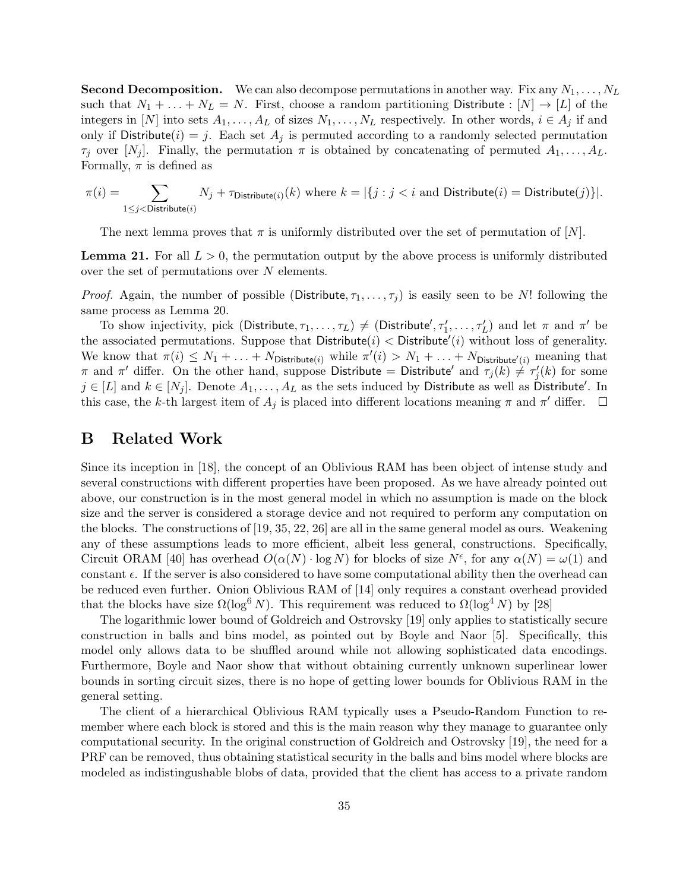**Second Decomposition.** We can also decompose permutations in another way. Fix any $N_1, \ldots, N_L$ such that $N_1 + \ldots + N_L = N$. First, choose a random partitioning $\mathsf{Distribute} : [N] \to [L]$ of the integers in $[N]$ into sets $A_1, \ldots, A_L$ of sizes $N_1, \ldots, N_L$ respectively. In other words, $i \in A_j$ if and only if $\mathsf{Distribute}(i) = j$. Each set $A_j$ is permuted according to a randomly selected permutation $\tau_j$ over $[N_j]$. Finally, the permutation $\pi$ is obtained by concatenating of permuted $A_1, \ldots, A_L$. Formally, $\pi$ is defined as

$$\pi(i) = \sum_{1 \leq j < \mathsf{Distribute}(i)} N_j + \tau_{\mathsf{Distribute}(i)}(k) \text{ where } k = |\{j : j < i \text{ and } \mathsf{Distribute}(i) = \mathsf{Distribute}(j)\}|.$$

The next lemma proves that $\pi$ is uniformly distributed over the set of permutation of $[N]$.

**Lemma 21.** For all $L > 0$, the permutation output by the above process is uniformly distributed over the set of permutations over $N$ elements.

*Proof.* Again, the number of possible $(\mathsf{Distribute}, \tau_1, \ldots, \tau_j)$ is easily seen to be $N!$ following the same process as Lemma 20.

To show injectivity, pick $(\mathsf{Distribute}, \tau_1, \ldots, \tau_L) \neq (\mathsf{Distribute}', \tau_1', \ldots, \tau_L')$ and let $\pi$ and $\pi'$ be the associated permutations. Suppose that $\mathsf{Distribute}(i) < \mathsf{Distribute}'(i)$ without loss of generality. We know that $\pi(i) \leq N_1 + \ldots + N_{\mathsf{Distribute}(i)}$ while $\pi'(i) > N_1 + \ldots + N_{\mathsf{Distribute}'(i)}$ meaning that $\pi$ and $\pi'$ differ. On the other hand, suppose $\mathsf{Distribute} = \mathsf{Distribute}'$ and $\tau_j(k) \neq \tau_j'(k)$ for some $j \in [L]$ and $k \in [N_j]$. Denote $A_1, \ldots, A_L$ as the sets induced by $\mathsf{Distribute}$ as well as $\mathsf{Distribute}'$. In this case, the $k$-th largest item of $A_j$ is placed into different locations meaning $\pi$ and $\pi'$ differ. $\square$

# B Related Work

Since its inception in [18], the concept of an Oblivious RAM has been object of intense study and several constructions with different properties have been proposed. As we have already pointed out above, our construction is in the most general model in which no assumption is made on the block size and the server is considered a storage device and not required to perform any computation on the blocks. The constructions of [19, 35, 22, 26] are all in the same general model as ours. Weakening any of these assumptions leads to more efficient, albeit less general, constructions. Specifically, Circuit ORAM [40] has overhead $O(\alpha(N) \cdot \log N)$ for blocks of size $N^\epsilon$, for any $\alpha(N) = \omega(1)$ and constant $\epsilon$. If the server is also considered to have some computational ability then the overhead can be reduced even further. Onion Oblivious RAM of [14] only requires a constant overhead provided that the blocks have size $\Omega(\log^6 N)$. This requirement was reduced to $\Omega(\log^4 N)$ by [28]

The logarithmic lower bound of Goldreich and Ostrovsky [19] only applies to statistically secure construction in balls and bins model, as pointed out by Boyle and Naor [5]. Specifically, this model only allows data to be shuffled around while not allowing sophisticated data encodings. Furthermore, Boyle and Naor show that without obtaining currently unknown superlinear lower bounds in sorting circuit sizes, there is no hope of getting lower bounds for Oblivious RAM in the general setting.

The client of a hierarchical Oblivious RAM typically uses a Pseudo-Random Function to remember where each block is stored and this is the main reason why they manage to guarantee only computational security. In the original construction of Goldreich and Ostrovsky [19], the need for a PRF can be removed, thus obtaining statistical security in the balls and bins model where blocks are modeled as indistingushable blobs of data, provided that the client has access to a private random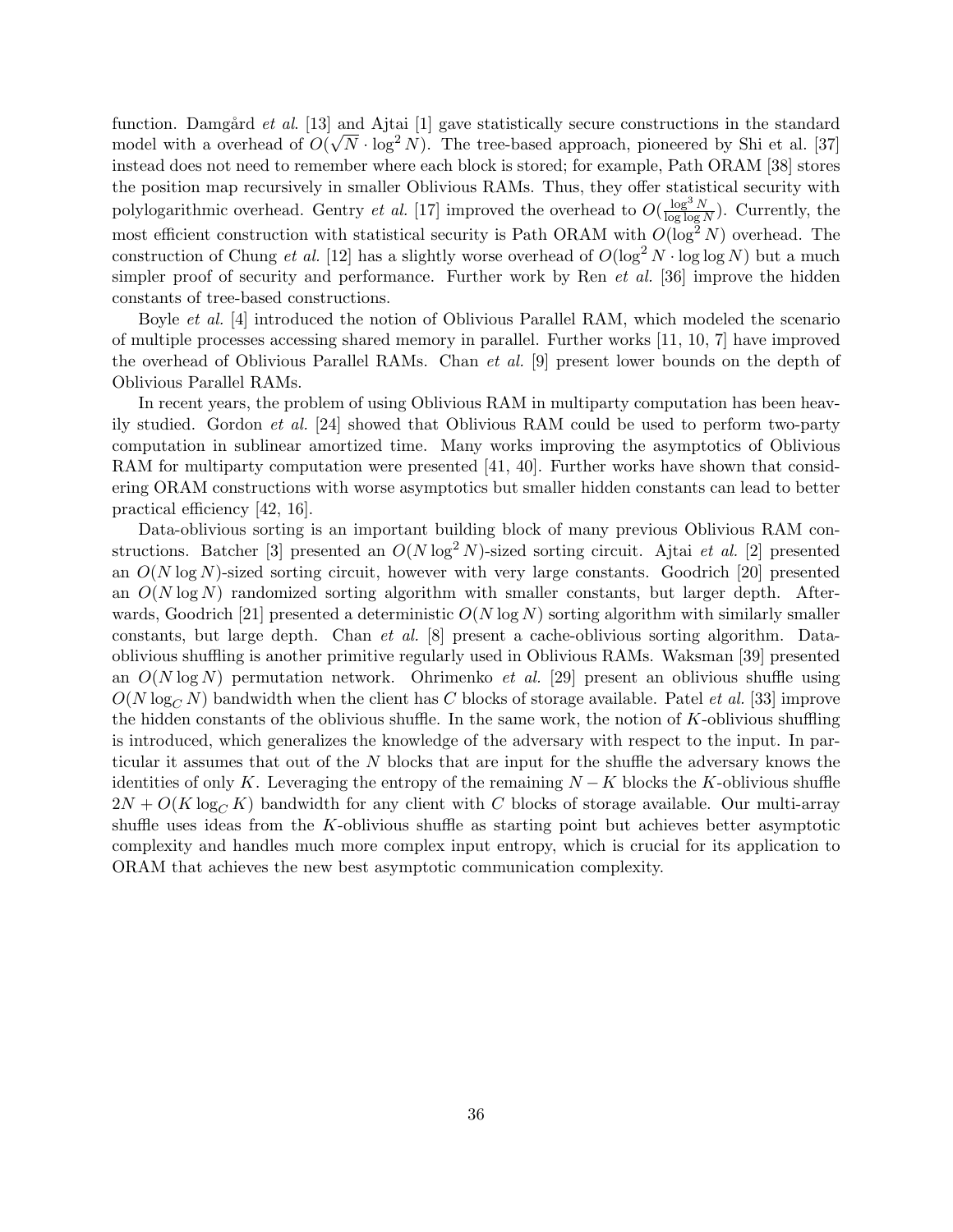function. Damgård *et al.* [13] and Ajtai [1] gave statistically secure constructions in the standard model with a overhead of $O(\sqrt{N} \cdot \log^2 N)$. The tree-based approach, pioneered by Shi et al. [37] instead does not need to remember where each block is stored; for example, Path ORAM [38] stores the position map recursively in smaller Oblivious RAMs. Thus, they offer statistical security with polylogarithmic overhead. Gentry *et al.* [17] improved the overhead to $O(\frac{\log^3 N}{\log \log N})$. Currently, the most efficient construction with statistical security is Path ORAM with $O(\log^2 N)$ overhead. The construction of Chung *et al.* [12] has a slightly worse overhead of $O(\log^2 N \cdot \log \log N)$ but a much simpler proof of security and performance. Further work by Ren *et al.* [36] improve the hidden constants of tree-based constructions.

Boyle *et al.* [4] introduced the notion of Oblivious Parallel RAM, which modeled the scenario of multiple processes accessing shared memory in parallel. Further works [11, 10, 7] have improved the overhead of Oblivious Parallel RAMs. Chan *et al.* [9] present lower bounds on the depth of Oblivious Parallel RAMs.

In recent years, the problem of using Oblivious RAM in multiparty computation has been heavily studied. Gordon *et al.* [24] showed that Oblivious RAM could be used to perform two-party computation in sublinear amortized time. Many works improving the asymptotics of Oblivious RAM for multiparty computation were presented [41, 40]. Further works have shown that considering ORAM constructions with worse asymptotics but smaller hidden constants can lead to better practical efficiency [42, 16].

Data-oblivious sorting is an important building block of many previous Oblivious RAM constructions. Batcher [3] presented an $O(N \log^2 N)$-sized sorting circuit. Ajtai *et al.* [2] presented an $O(N \log N)$-sized sorting circuit, however with very large constants. Goodrich [20] presented an $O(N \log N)$ randomized sorting algorithm with smaller constants, but larger depth. Afterwards, Goodrich [21] presented a deterministic $O(N \log N)$ sorting algorithm with similarly smaller constants, but large depth. Chan *et al.* [8] present a cache-oblivious sorting algorithm. Data-oblivious shuffling is another primitive regularly used in Oblivious RAMs. Waksman [39] presented an $O(N \log N)$ permutation network. Ohrimenko *et al.* [29] present an oblivious shuffle using $O(N \log_C N)$ bandwidth when the client has $C$ blocks of storage available. Patel *et al.* [33] improve the hidden constants of the oblivious shuffle. In the same work, the notion of $K$-oblivious shuffling is introduced, which generalizes the knowledge of the adversary with respect to the input. In particular it assumes that out of the $N$ blocks that are input for the shuffle the adversary knows the identities of only $K$. Leveraging the entropy of the remaining $N - K$ blocks the $K$-oblivious shuffle $2N + O(K \log_C K)$ bandwidth for any client with $C$ blocks of storage available. Our multi-array shuffle uses ideas from the $K$-oblivious shuffle as starting point but achieves better asymptotic complexity and handles much more complex input entropy, which is crucial for its application to ORAM that achieves the new best asymptotic communication complexity.